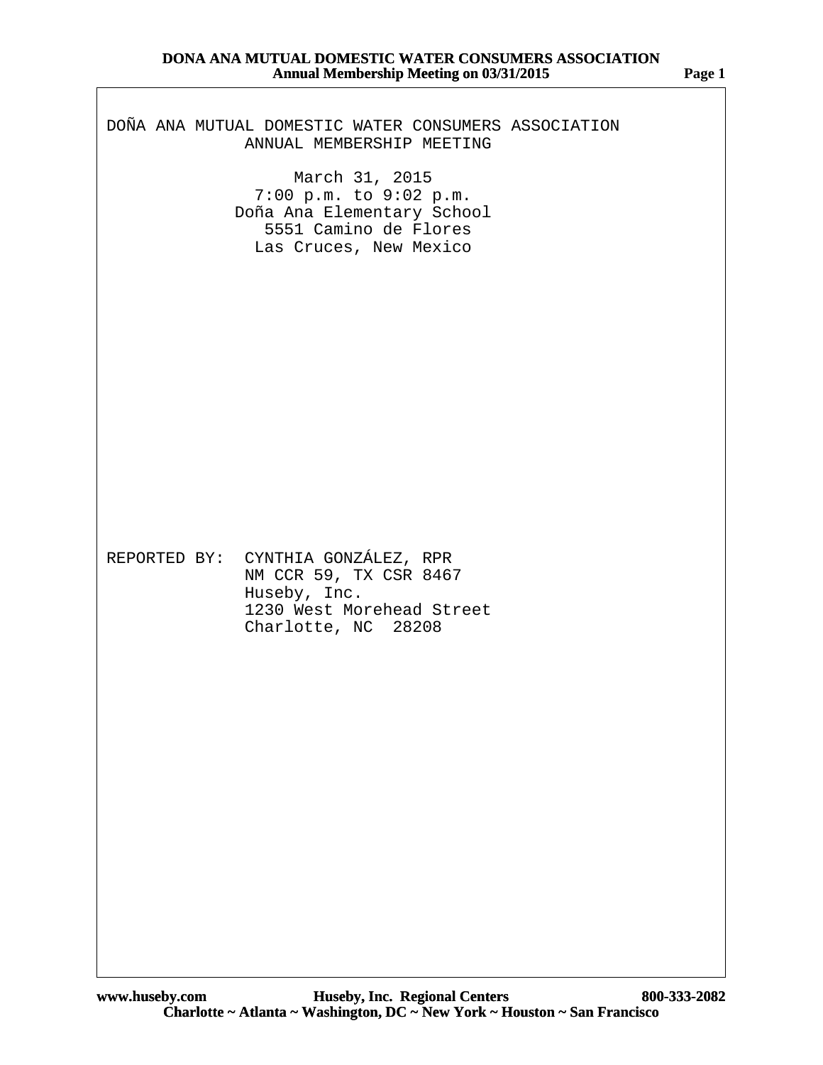DOÑA ANA MUTUAL DOMESTIC WATER CONSUMERS ASSOCIATION
ANNUAL MEMBERSHIP MEETING

March 31, 2015
7:00 p.m. to 9:02 p.m.
Doña Ana Elementary School
5551 Camino de Flores
Las Cruces, New Mexico

REPORTED BY: CYNTHIA GONZÁLEZ, RPR
NM CCR 59, TX CSR 8467
Huseby, Inc.
1230 West Morehead Street
Charlotte, NC 28208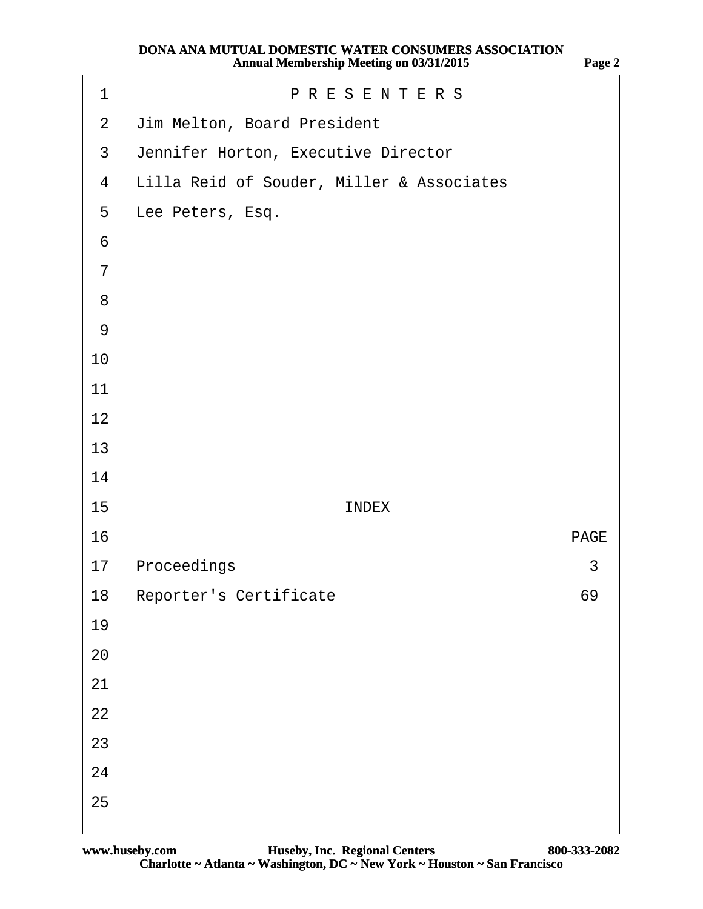## P R E S E N T E R S

Jim Melton, Board President

Jennifer Horton, Executive Director

Lilla Reid of Souder, Miller & Associates

Lee Peters, Esq.

## INDEX

| | PAGE |
|---|---|
| Proceedings | 3 |
| Reporter's Certificate | 69 |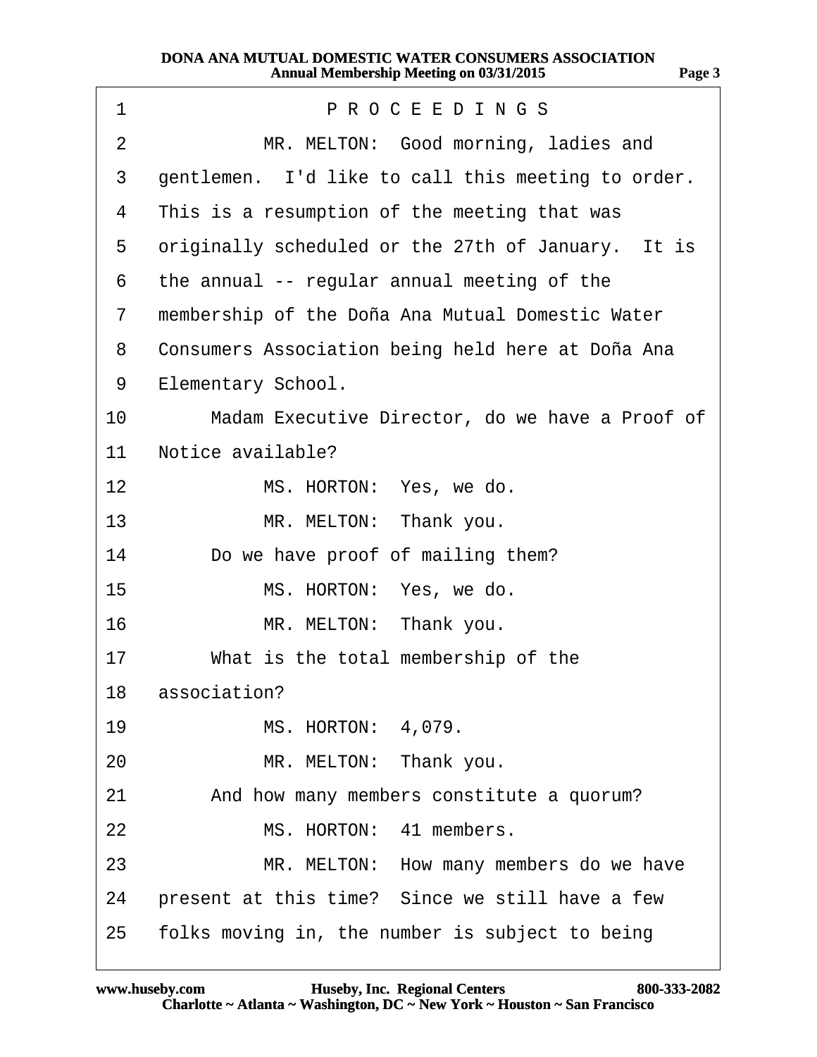P R O C E E D I N G S

MR. MELTON: Good morning, ladies and gentlemen. I'd like to call this meeting to order. This is a resumption of the meeting that was originally scheduled or the 27th of January. It is the annual -- regular annual meeting of the membership of the Doña Ana Mutual Domestic Water Consumers Association being held here at Doña Ana Elementary School.

Madam Executive Director, do we have a Proof of Notice available?

MS. HORTON: Yes, we do.

MR. MELTON: Thank you.

Do we have proof of mailing them?

MS. HORTON: Yes, we do.

MR. MELTON: Thank you.

What is the total membership of the association?

MS. HORTON: 4,079.

MR. MELTON: Thank you.

And how many members constitute a quorum?

MS. HORTON: 41 members.

MR. MELTON: How many members do we have present at this time? Since we still have a few folks moving in, the number is subject to being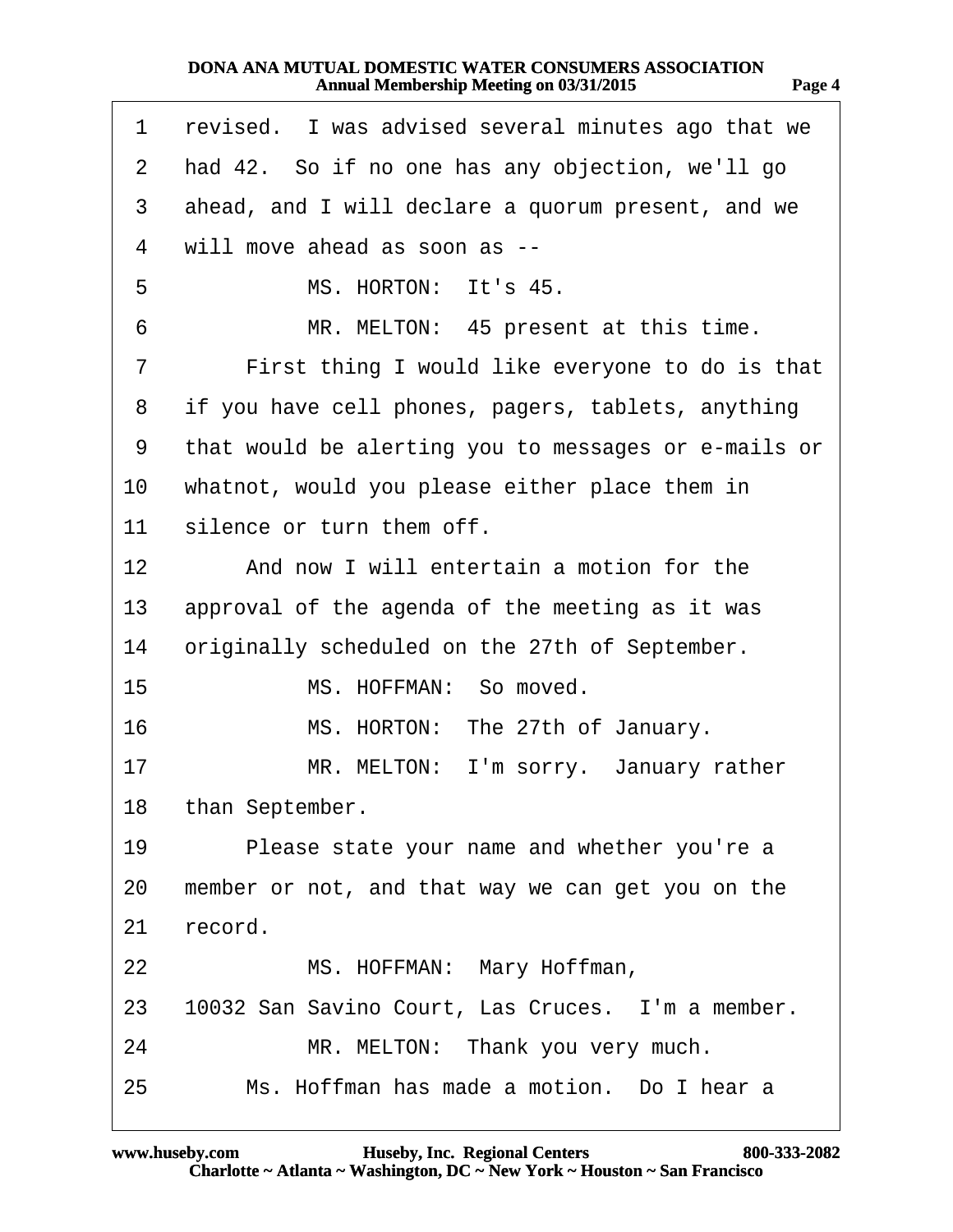1 revised. I was advised several minutes ago that we
2 had 42. So if no one has any objection, we'll go
3 ahead, and I will declare a quorum present, and we
4 will move ahead as soon as --
5 MS. HORTON: It's 45.
6 MR. MELTON: 45 present at this time.
7 First thing I would like everyone to do is that
8 if you have cell phones, pagers, tablets, anything
9 that would be alerting you to messages or e-mails or
10 whatnot, would you please either place them in
11 silence or turn them off.
12 And now I will entertain a motion for the
13 approval of the agenda of the meeting as it was
14 originally scheduled on the 27th of September.
15 MS. HOFFMAN: So moved.
16 MS. HORTON: The 27th of January.
17 MR. MELTON: I'm sorry. January rather
18 than September.
19 Please state your name and whether you're a
20 member or not, and that way we can get you on the
21 record.
22 MS. HOFFMAN: Mary Hoffman,
23 10032 San Savino Court, Las Cruces. I'm a member.
24 MR. MELTON: Thank you very much.
25 Ms. Hoffman has made a motion. Do I hear a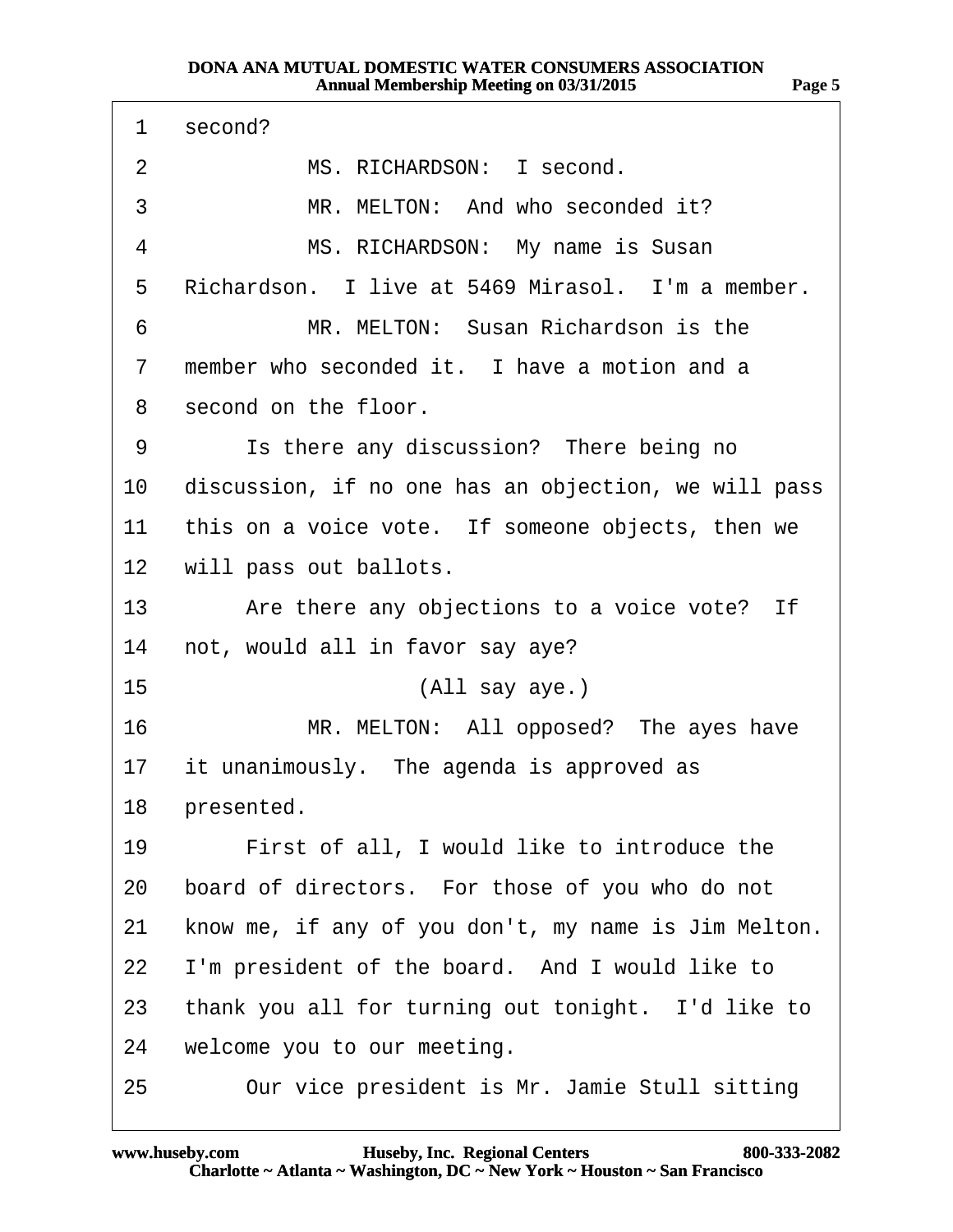1 second?

2 MS. RICHARDSON: I second.

3 MR. MELTON: And who seconded it?

4 MS. RICHARDSON: My name is Susan

5 Richardson. I live at 5469 Mirasol. I'm a member.

6 MR. MELTON: Susan Richardson is the

7 member who seconded it. I have a motion and a

8 second on the floor.

9 Is there any discussion? There being no

10 discussion, if no one has an objection, we will pass

11 this on a voice vote. If someone objects, then we

12 will pass out ballots.

13 Are there any objections to a voice vote? If

14 not, would all in favor say aye?

15 (All say aye.)

16 MR. MELTON: All opposed? The ayes have

17 it unanimously. The agenda is approved as

18 presented.

19 First of all, I would like to introduce the

20 board of directors. For those of you who do not

21 know me, if any of you don't, my name is Jim Melton.

22 I'm president of the board. And I would like to

23 thank you all for turning out tonight. I'd like to

24 welcome you to our meeting.

25 Our vice president is Mr. Jamie Stull sitting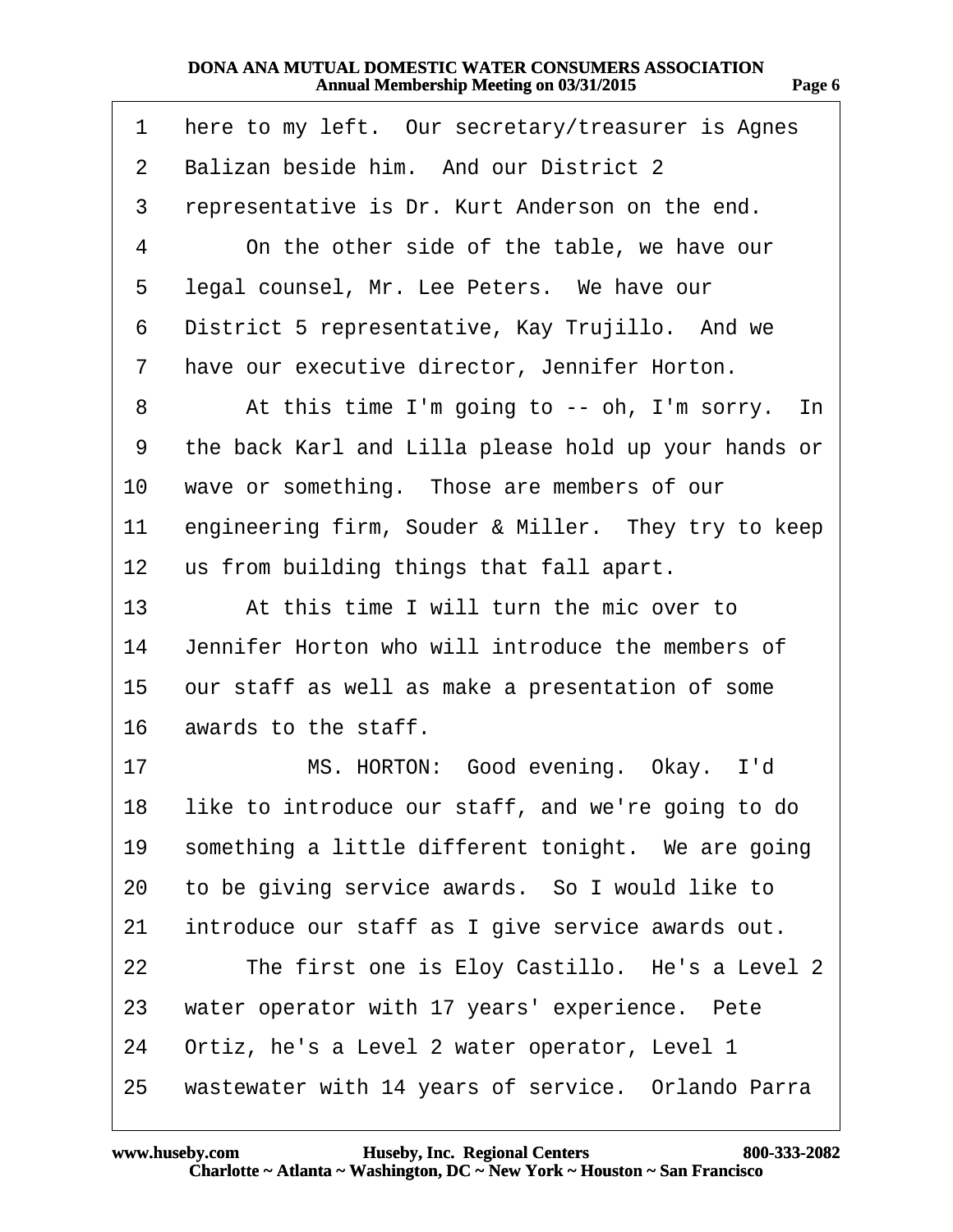1 here to my left. Our secretary/treasurer is Agnes
2 Balizan beside him. And our District 2
3 representative is Dr. Kurt Anderson on the end.
4 On the other side of the table, we have our
5 legal counsel, Mr. Lee Peters. We have our
6 District 5 representative, Kay Trujillo. And we
7 have our executive director, Jennifer Horton.
8 At this time I'm going to -- oh, I'm sorry. In
9 the back Karl and Lilla please hold up your hands or
10 wave or something. Those are members of our
11 engineering firm, Souder & Miller. They try to keep
12 us from building things that fall apart.
13 At this time I will turn the mic over to
14 Jennifer Horton who will introduce the members of
15 our staff as well as make a presentation of some
16 awards to the staff.
17 MS. HORTON: Good evening. Okay. I'd
18 like to introduce our staff, and we're going to do
19 something a little different tonight. We are going
20 to be giving service awards. So I would like to
21 introduce our staff as I give service awards out.
22 The first one is Eloy Castillo. He's a Level 2
23 water operator with 17 years' experience. Pete
24 Ortiz, he's a Level 2 water operator, Level 1
25 wastewater with 14 years of service. Orlando Parra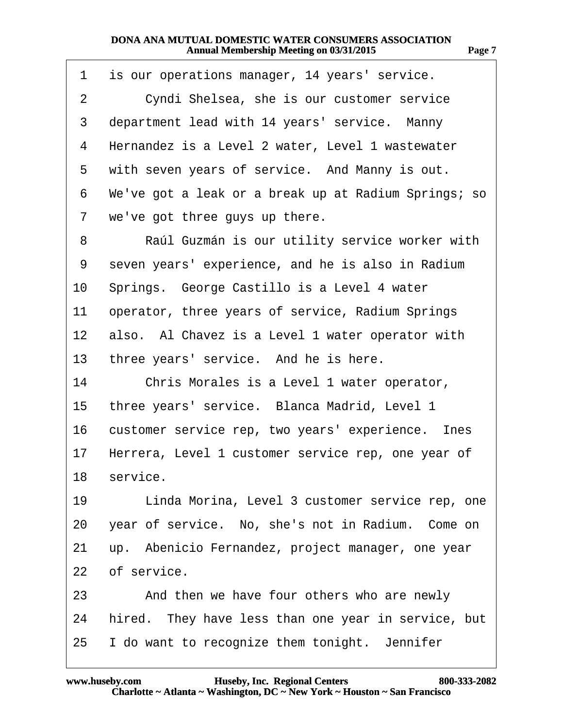1 is our operations manager, 14 years' service.

2 Cyndi Shelsea, she is our customer service

3 department lead with 14 years' service. Manny

4 Hernandez is a Level 2 water, Level 1 wastewater

5 with seven years of service. And Manny is out.

6 We've got a leak or a break up at Radium Springs; so

7 we've got three guys up there.

8 Raúl Guzmán is our utility service worker with

9 seven years' experience, and he is also in Radium

10 Springs. George Castillo is a Level 4 water

11 operator, three years of service, Radium Springs

12 also. Al Chavez is a Level 1 water operator with

13 three years' service. And he is here.

14 Chris Morales is a Level 1 water operator,

15 three years' service. Blanca Madrid, Level 1

16 customer service rep, two years' experience. Ines

17 Herrera, Level 1 customer service rep, one year of

18 service.

19 Linda Morina, Level 3 customer service rep, one

20 year of service. No, she's not in Radium. Come on

21 up. Abenicio Fernandez, project manager, one year

22 of service.

23 And then we have four others who are newly

24 hired. They have less than one year in service, but

25 I do want to recognize them tonight. Jennifer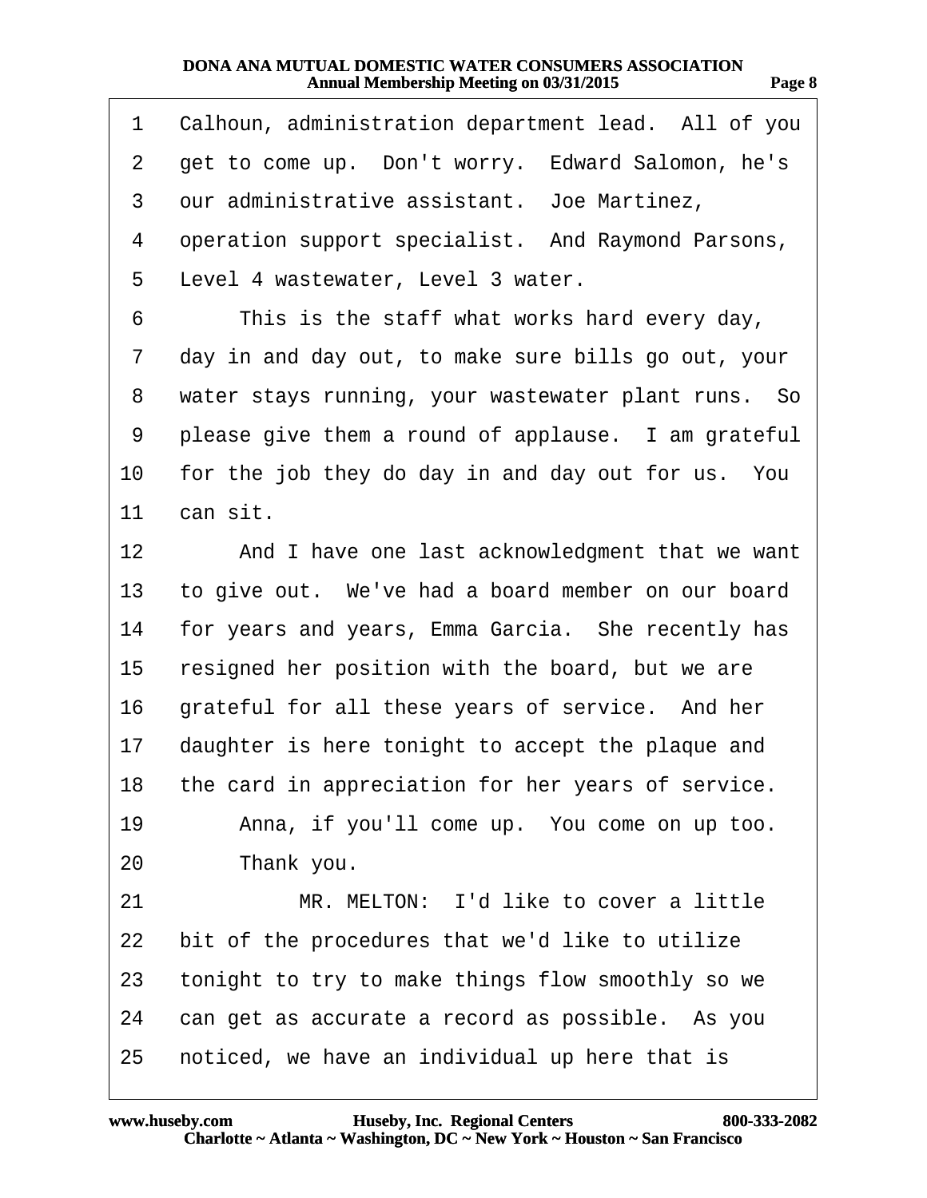1 Calhoun, administration department lead. All of you
2 get to come up. Don't worry. Edward Salomon, he's
3 our administrative assistant. Joe Martinez,
4 operation support specialist. And Raymond Parsons,
5 Level 4 wastewater, Level 3 water.
6 This is the staff what works hard every day,
7 day in and day out, to make sure bills go out, your
8 water stays running, your wastewater plant runs. So
9 please give them a round of applause. I am grateful
10 for the job they do day in and day out for us. You
11 can sit.
12 And I have one last acknowledgment that we want
13 to give out. We've had a board member on our board
14 for years and years, Emma Garcia. She recently has
15 resigned her position with the board, but we are
16 grateful for all these years of service. And her
17 daughter is here tonight to accept the plaque and
18 the card in appreciation for her years of service.
19 Anna, if you'll come up. You come on up too.
20 Thank you.
21 MR. MELTON: I'd like to cover a little
22 bit of the procedures that we'd like to utilize
23 tonight to try to make things flow smoothly so we
24 can get as accurate a record as possible. As you
25 noticed, we have an individual up here that is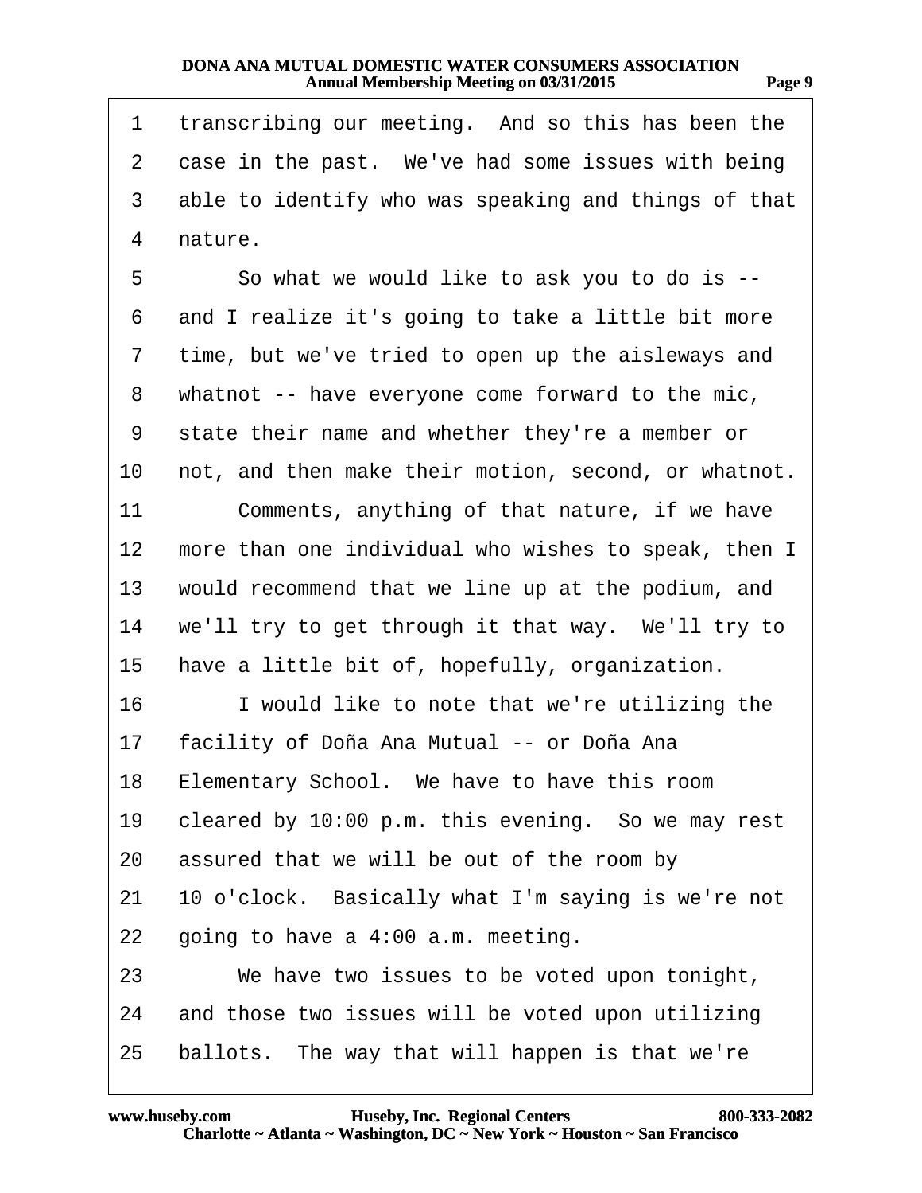1 transcribing our meeting. And so this has been the
2 case in the past. We've had some issues with being
3 able to identify who was speaking and things of that
4 nature.
5 So what we would like to ask you to do is --
6 and I realize it's going to take a little bit more
7 time, but we've tried to open up the aisleways and
8 whatnot -- have everyone come forward to the mic,
9 state their name and whether they're a member or
10 not, and then make their motion, second, or whatnot.
11 Comments, anything of that nature, if we have
12 more than one individual who wishes to speak, then I
13 would recommend that we line up at the podium, and
14 we'll try to get through it that way. We'll try to
15 have a little bit of, hopefully, organization.
16 I would like to note that we're utilizing the
17 facility of Doña Ana Mutual -- or Doña Ana
18 Elementary School. We have to have this room
19 cleared by 10:00 p.m. this evening. So we may rest
20 assured that we will be out of the room by
21 10 o'clock. Basically what I'm saying is we're not
22 going to have a 4:00 a.m. meeting.
23 We have two issues to be voted upon tonight,
24 and those two issues will be voted upon utilizing
25 ballots. The way that will happen is that we're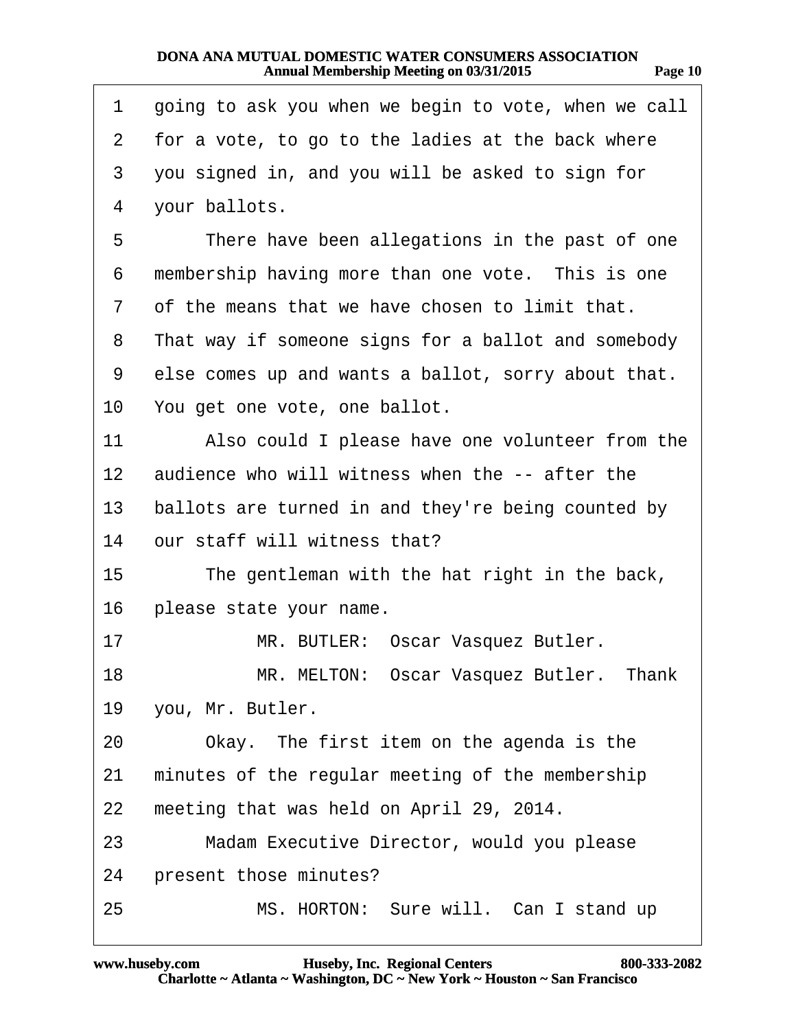1 going to ask you when we begin to vote, when we call
2 for a vote, to go to the ladies at the back where
3 you signed in, and you will be asked to sign for
4 your ballots.
5 There have been allegations in the past of one
6 membership having more than one vote. This is one
7 of the means that we have chosen to limit that.
8 That way if someone signs for a ballot and somebody
9 else comes up and wants a ballot, sorry about that.
10 You get one vote, one ballot.
11 Also could I please have one volunteer from the
12 audience who will witness when the -- after the
13 ballots are turned in and they're being counted by
14 our staff will witness that?
15 The gentleman with the hat right in the back,
16 please state your name.
17 MR. BUTLER: Oscar Vasquez Butler.
18 MR. MELTON: Oscar Vasquez Butler. Thank
19 you, Mr. Butler.
20 Okay. The first item on the agenda is the
21 minutes of the regular meeting of the membership
22 meeting that was held on April 29, 2014.
23 Madam Executive Director, would you please
24 present those minutes?
25 MS. HORTON: Sure will. Can I stand up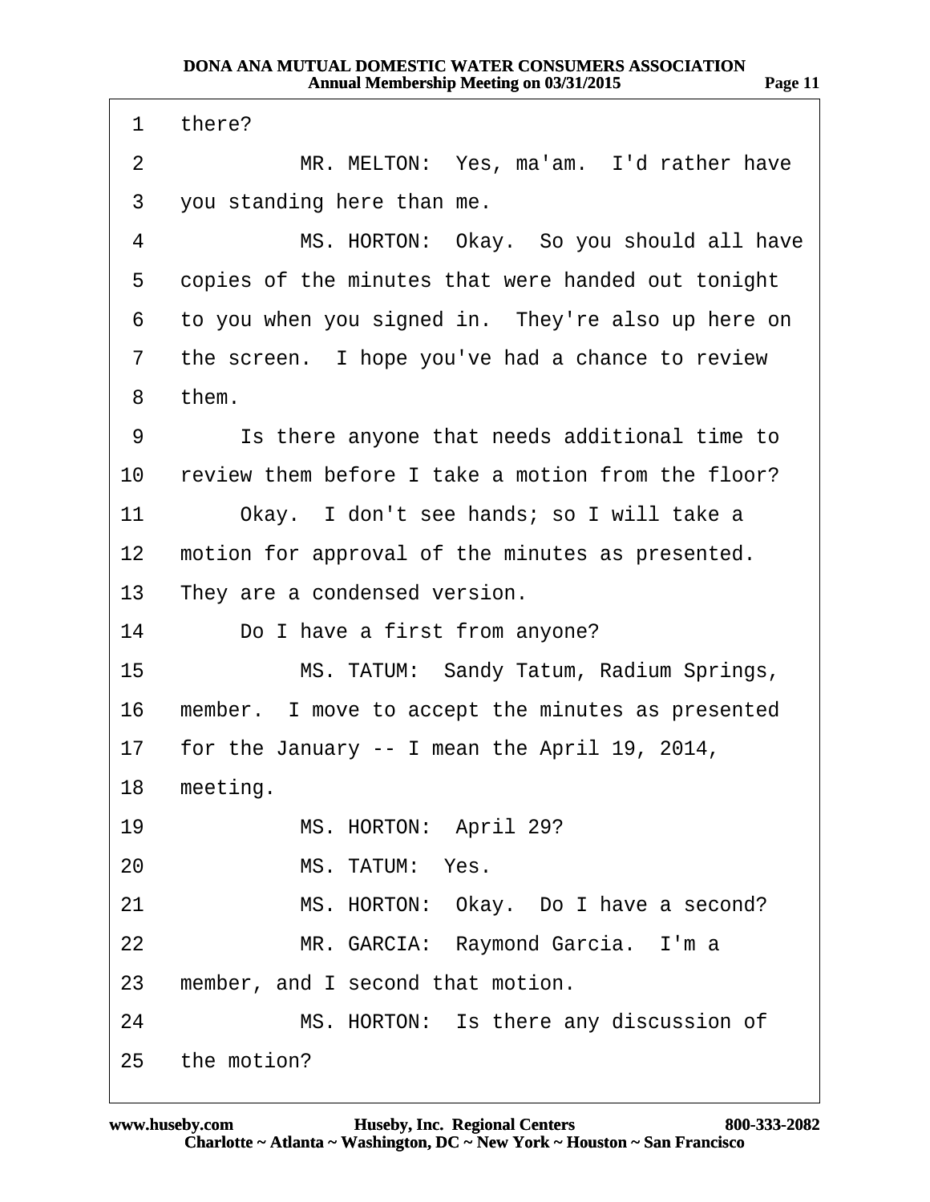1 there?

2 MR. MELTON: Yes, ma'am. I'd rather have

3 you standing here than me.

4 MS. HORTON: Okay. So you should all have

5 copies of the minutes that were handed out tonight

6 to you when you signed in. They're also up here on

7 the screen. I hope you've had a chance to review

8 them.

9 Is there anyone that needs additional time to

10 review them before I take a motion from the floor?

11 Okay. I don't see hands; so I will take a

12 motion for approval of the minutes as presented.

13 They are a condensed version.

14 Do I have a first from anyone?

15 MS. TATUM: Sandy Tatum, Radium Springs,

16 member. I move to accept the minutes as presented

17 for the January -- I mean the April 19, 2014,

18 meeting.

19 MS. HORTON: April 29?

20 MS. TATUM: Yes.

21 MS. HORTON: Okay. Do I have a second?

22 MR. GARCIA: Raymond Garcia. I'm a

23 member, and I second that motion.

24 MS. HORTON: Is there any discussion of

25 the motion?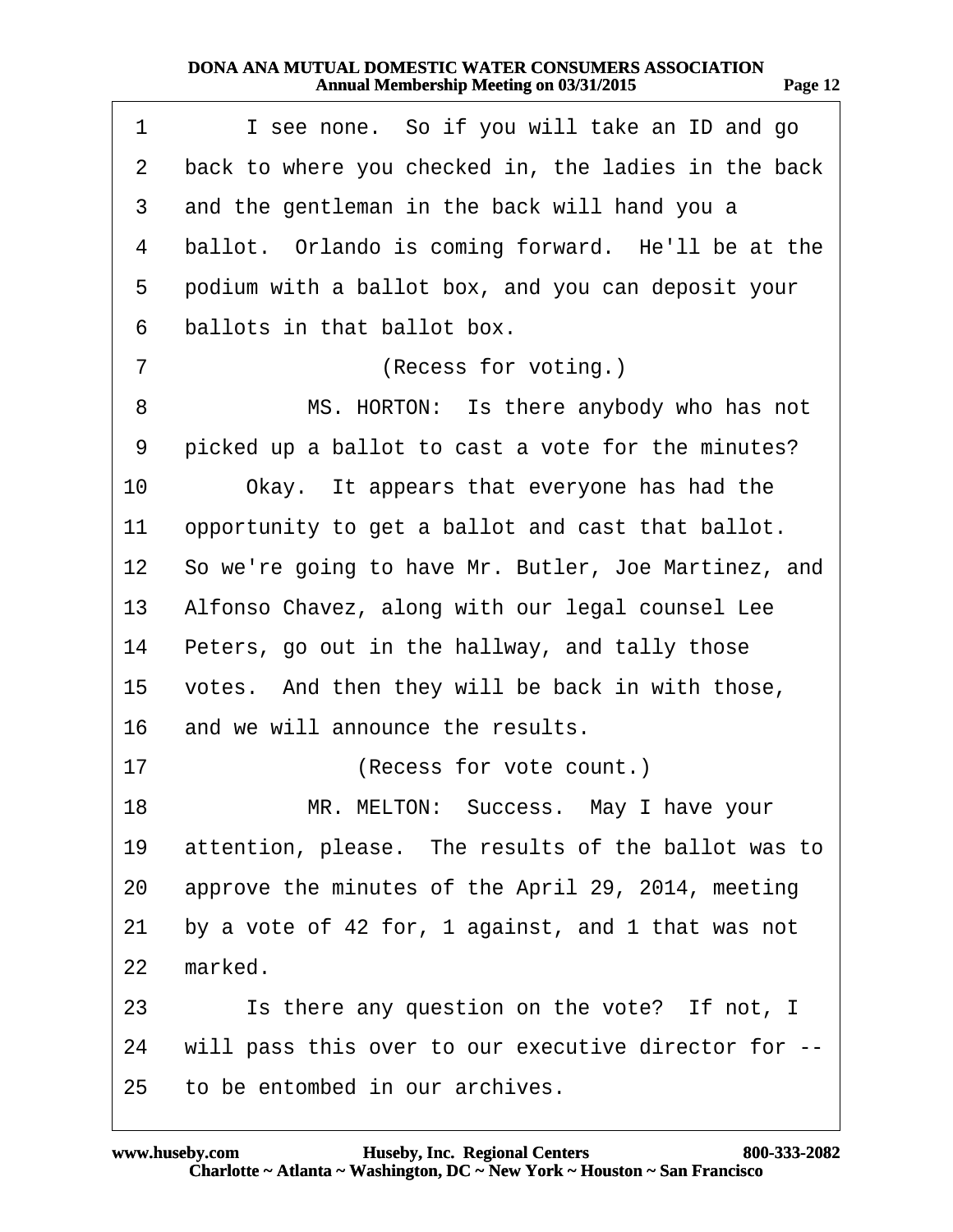1 I see none. So if you will take an ID and go
2 back to where you checked in, the ladies in the back
3 and the gentleman in the back will hand you a
4 ballot. Orlando is coming forward. He'll be at the
5 podium with a ballot box, and you can deposit your
6 ballots in that ballot box.
7 (Recess for voting.)
8 MS. HORTON: Is there anybody who has not
9 picked up a ballot to cast a vote for the minutes?
10 Okay. It appears that everyone has had the
11 opportunity to get a ballot and cast that ballot.
12 So we're going to have Mr. Butler, Joe Martinez, and
13 Alfonso Chavez, along with our legal counsel Lee
14 Peters, go out in the hallway, and tally those
15 votes. And then they will be back in with those,
16 and we will announce the results.
17 (Recess for vote count.)
18 MR. MELTON: Success. May I have your
19 attention, please. The results of the ballot was to
20 approve the minutes of the April 29, 2014, meeting
21 by a vote of 42 for, 1 against, and 1 that was not
22 marked.
23 Is there any question on the vote? If not, I
24 will pass this over to our executive director for --
25 to be entombed in our archives.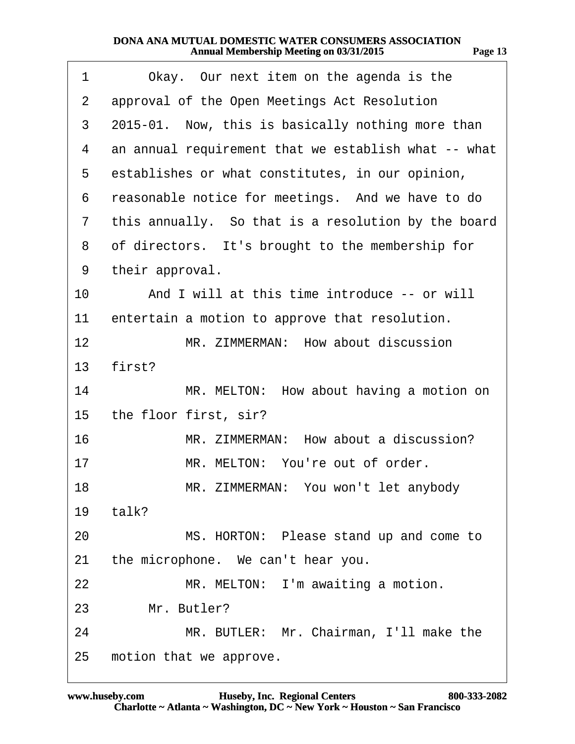1 Okay. Our next item on the agenda is the
2 approval of the Open Meetings Act Resolution
3 2015-01. Now, this is basically nothing more than
4 an annual requirement that we establish what -- what
5 establishes or what constitutes, in our opinion,
6 reasonable notice for meetings. And we have to do
7 this annually. So that is a resolution by the board
8 of directors. It's brought to the membership for
9 their approval.
10 And I will at this time introduce -- or will
11 entertain a motion to approve that resolution.
12 MR. ZIMMERMAN: How about discussion
13 first?
14 MR. MELTON: How about having a motion on
15 the floor first, sir?
16 MR. ZIMMERMAN: How about a discussion?
17 MR. MELTON: You're out of order.
18 MR. ZIMMERMAN: You won't let anybody
19 talk?
20 MS. HORTON: Please stand up and come to
21 the microphone. We can't hear you.
22 MR. MELTON: I'm awaiting a motion.
23 Mr. Butler?
24 MR. BUTLER: Mr. Chairman, I'll make the
25 motion that we approve.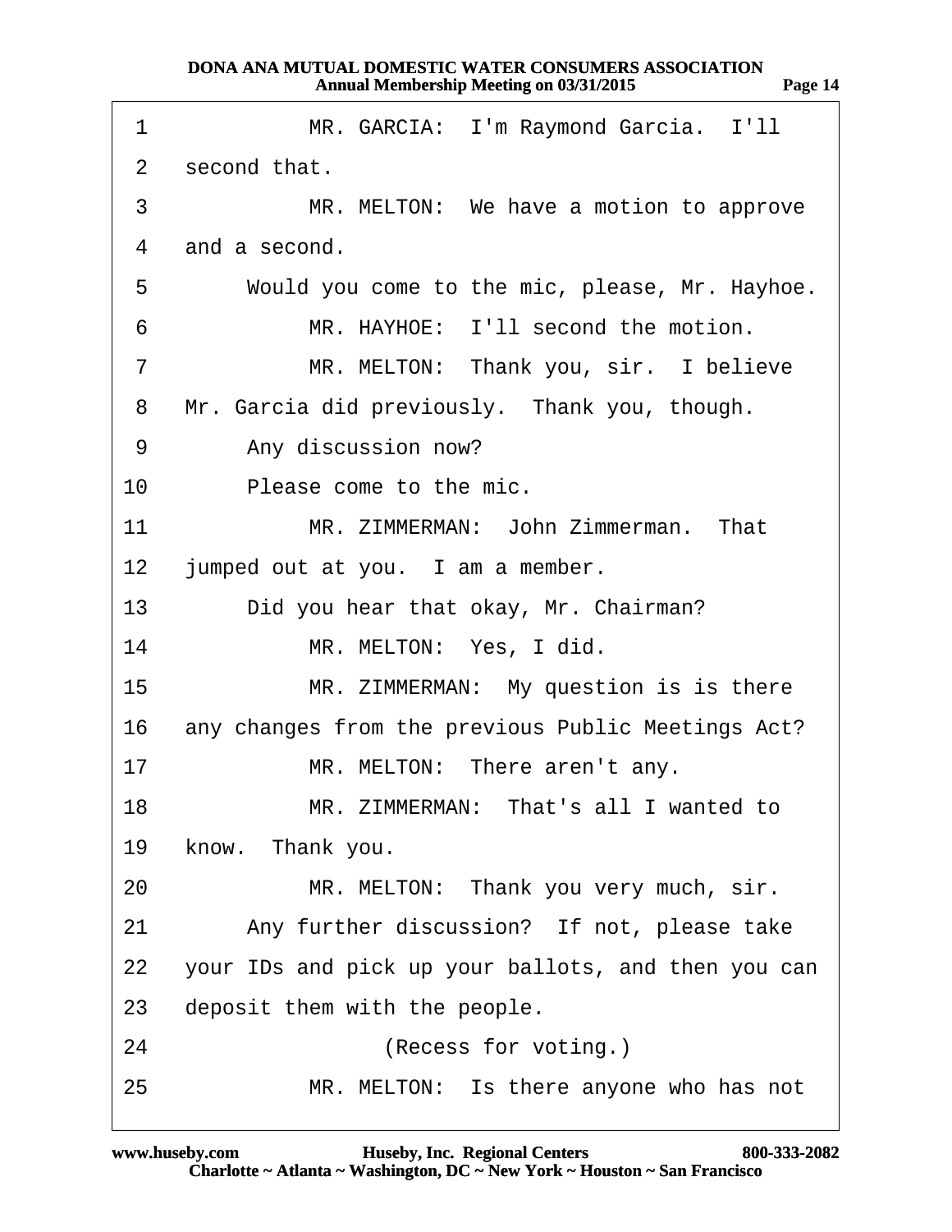1 MR. GARCIA: I'm Raymond Garcia. I'll
2 second that.
3 MR. MELTON: We have a motion to approve
4 and a second.
5 Would you come to the mic, please, Mr. Hayhoe.
6 MR. HAYHOE: I'll second the motion.
7 MR. MELTON: Thank you, sir. I believe
8 Mr. Garcia did previously. Thank you, though.
9 Any discussion now?
10 Please come to the mic.
11 MR. ZIMMERMAN: John Zimmerman. That
12 jumped out at you. I am a member.
13 Did you hear that okay, Mr. Chairman?
14 MR. MELTON: Yes, I did.
15 MR. ZIMMERMAN: My question is is there
16 any changes from the previous Public Meetings Act?
17 MR. MELTON: There aren't any.
18 MR. ZIMMERMAN: That's all I wanted to
19 know. Thank you.
20 MR. MELTON: Thank you very much, sir.
21 Any further discussion? If not, please take
22 your IDs and pick up your ballots, and then you can
23 deposit them with the people.
24 (Recess for voting.)
25 MR. MELTON: Is there anyone who has not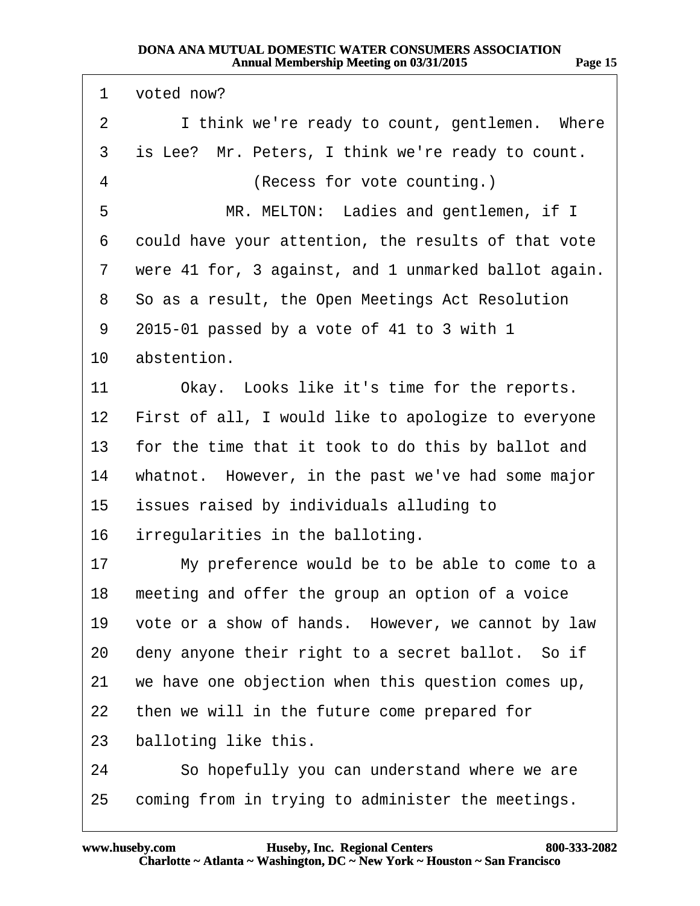voted now?

I think we're ready to count, gentlemen. Where is Lee? Mr. Peters, I think we're ready to count.

(Recess for vote counting.)

MR. MELTON: Ladies and gentlemen, if I could have your attention, the results of that vote were 41 for, 3 against, and 1 unmarked ballot again. So as a result, the Open Meetings Act Resolution 2015-01 passed by a vote of 41 to 3 with 1 abstention.

Okay. Looks like it's time for the reports. First of all, I would like to apologize to everyone for the time that it took to do this by ballot and whatnot. However, in the past we've had some major issues raised by individuals alluding to irregularities in the balloting.

My preference would be to be able to come to a meeting and offer the group an option of a voice vote or a show of hands. However, we cannot by law deny anyone their right to a secret ballot. So if we have one objection when this question comes up, then we will in the future come prepared for balloting like this.

So hopefully you can understand where we are coming from in trying to administer the meetings.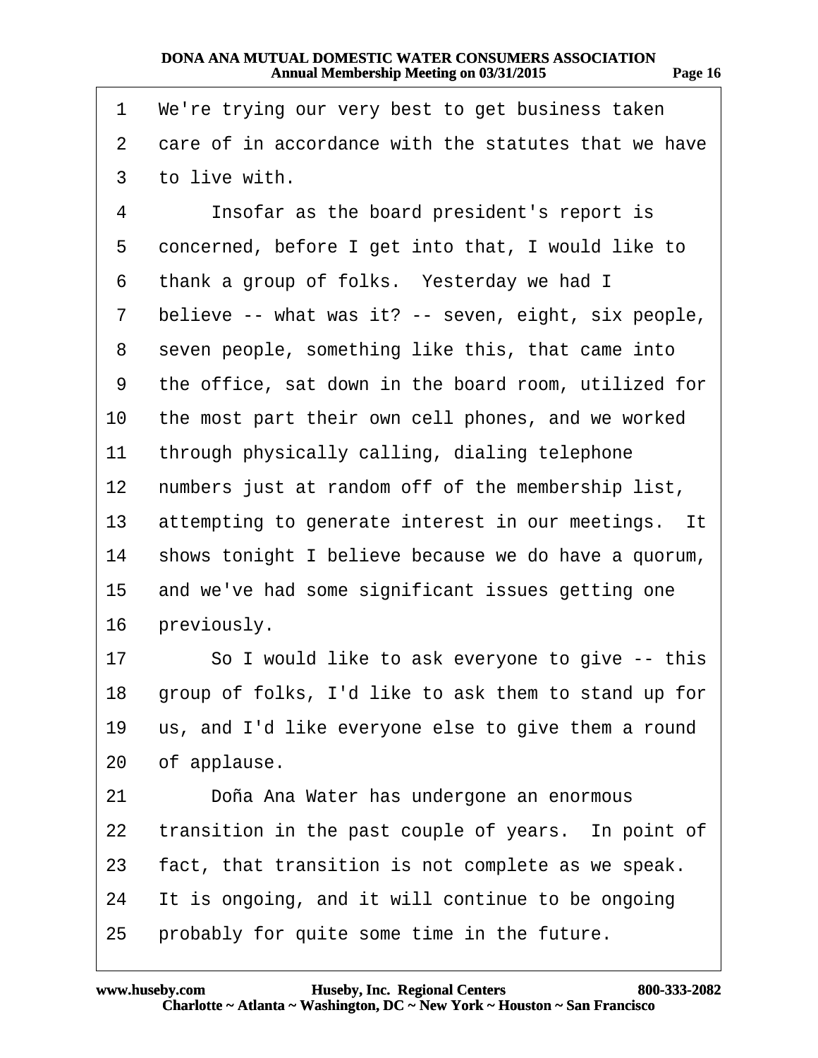1 We're trying our very best to get business taken
2 care of in accordance with the statutes that we have
3 to live with.
4 Insofar as the board president's report is
5 concerned, before I get into that, I would like to
6 thank a group of folks. Yesterday we had I
7 believe -- what was it? -- seven, eight, six people,
8 seven people, something like this, that came into
9 the office, sat down in the board room, utilized for
10 the most part their own cell phones, and we worked
11 through physically calling, dialing telephone
12 numbers just at random off of the membership list,
13 attempting to generate interest in our meetings. It
14 shows tonight I believe because we do have a quorum,
15 and we've had some significant issues getting one
16 previously.
17 So I would like to ask everyone to give -- this
18 group of folks, I'd like to ask them to stand up for
19 us, and I'd like everyone else to give them a round
20 of applause.
21 Doña Ana Water has undergone an enormous
22 transition in the past couple of years. In point of
23 fact, that transition is not complete as we speak.
24 It is ongoing, and it will continue to be ongoing
25 probably for quite some time in the future.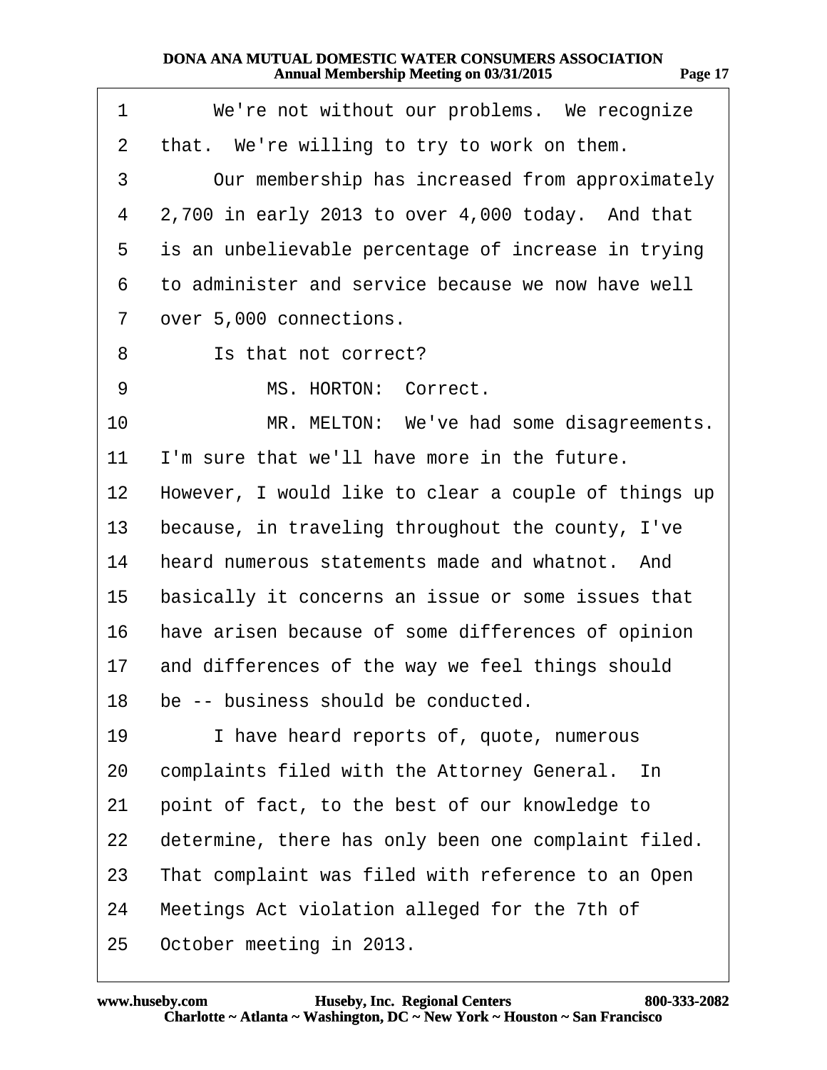1 We're not without our problems. We recognize
2 that. We're willing to try to work on them.
3 Our membership has increased from approximately
4 2,700 in early 2013 to over 4,000 today. And that
5 is an unbelievable percentage of increase in trying
6 to administer and service because we now have well
7 over 5,000 connections.
8 Is that not correct?
9 MS. HORTON: Correct.
10 MR. MELTON: We've had some disagreements.
11 I'm sure that we'll have more in the future.
12 However, I would like to clear a couple of things up
13 because, in traveling throughout the county, I've
14 heard numerous statements made and whatnot. And
15 basically it concerns an issue or some issues that
16 have arisen because of some differences of opinion
17 and differences of the way we feel things should
18 be -- business should be conducted.
19 I have heard reports of, quote, numerous
20 complaints filed with the Attorney General. In
21 point of fact, to the best of our knowledge to
22 determine, there has only been one complaint filed.
23 That complaint was filed with reference to an Open
24 Meetings Act violation alleged for the 7th of
25 October meeting in 2013.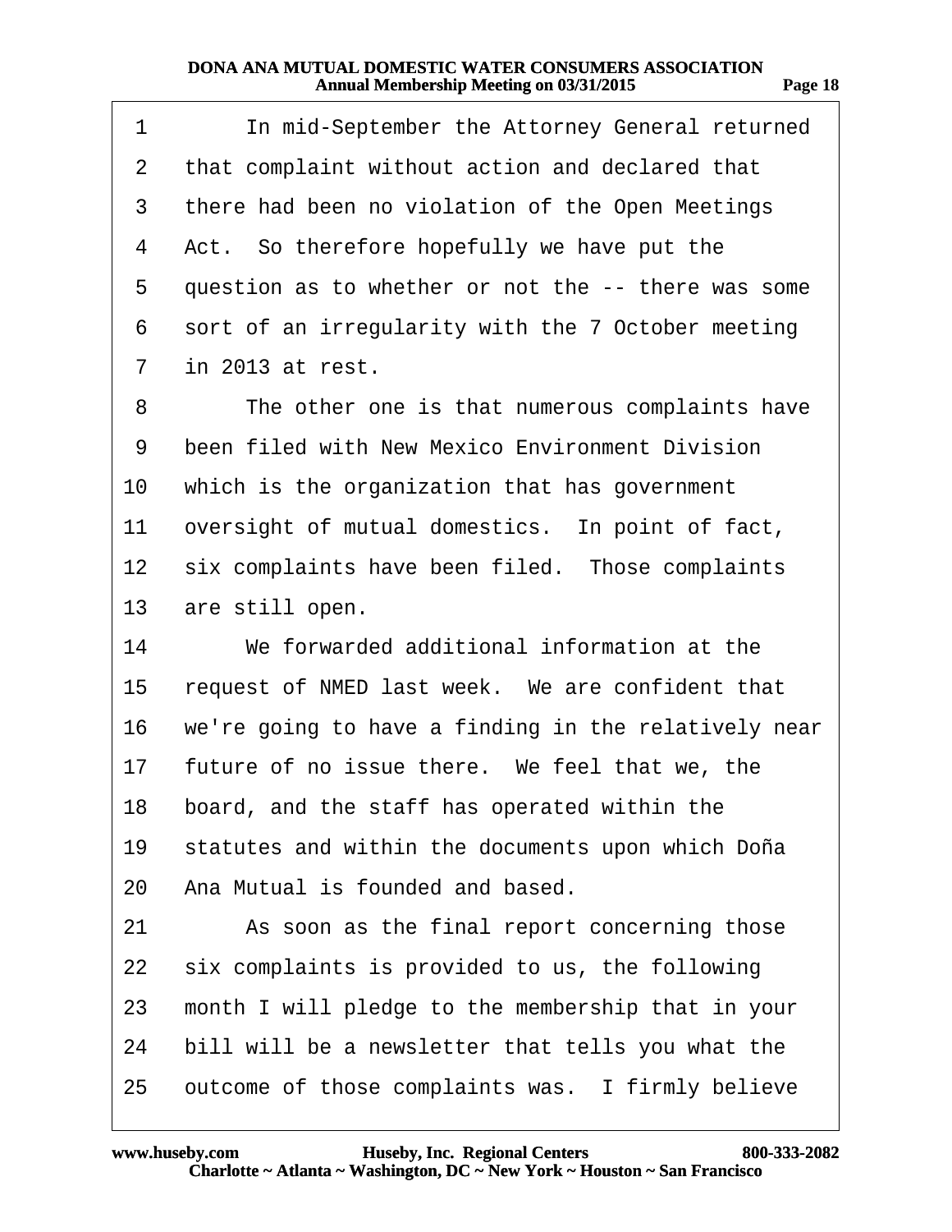1 In mid-September the Attorney General returned
2 that complaint without action and declared that
3 there had been no violation of the Open Meetings
4 Act. So therefore hopefully we have put the
5 question as to whether or not the -- there was some
6 sort of an irregularity with the 7 October meeting
7 in 2013 at rest.
8 The other one is that numerous complaints have
9 been filed with New Mexico Environment Division
10 which is the organization that has government
11 oversight of mutual domestics. In point of fact,
12 six complaints have been filed. Those complaints
13 are still open.
14 We forwarded additional information at the
15 request of NMED last week. We are confident that
16 we're going to have a finding in the relatively near
17 future of no issue there. We feel that we, the
18 board, and the staff has operated within the
19 statutes and within the documents upon which Doña
20 Ana Mutual is founded and based.
21 As soon as the final report concerning those
22 six complaints is provided to us, the following
23 month I will pledge to the membership that in your
24 bill will be a newsletter that tells you what the
25 outcome of those complaints was. I firmly believe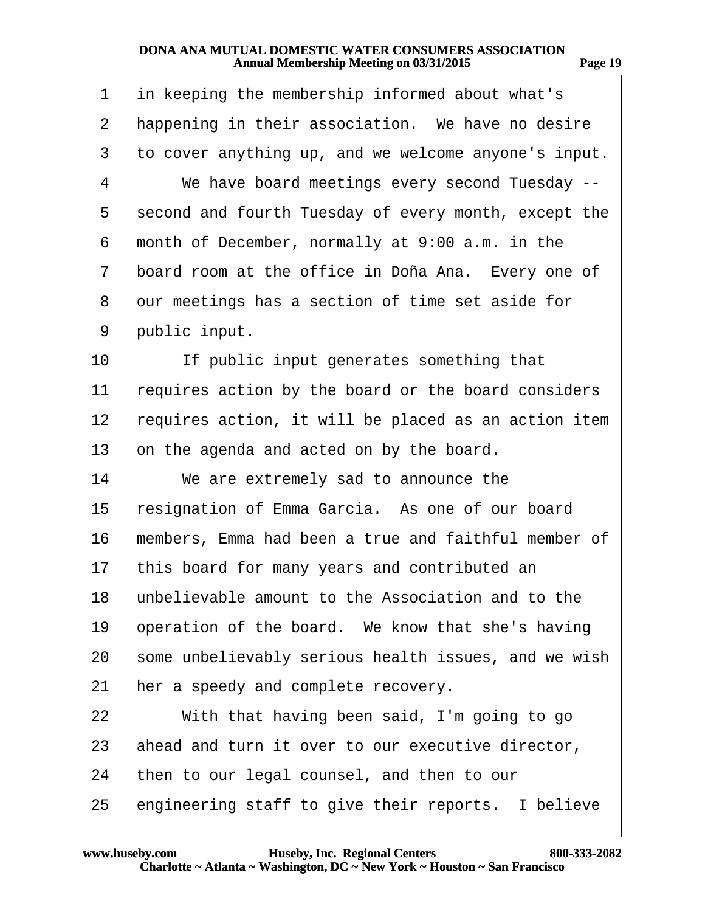in keeping the membership informed about what's happening in their association. We have no desire to cover anything up, and we welcome anyone's input.

We have board meetings every second Tuesday -- second and fourth Tuesday of every month, except the month of December, normally at 9:00 a.m. in the board room at the office in Doña Ana. Every one of our meetings has a section of time set aside for public input.

If public input generates something that requires action by the board or the board considers requires action, it will be placed as an action item on the agenda and acted on by the board.

We are extremely sad to announce the resignation of Emma Garcia. As one of our board members, Emma had been a true and faithful member of this board for many years and contributed an unbelievable amount to the Association and to the operation of the board. We know that she's having some unbelievably serious health issues, and we wish her a speedy and complete recovery.

With that having been said, I'm going to go ahead and turn it over to our executive director, then to our legal counsel, and then to our engineering staff to give their reports. I believe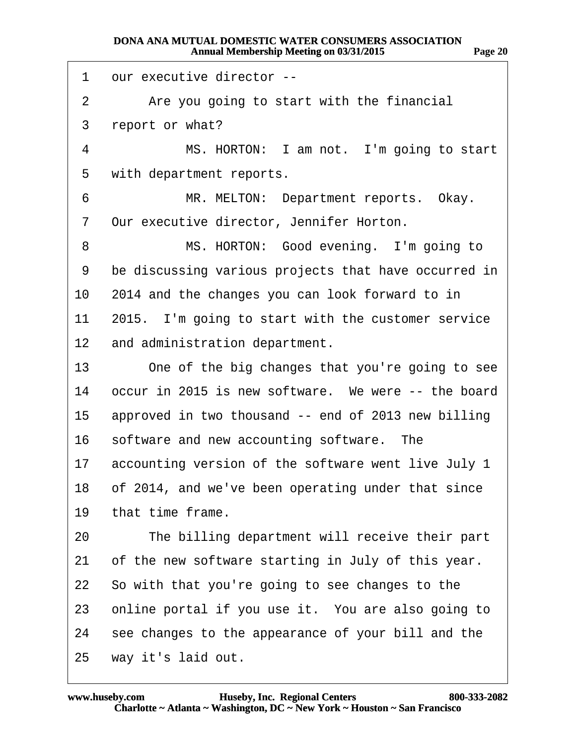1 our executive director --

2 Are you going to start with the financial

3 report or what?

4 MS. HORTON: I am not. I'm going to start

5 with department reports.

6 MR. MELTON: Department reports. Okay.

7 Our executive director, Jennifer Horton.

8 MS. HORTON: Good evening. I'm going to

9 be discussing various projects that have occurred in

10 2014 and the changes you can look forward to in

11 2015. I'm going to start with the customer service

12 and administration department.

13 One of the big changes that you're going to see

14 occur in 2015 is new software. We were -- the board

15 approved in two thousand -- end of 2013 new billing

16 software and new accounting software. The

17 accounting version of the software went live July 1

18 of 2014, and we've been operating under that since

19 that time frame.

20 The billing department will receive their part

21 of the new software starting in July of this year.

22 So with that you're going to see changes to the

23 online portal if you use it. You are also going to

24 see changes to the appearance of your bill and the

25 way it's laid out.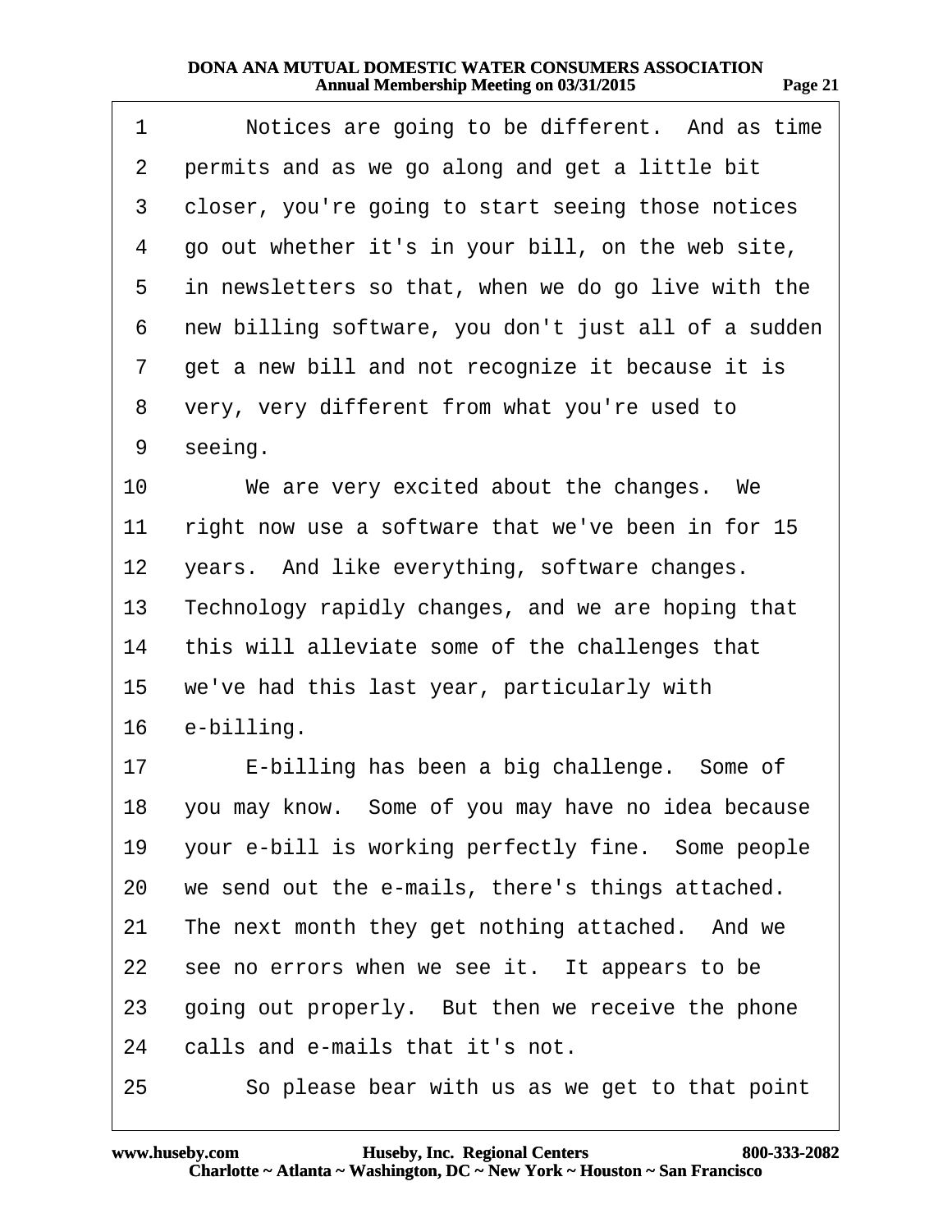1 Notices are going to be different. And as time
2 permits and as we go along and get a little bit
3 closer, you're going to start seeing those notices
4 go out whether it's in your bill, on the web site,
5 in newsletters so that, when we do go live with the
6 new billing software, you don't just all of a sudden
7 get a new bill and not recognize it because it is
8 very, very different from what you're used to
9 seeing.
10 We are very excited about the changes. We
11 right now use a software that we've been in for 15
12 years. And like everything, software changes.
13 Technology rapidly changes, and we are hoping that
14 this will alleviate some of the challenges that
15 we've had this last year, particularly with
16 e-billing.
17 E-billing has been a big challenge. Some of
18 you may know. Some of you may have no idea because
19 your e-bill is working perfectly fine. Some people
20 we send out the e-mails, there's things attached.
21 The next month they get nothing attached. And we
22 see no errors when we see it. It appears to be
23 going out properly. But then we receive the phone
24 calls and e-mails that it's not.
25 So please bear with us as we get to that point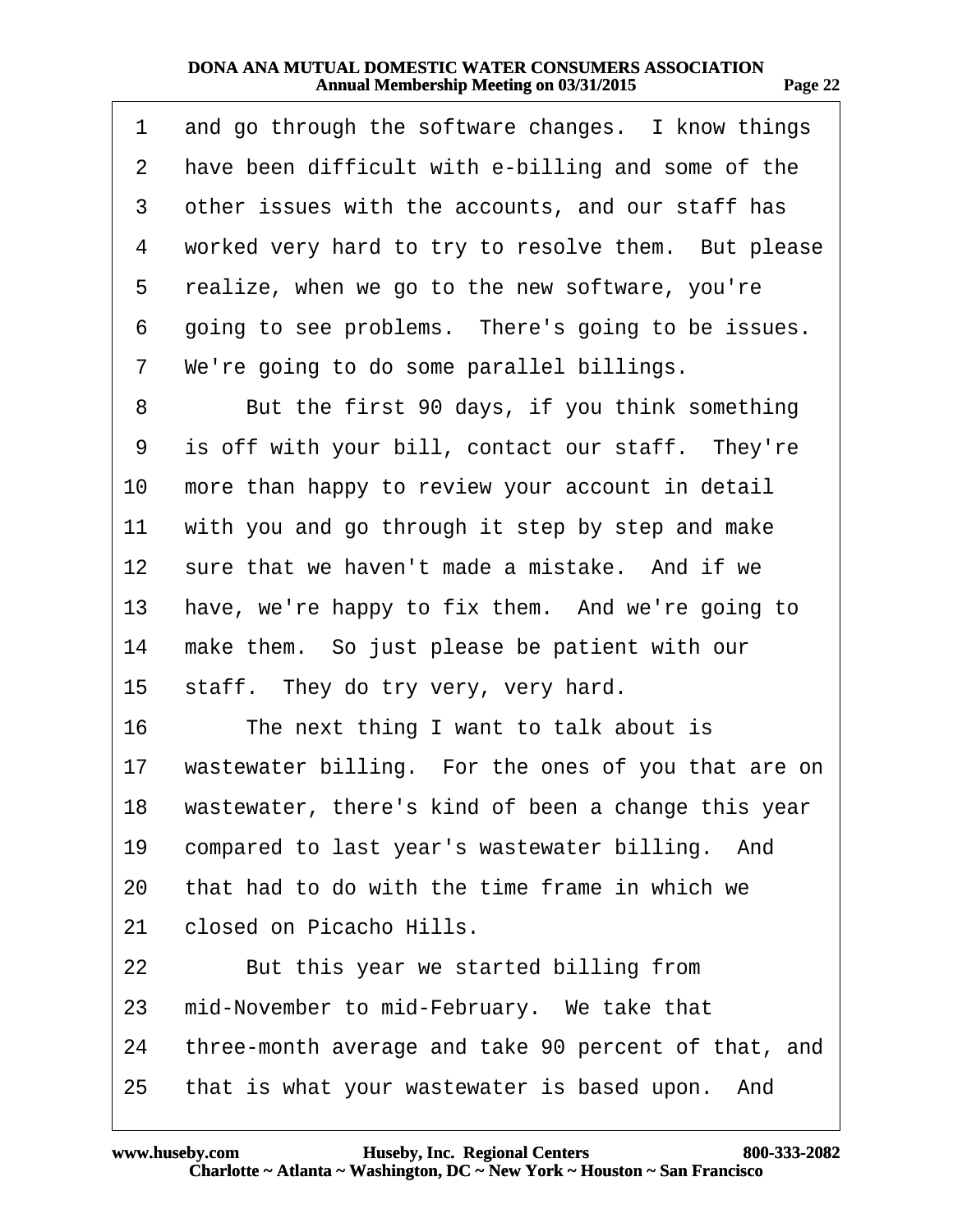1 and go through the software changes. I know things
2 have been difficult with e-billing and some of the
3 other issues with the accounts, and our staff has
4 worked very hard to try to resolve them. But please
5 realize, when we go to the new software, you're
6 going to see problems. There's going to be issues.
7 We're going to do some parallel billings.
8 But the first 90 days, if you think something
9 is off with your bill, contact our staff. They're
10 more than happy to review your account in detail
11 with you and go through it step by step and make
12 sure that we haven't made a mistake. And if we
13 have, we're happy to fix them. And we're going to
14 make them. So just please be patient with our
15 staff. They do try very, very hard.
16 The next thing I want to talk about is
17 wastewater billing. For the ones of you that are on
18 wastewater, there's kind of been a change this year
19 compared to last year's wastewater billing. And
20 that had to do with the time frame in which we
21 closed on Picacho Hills.
22 But this year we started billing from
23 mid-November to mid-February. We take that
24 three-month average and take 90 percent of that, and
25 that is what your wastewater is based upon. And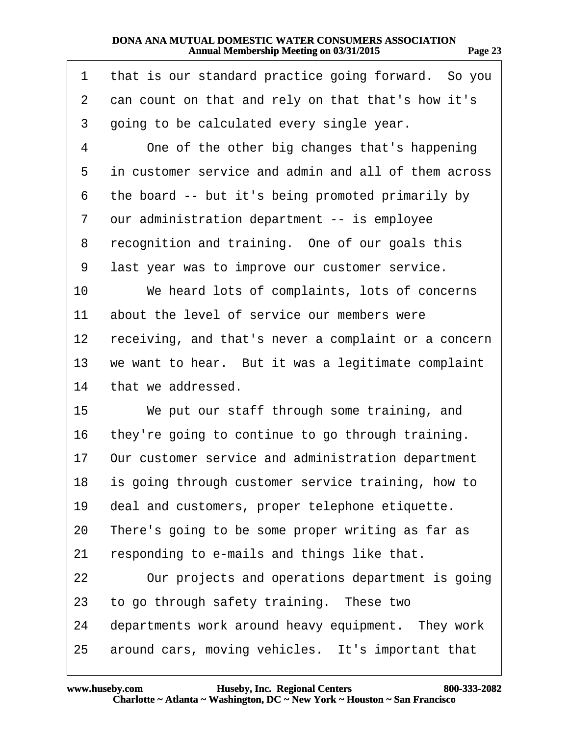1 that is our standard practice going forward. So you
2 can count on that and rely on that that's how it's
3 going to be calculated every single year.
4 One of the other big changes that's happening
5 in customer service and admin and all of them across
6 the board -- but it's being promoted primarily by
7 our administration department -- is employee
8 recognition and training. One of our goals this
9 last year was to improve our customer service.
10 We heard lots of complaints, lots of concerns
11 about the level of service our members were
12 receiving, and that's never a complaint or a concern
13 we want to hear. But it was a legitimate complaint
14 that we addressed.
15 We put our staff through some training, and
16 they're going to continue to go through training.
17 Our customer service and administration department
18 is going through customer service training, how to
19 deal and customers, proper telephone etiquette.
20 There's going to be some proper writing as far as
21 responding to e-mails and things like that.
22 Our projects and operations department is going
23 to go through safety training. These two
24 departments work around heavy equipment. They work
25 around cars, moving vehicles. It's important that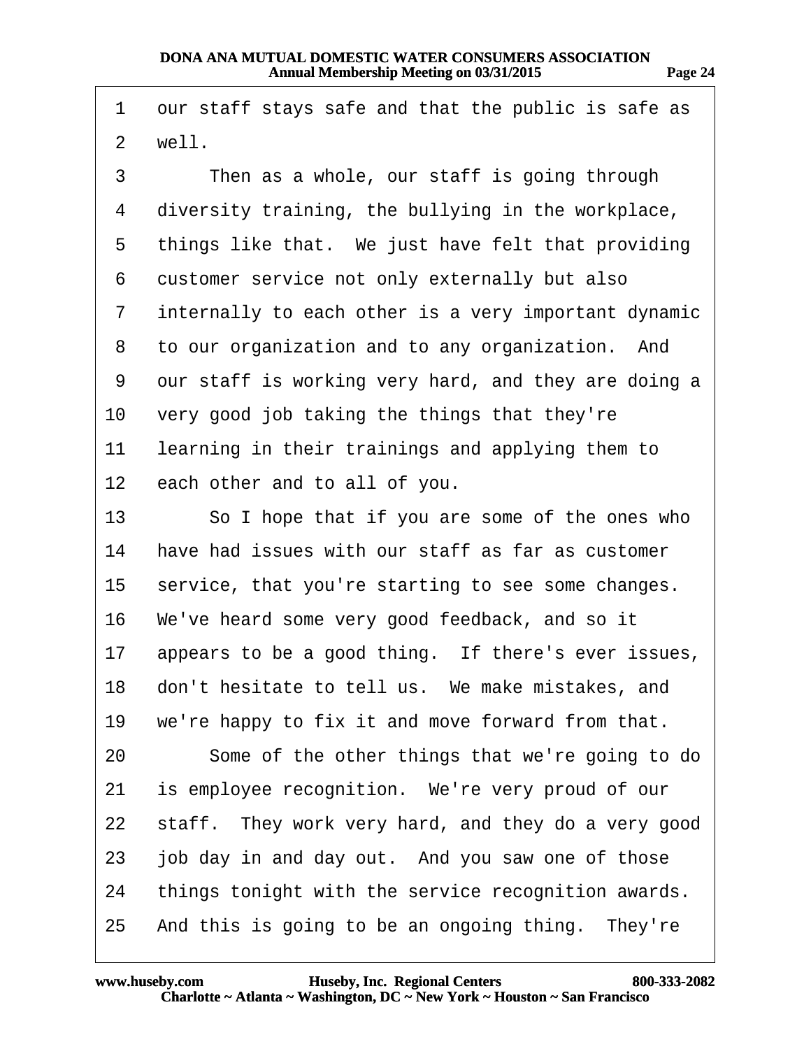1 our staff stays safe and that the public is safe as
2 well.
3 Then as a whole, our staff is going through
4 diversity training, the bullying in the workplace,
5 things like that. We just have felt that providing
6 customer service not only externally but also
7 internally to each other is a very important dynamic
8 to our organization and to any organization. And
9 our staff is working very hard, and they are doing a
10 very good job taking the things that they're
11 learning in their trainings and applying them to
12 each other and to all of you.
13 So I hope that if you are some of the ones who
14 have had issues with our staff as far as customer
15 service, that you're starting to see some changes.
16 We've heard some very good feedback, and so it
17 appears to be a good thing. If there's ever issues,
18 don't hesitate to tell us. We make mistakes, and
19 we're happy to fix it and move forward from that.
20 Some of the other things that we're going to do
21 is employee recognition. We're very proud of our
22 staff. They work very hard, and they do a very good
23 job day in and day out. And you saw one of those
24 things tonight with the service recognition awards.
25 And this is going to be an ongoing thing. They're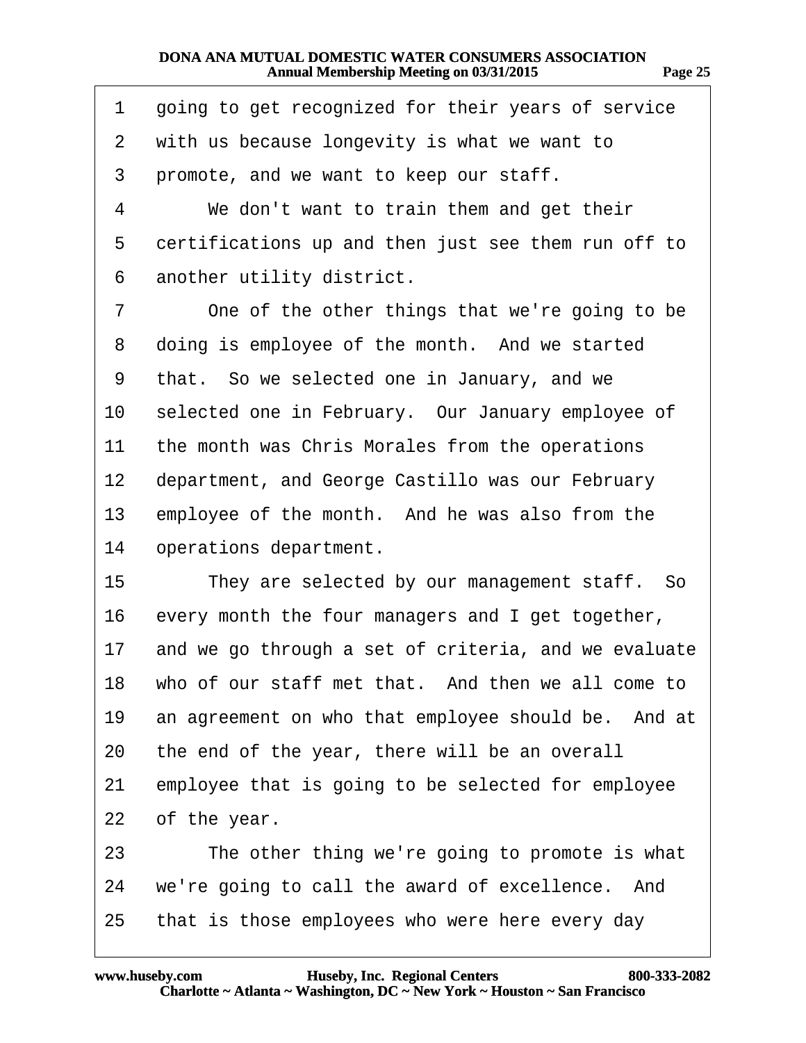1 going to get recognized for their years of service
2 with us because longevity is what we want to
3 promote, and we want to keep our staff.
4 We don't want to train them and get their
5 certifications up and then just see them run off to
6 another utility district.
7 One of the other things that we're going to be
8 doing is employee of the month. And we started
9 that. So we selected one in January, and we
10 selected one in February. Our January employee of
11 the month was Chris Morales from the operations
12 department, and George Castillo was our February
13 employee of the month. And he was also from the
14 operations department.
15 They are selected by our management staff. So
16 every month the four managers and I get together,
17 and we go through a set of criteria, and we evaluate
18 who of our staff met that. And then we all come to
19 an agreement on who that employee should be. And at
20 the end of the year, there will be an overall
21 employee that is going to be selected for employee
22 of the year.
23 The other thing we're going to promote is what
24 we're going to call the award of excellence. And
25 that is those employees who were here every day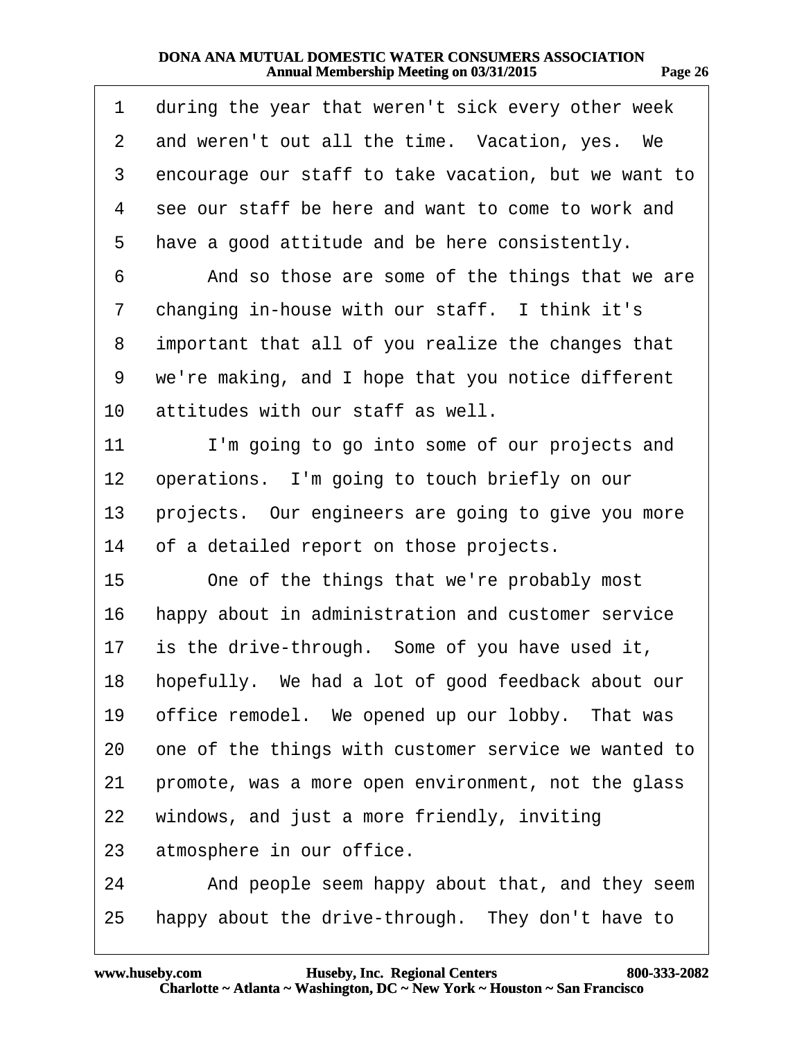1 during the year that weren't sick every other week
2 and weren't out all the time. Vacation, yes. We
3 encourage our staff to take vacation, but we want to
4 see our staff be here and want to come to work and
5 have a good attitude and be here consistently.
6 And so those are some of the things that we are
7 changing in-house with our staff. I think it's
8 important that all of you realize the changes that
9 we're making, and I hope that you notice different
10 attitudes with our staff as well.
11 I'm going to go into some of our projects and
12 operations. I'm going to touch briefly on our
13 projects. Our engineers are going to give you more
14 of a detailed report on those projects.
15 One of the things that we're probably most
16 happy about in administration and customer service
17 is the drive-through. Some of you have used it,
18 hopefully. We had a lot of good feedback about our
19 office remodel. We opened up our lobby. That was
20 one of the things with customer service we wanted to
21 promote, was a more open environment, not the glass
22 windows, and just a more friendly, inviting
23 atmosphere in our office.
24 And people seem happy about that, and they seem
25 happy about the drive-through. They don't have to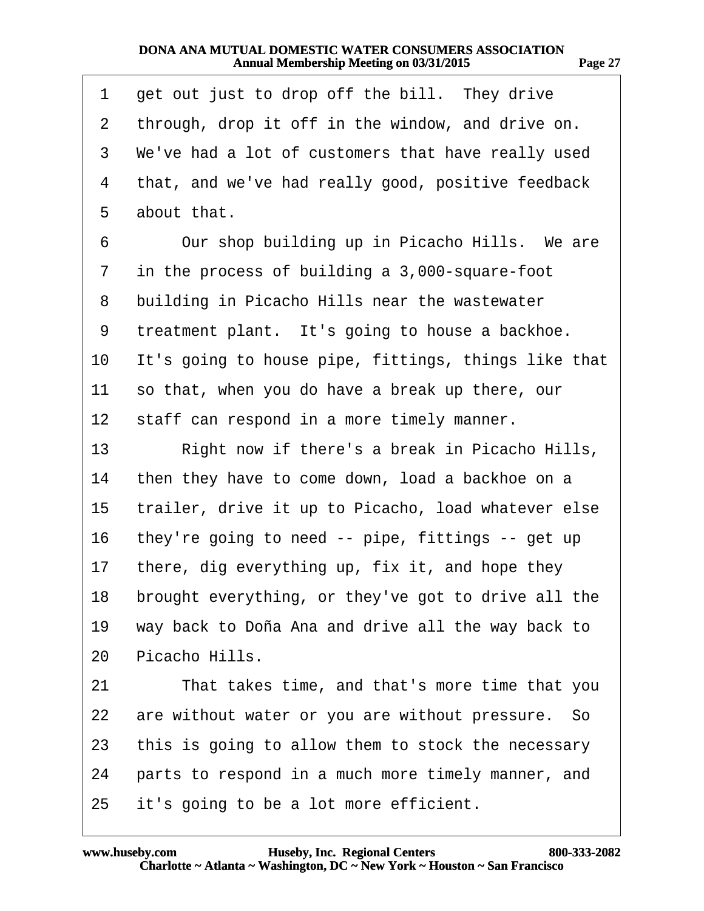get out just to drop off the bill. They drive through, drop it off in the window, and drive on. We've had a lot of customers that have really used that, and we've had really good, positive feedback about that.

Our shop building up in Picacho Hills. We are in the process of building a 3,000-square-foot building in Picacho Hills near the wastewater treatment plant. It's going to house a backhoe. It's going to house pipe, fittings, things like that so that, when you do have a break up there, our staff can respond in a more timely manner.

Right now if there's a break in Picacho Hills, then they have to come down, load a backhoe on a trailer, drive it up to Picacho, load whatever else they're going to need -- pipe, fittings -- get up there, dig everything up, fix it, and hope they brought everything, or they've got to drive all the way back to Doña Ana and drive all the way back to Picacho Hills.

That takes time, and that's more time that you are without water or you are without pressure. So this is going to allow them to stock the necessary parts to respond in a much more timely manner, and it's going to be a lot more efficient.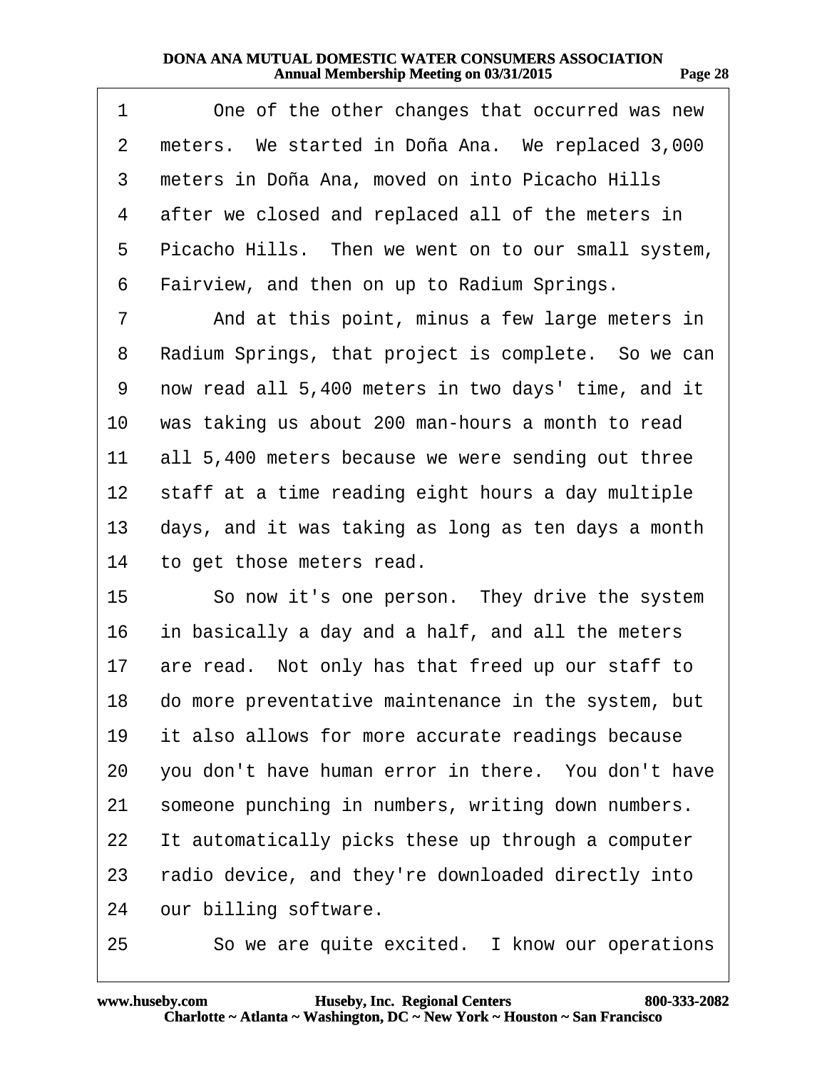1 One of the other changes that occurred was new
2 meters. We started in Doña Ana. We replaced 3,000
3 meters in Doña Ana, moved on into Picacho Hills
4 after we closed and replaced all of the meters in
5 Picacho Hills. Then we went on to our small system,
6 Fairview, and then on up to Radium Springs.
7 And at this point, minus a few large meters in
8 Radium Springs, that project is complete. So we can
9 now read all 5,400 meters in two days' time, and it
10 was taking us about 200 man-hours a month to read
11 all 5,400 meters because we were sending out three
12 staff at a time reading eight hours a day multiple
13 days, and it was taking as long as ten days a month
14 to get those meters read.
15 So now it's one person. They drive the system
16 in basically a day and a half, and all the meters
17 are read. Not only has that freed up our staff to
18 do more preventative maintenance in the system, but
19 it also allows for more accurate readings because
20 you don't have human error in there. You don't have
21 someone punching in numbers, writing down numbers.
22 It automatically picks these up through a computer
23 radio device, and they're downloaded directly into
24 our billing software.
25 So we are quite excited. I know our operations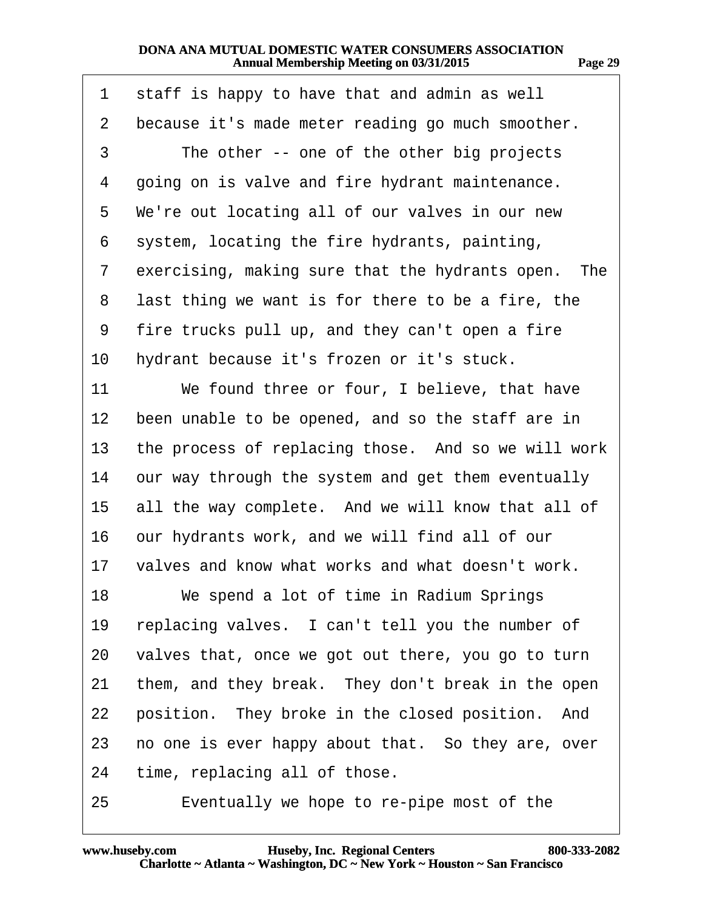1 staff is happy to have that and admin as well
2 because it's made meter reading go much smoother.
3 The other -- one of the other big projects
4 going on is valve and fire hydrant maintenance.
5 We're out locating all of our valves in our new
6 system, locating the fire hydrants, painting,
7 exercising, making sure that the hydrants open. The
8 last thing we want is for there to be a fire, the
9 fire trucks pull up, and they can't open a fire
10 hydrant because it's frozen or it's stuck.
11 We found three or four, I believe, that have
12 been unable to be opened, and so the staff are in
13 the process of replacing those. And so we will work
14 our way through the system and get them eventually
15 all the way complete. And we will know that all of
16 our hydrants work, and we will find all of our
17 valves and know what works and what doesn't work.
18 We spend a lot of time in Radium Springs
19 replacing valves. I can't tell you the number of
20 valves that, once we got out there, you go to turn
21 them, and they break. They don't break in the open
22 position. They broke in the closed position. And
23 no one is ever happy about that. So they are, over
24 time, replacing all of those.
25 Eventually we hope to re-pipe most of the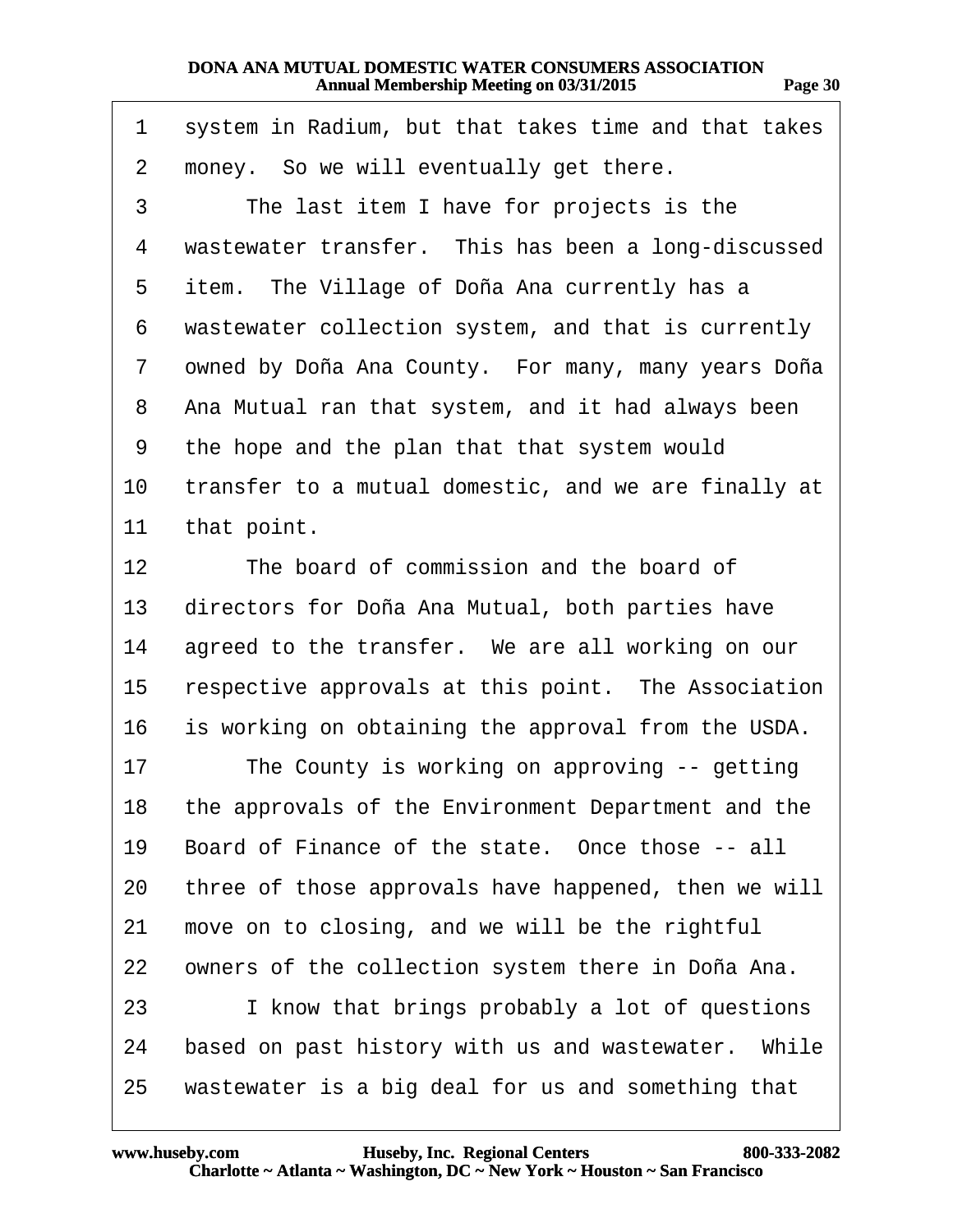system in Radium, but that takes time and that takes money. So we will eventually get there.

The last item I have for projects is the wastewater transfer. This has been a long-discussed item. The Village of Doña Ana currently has a wastewater collection system, and that is currently owned by Doña Ana County. For many, many years Doña Ana Mutual ran that system, and it had always been the hope and the plan that that system would transfer to a mutual domestic, and we are finally at that point.

The board of commission and the board of directors for Doña Ana Mutual, both parties have agreed to the transfer. We are all working on our respective approvals at this point. The Association is working on obtaining the approval from the USDA.

The County is working on approving -- getting the approvals of the Environment Department and the Board of Finance of the state. Once those -- all three of those approvals have happened, then we will move on to closing, and we will be the rightful owners of the collection system there in Doña Ana.

I know that brings probably a lot of questions based on past history with us and wastewater. While wastewater is a big deal for us and something that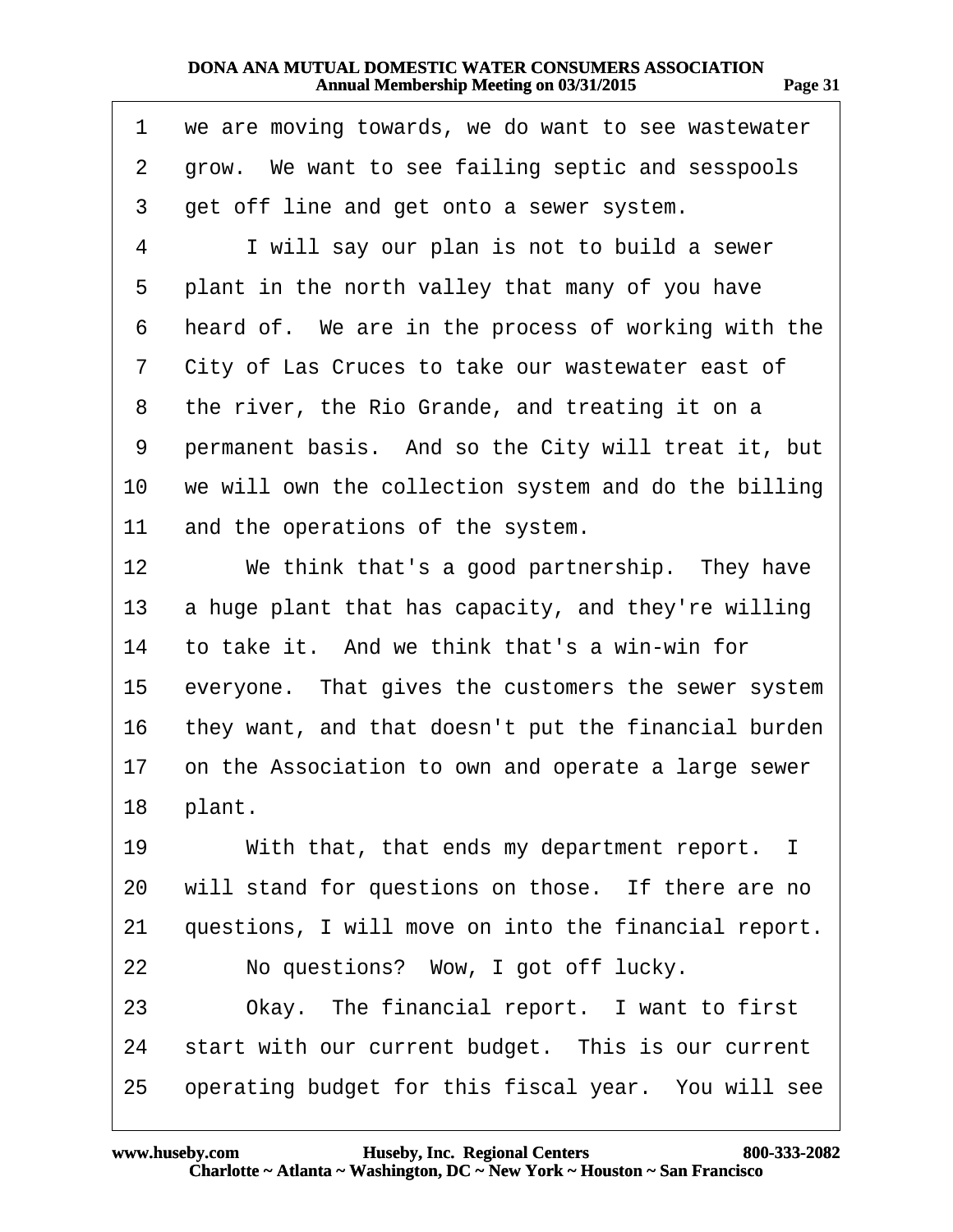1 we are moving towards, we do want to see wastewater
2 grow. We want to see failing septic and sesspools
3 get off line and get onto a sewer system.
4 I will say our plan is not to build a sewer
5 plant in the north valley that many of you have
6 heard of. We are in the process of working with the
7 City of Las Cruces to take our wastewater east of
8 the river, the Rio Grande, and treating it on a
9 permanent basis. And so the City will treat it, but
10 we will own the collection system and do the billing
11 and the operations of the system.
12 We think that's a good partnership. They have
13 a huge plant that has capacity, and they're willing
14 to take it. And we think that's a win-win for
15 everyone. That gives the customers the sewer system
16 they want, and that doesn't put the financial burden
17 on the Association to own and operate a large sewer
18 plant.
19 With that, that ends my department report. I
20 will stand for questions on those. If there are no
21 questions, I will move on into the financial report.
22 No questions? Wow, I got off lucky.
23 Okay. The financial report. I want to first
24 start with our current budget. This is our current
25 operating budget for this fiscal year. You will see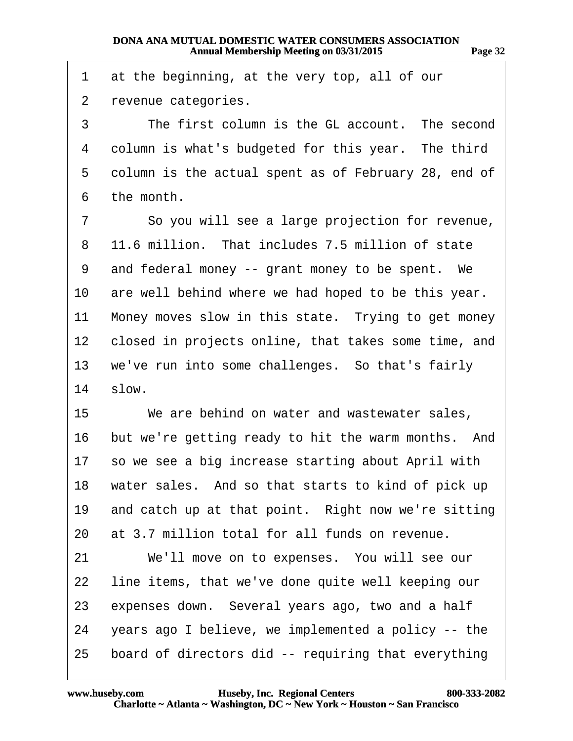at the beginning, at the very top, all of our revenue categories.

The first column is the GL account. The second column is what's budgeted for this year. The third column is the actual spent as of February 28, end of the month.

So you will see a large projection for revenue, 11.6 million. That includes 7.5 million of state and federal money -- grant money to be spent. We are well behind where we had hoped to be this year. Money moves slow in this state. Trying to get money closed in projects online, that takes some time, and we've run into some challenges. So that's fairly slow.

We are behind on water and wastewater sales, but we're getting ready to hit the warm months. And so we see a big increase starting about April with water sales. And so that starts to kind of pick up and catch up at that point. Right now we're sitting at 3.7 million total for all funds on revenue.

We'll move on to expenses. You will see our line items, that we've done quite well keeping our expenses down. Several years ago, two and a half years ago I believe, we implemented a policy -- the board of directors did -- requiring that everything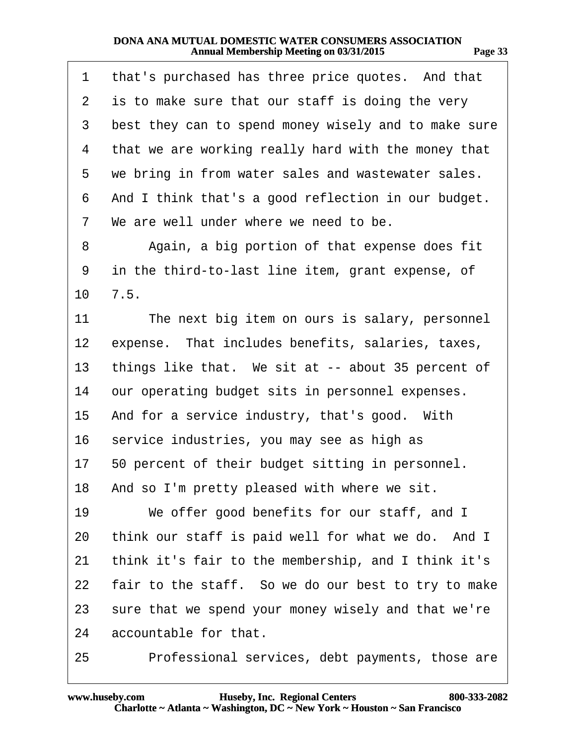1 that's purchased has three price quotes. And that
2 is to make sure that our staff is doing the very
3 best they can to spend money wisely and to make sure
4 that we are working really hard with the money that
5 we bring in from water sales and wastewater sales.
6 And I think that's a good reflection in our budget.
7 We are well under where we need to be.
8 Again, a big portion of that expense does fit
9 in the third-to-last line item, grant expense, of
10 7.5.
11 The next big item on ours is salary, personnel
12 expense. That includes benefits, salaries, taxes,
13 things like that. We sit at -- about 35 percent of
14 our operating budget sits in personnel expenses.
15 And for a service industry, that's good. With
16 service industries, you may see as high as
17 50 percent of their budget sitting in personnel.
18 And so I'm pretty pleased with where we sit.
19 We offer good benefits for our staff, and I
20 think our staff is paid well for what we do. And I
21 think it's fair to the membership, and I think it's
22 fair to the staff. So we do our best to try to make
23 sure that we spend your money wisely and that we're
24 accountable for that.
25 Professional services, debt payments, those are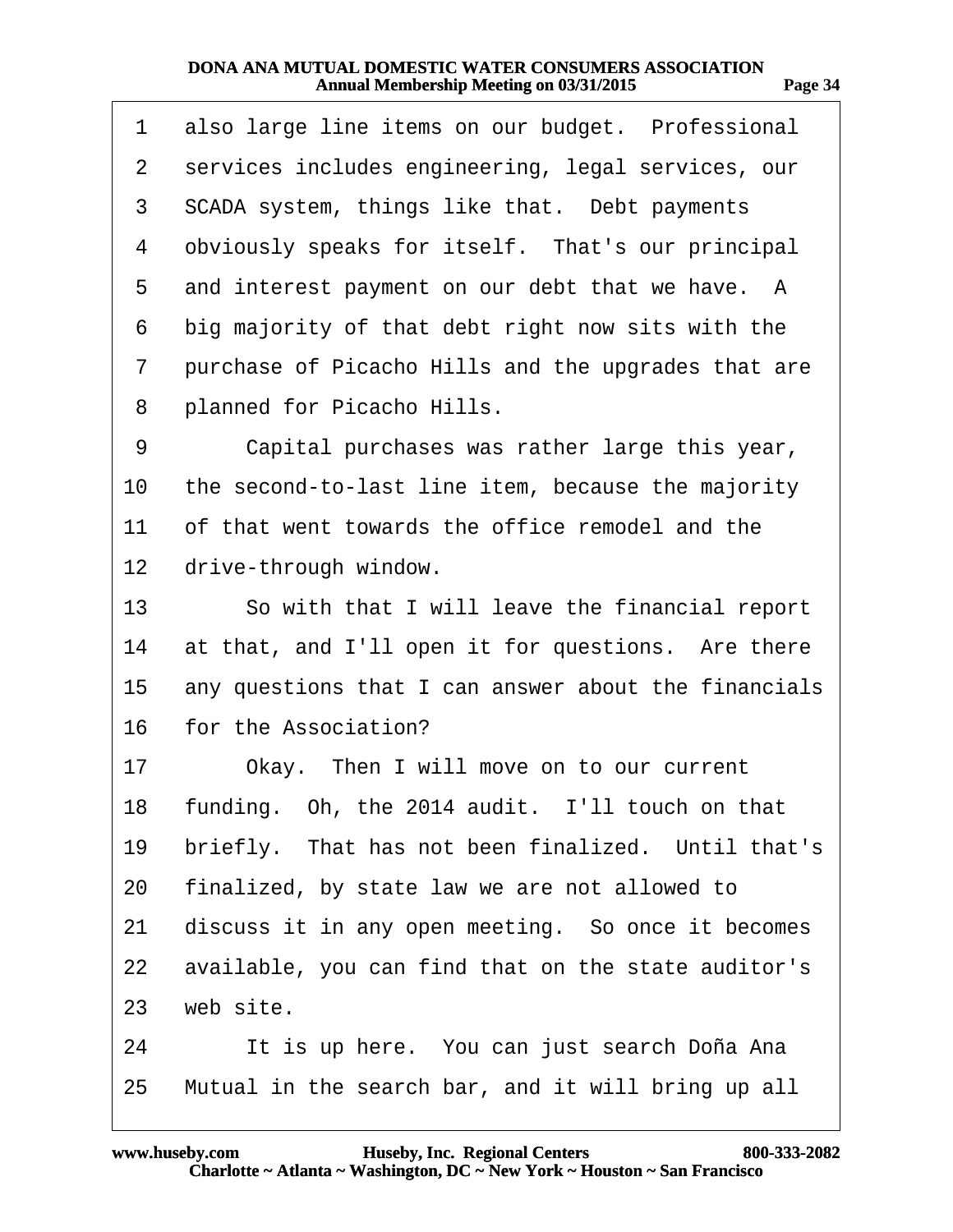1 also large line items on our budget. Professional
2 services includes engineering, legal services, our
3 SCADA system, things like that. Debt payments
4 obviously speaks for itself. That's our principal
5 and interest payment on our debt that we have. A
6 big majority of that debt right now sits with the
7 purchase of Picacho Hills and the upgrades that are
8 planned for Picacho Hills.

9 Capital purchases was rather large this year,
10 the second-to-last line item, because the majority
11 of that went towards the office remodel and the
12 drive-through window.

13 So with that I will leave the financial report
14 at that, and I'll open it for questions. Are there
15 any questions that I can answer about the financials
16 for the Association?

17 Okay. Then I will move on to our current
18 funding. Oh, the 2014 audit. I'll touch on that
19 briefly. That has not been finalized. Until that's
20 finalized, by state law we are not allowed to
21 discuss it in any open meeting. So once it becomes
22 available, you can find that on the state auditor's
23 web site.

24 It is up here. You can just search Doña Ana
25 Mutual in the search bar, and it will bring up all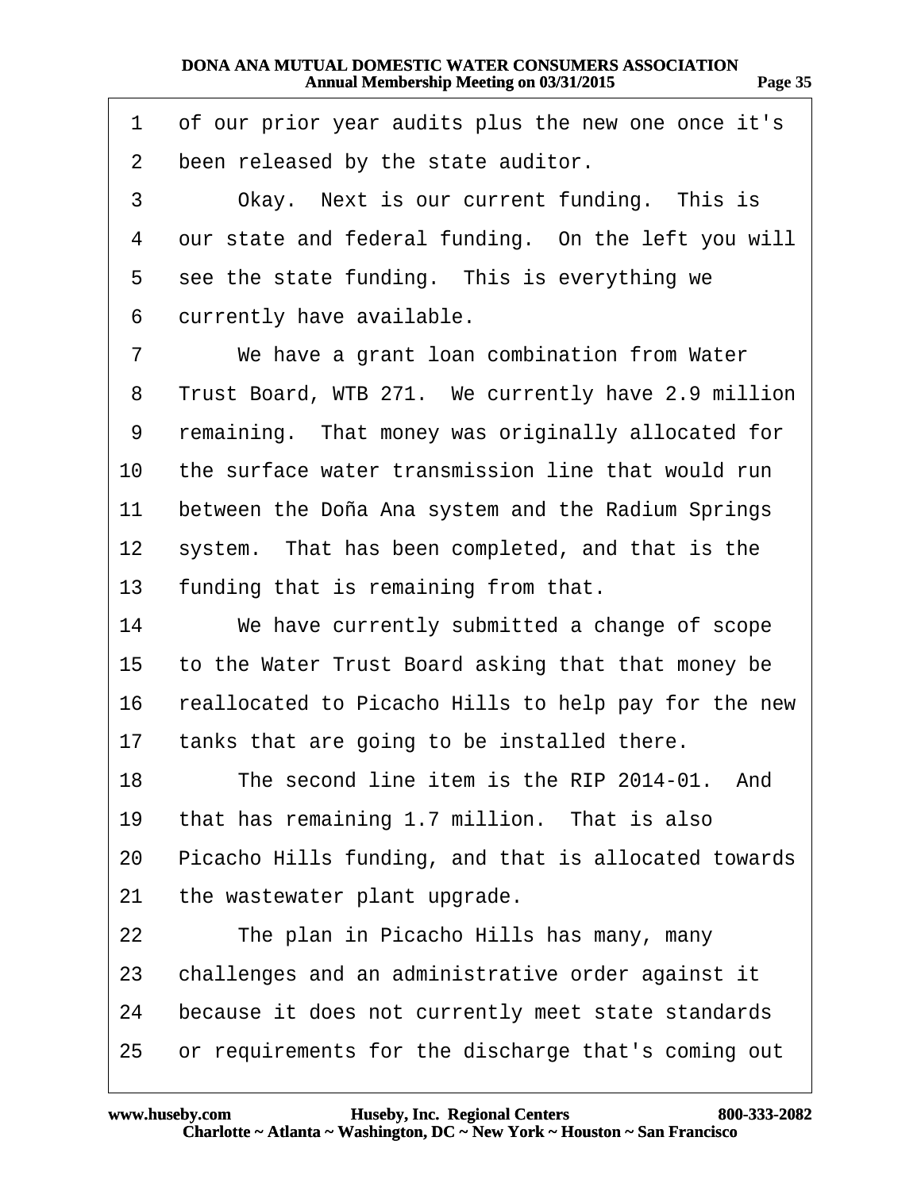1 of our prior year audits plus the new one once it's
2 been released by the state auditor.
3 Okay. Next is our current funding. This is
4 our state and federal funding. On the left you will
5 see the state funding. This is everything we
6 currently have available.
7 We have a grant loan combination from Water
8 Trust Board, WTB 271. We currently have 2.9 million
9 remaining. That money was originally allocated for
10 the surface water transmission line that would run
11 between the Doña Ana system and the Radium Springs
12 system. That has been completed, and that is the
13 funding that is remaining from that.
14 We have currently submitted a change of scope
15 to the Water Trust Board asking that that money be
16 reallocated to Picacho Hills to help pay for the new
17 tanks that are going to be installed there.
18 The second line item is the RIP 2014-01. And
19 that has remaining 1.7 million. That is also
20 Picacho Hills funding, and that is allocated towards
21 the wastewater plant upgrade.
22 The plan in Picacho Hills has many, many
23 challenges and an administrative order against it
24 because it does not currently meet state standards
25 or requirements for the discharge that's coming out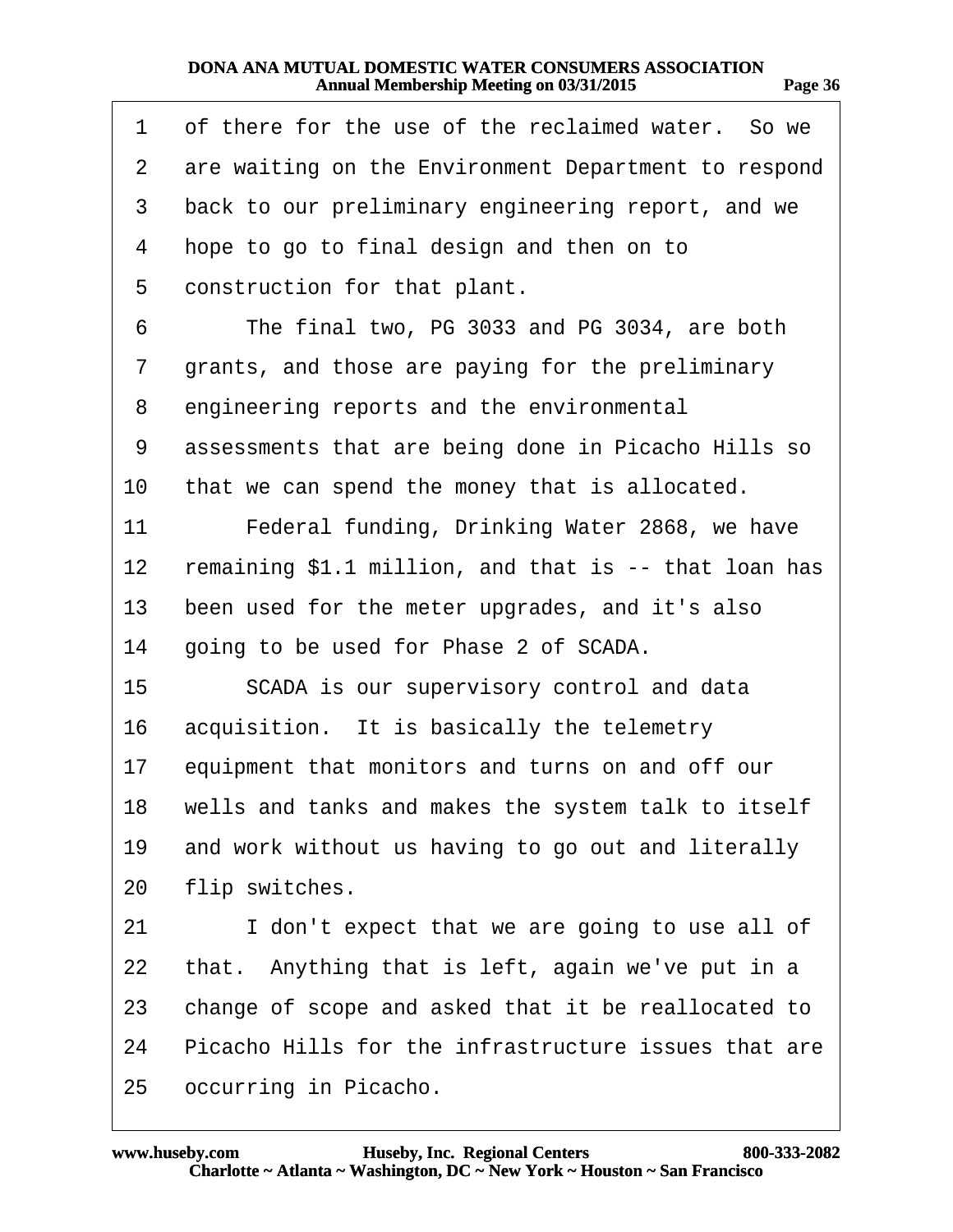of there for the use of the reclaimed water. So we are waiting on the Environment Department to respond back to our preliminary engineering report, and we hope to go to final design and then on to construction for that plant.

The final two, PG 3033 and PG 3034, are both grants, and those are paying for the preliminary engineering reports and the environmental assessments that are being done in Picacho Hills so that we can spend the money that is allocated.

Federal funding, Drinking Water 2868, we have remaining $1.1 million, and that is -- that loan has been used for the meter upgrades, and it's also going to be used for Phase 2 of SCADA.

SCADA is our supervisory control and data acquisition. It is basically the telemetry equipment that monitors and turns on and off our wells and tanks and makes the system talk to itself and work without us having to go out and literally flip switches.

I don't expect that we are going to use all of that. Anything that is left, again we've put in a change of scope and asked that it be reallocated to Picacho Hills for the infrastructure issues that are occurring in Picacho.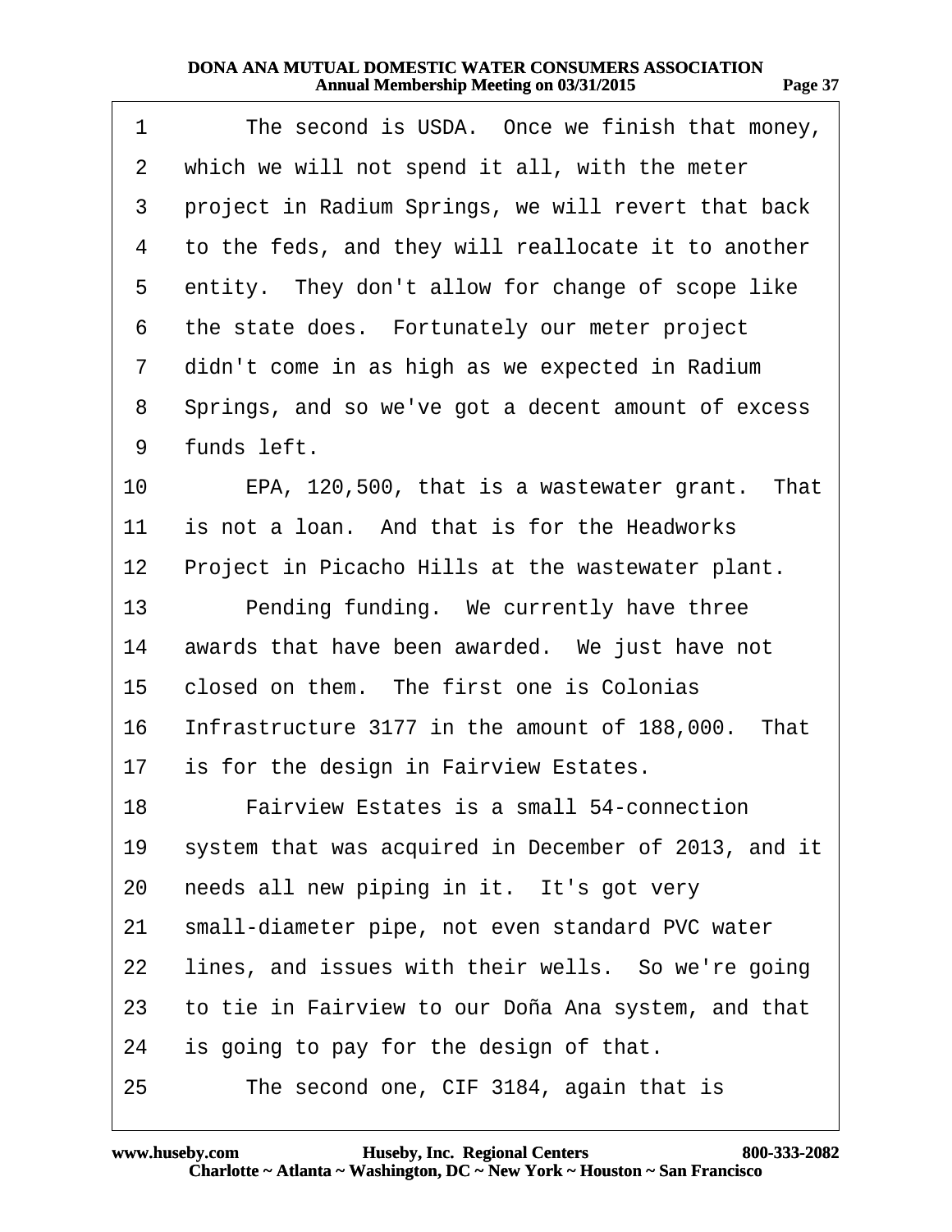1 The second is USDA. Once we finish that money,
2 which we will not spend it all, with the meter
3 project in Radium Springs, we will revert that back
4 to the feds, and they will reallocate it to another
5 entity. They don't allow for change of scope like
6 the state does. Fortunately our meter project
7 didn't come in as high as we expected in Radium
8 Springs, and so we've got a decent amount of excess
9 funds left.
10 EPA, 120,500, that is a wastewater grant. That
11 is not a loan. And that is for the Headworks
12 Project in Picacho Hills at the wastewater plant.
13 Pending funding. We currently have three
14 awards that have been awarded. We just have not
15 closed on them. The first one is Colonias
16 Infrastructure 3177 in the amount of 188,000. That
17 is for the design in Fairview Estates.
18 Fairview Estates is a small 54-connection
19 system that was acquired in December of 2013, and it
20 needs all new piping in it. It's got very
21 small-diameter pipe, not even standard PVC water
22 lines, and issues with their wells. So we're going
23 to tie in Fairview to our Doña Ana system, and that
24 is going to pay for the design of that.
25 The second one, CIF 3184, again that is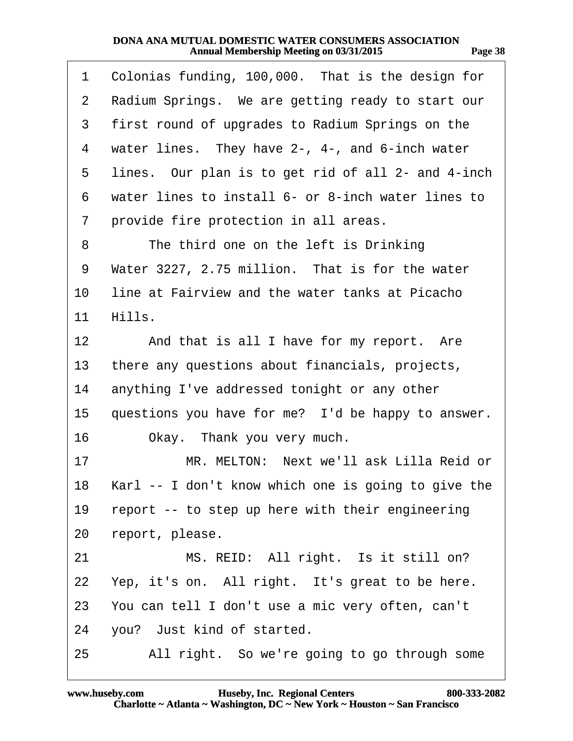1 Colonias funding, 100,000. That is the design for
2 Radium Springs. We are getting ready to start our
3 first round of upgrades to Radium Springs on the
4 water lines. They have 2-, 4-, and 6-inch water
5 lines. Our plan is to get rid of all 2- and 4-inch
6 water lines to install 6- or 8-inch water lines to
7 provide fire protection in all areas.
8 The third one on the left is Drinking
9 Water 3227, 2.75 million. That is for the water
10 line at Fairview and the water tanks at Picacho
11 Hills.
12 And that is all I have for my report. Are
13 there any questions about financials, projects,
14 anything I've addressed tonight or any other
15 questions you have for me? I'd be happy to answer.
16 Okay. Thank you very much.
17 MR. MELTON: Next we'll ask Lilla Reid or
18 Karl -- I don't know which one is going to give the
19 report -- to step up here with their engineering
20 report, please.
21 MS. REID: All right. Is it still on?
22 Yep, it's on. All right. It's great to be here.
23 You can tell I don't use a mic very often, can't
24 you? Just kind of started.
25 All right. So we're going to go through some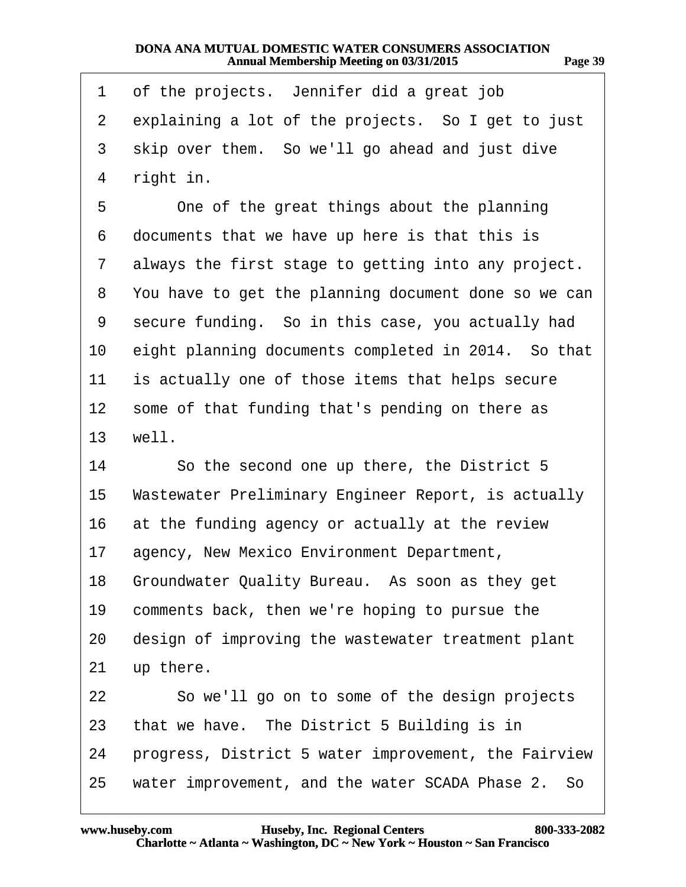1 of the projects. Jennifer did a great job
2 explaining a lot of the projects. So I get to just
3 skip over them. So we'll go ahead and just dive
4 right in.
5 One of the great things about the planning
6 documents that we have up here is that this is
7 always the first stage to getting into any project.
8 You have to get the planning document done so we can
9 secure funding. So in this case, you actually had
10 eight planning documents completed in 2014. So that
11 is actually one of those items that helps secure
12 some of that funding that's pending on there as
13 well.
14 So the second one up there, the District 5
15 Wastewater Preliminary Engineer Report, is actually
16 at the funding agency or actually at the review
17 agency, New Mexico Environment Department,
18 Groundwater Quality Bureau. As soon as they get
19 comments back, then we're hoping to pursue the
20 design of improving the wastewater treatment plant
21 up there.
22 So we'll go on to some of the design projects
23 that we have. The District 5 Building is in
24 progress, District 5 water improvement, the Fairview
25 water improvement, and the water SCADA Phase 2. So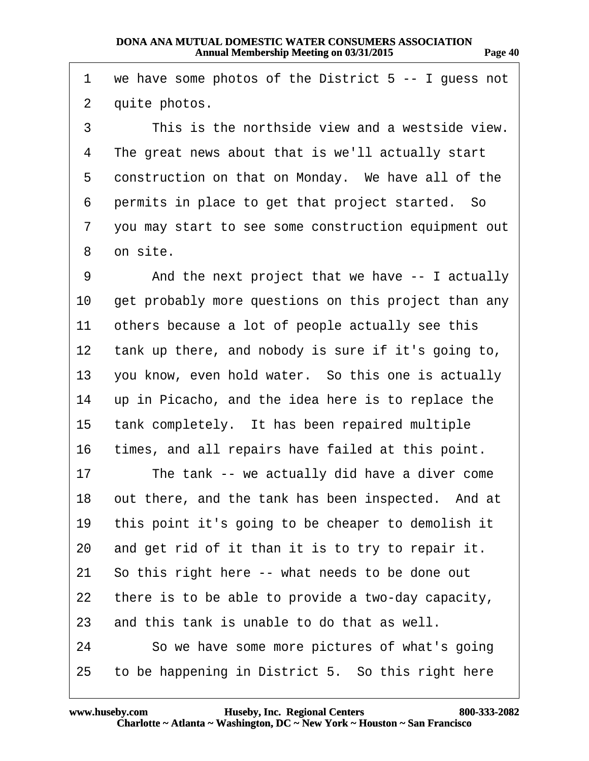1 we have some photos of the District 5 -- I guess not
2 quite photos.
3 This is the northside view and a westside view.
4 The great news about that is we'll actually start
5 construction on that on Monday. We have all of the
6 permits in place to get that project started. So
7 you may start to see some construction equipment out
8 on site.
9 And the next project that we have -- I actually
10 get probably more questions on this project than any
11 others because a lot of people actually see this
12 tank up there, and nobody is sure if it's going to,
13 you know, even hold water. So this one is actually
14 up in Picacho, and the idea here is to replace the
15 tank completely. It has been repaired multiple
16 times, and all repairs have failed at this point.
17 The tank -- we actually did have a diver come
18 out there, and the tank has been inspected. And at
19 this point it's going to be cheaper to demolish it
20 and get rid of it than it is to try to repair it.
21 So this right here -- what needs to be done out
22 there is to be able to provide a two-day capacity,
23 and this tank is unable to do that as well.
24 So we have some more pictures of what's going
25 to be happening in District 5. So this right here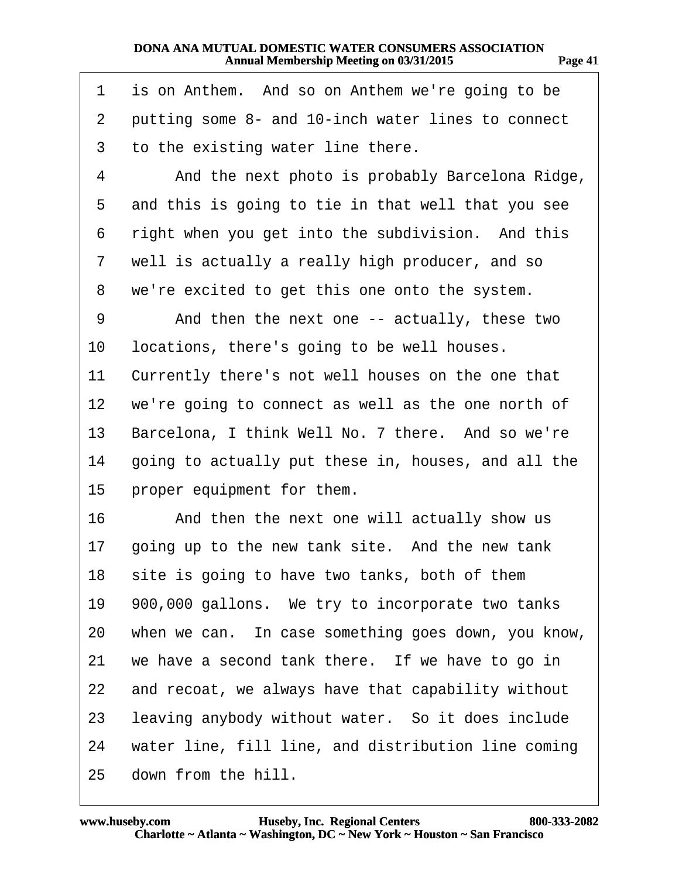1 is on Anthem. And so on Anthem we're going to be
2 putting some 8- and 10-inch water lines to connect
3 to the existing water line there.

4 And the next photo is probably Barcelona Ridge,
5 and this is going to tie in that well that you see
6 right when you get into the subdivision. And this
7 well is actually a really high producer, and so
8 we're excited to get this one onto the system.

9 And then the next one -- actually, these two
10 locations, there's going to be well houses.
11 Currently there's not well houses on the one that
12 we're going to connect as well as the one north of
13 Barcelona, I think Well No. 7 there. And so we're
14 going to actually put these in, houses, and all the
15 proper equipment for them.

16 And then the next one will actually show us
17 going up to the new tank site. And the new tank
18 site is going to have two tanks, both of them
19 900,000 gallons. We try to incorporate two tanks
20 when we can. In case something goes down, you know,
21 we have a second tank there. If we have to go in
22 and recoat, we always have that capability without
23 leaving anybody without water. So it does include
24 water line, fill line, and distribution line coming
25 down from the hill.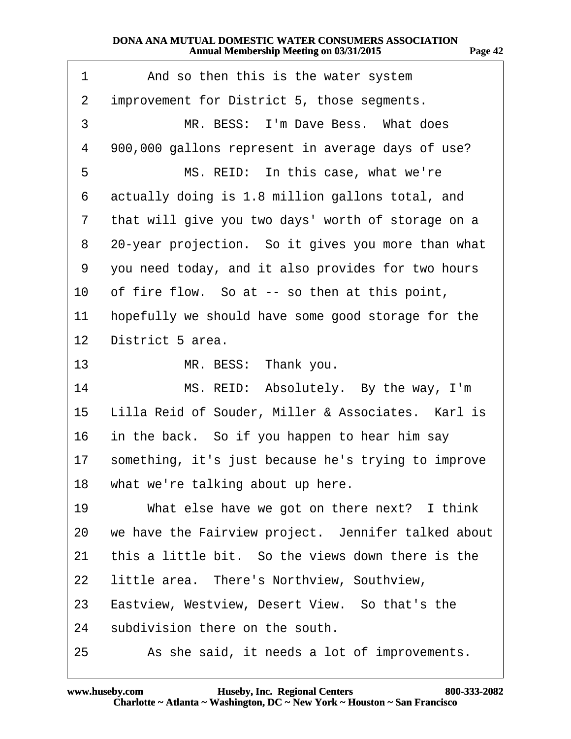1 And so then this is the water system
2 improvement for District 5, those segments.
3 MR. BESS: I'm Dave Bess. What does
4 900,000 gallons represent in average days of use?
5 MS. REID: In this case, what we're
6 actually doing is 1.8 million gallons total, and
7 that will give you two days' worth of storage on a
8 20-year projection. So it gives you more than what
9 you need today, and it also provides for two hours
10 of fire flow. So at -- so then at this point,
11 hopefully we should have some good storage for the
12 District 5 area.
13 MR. BESS: Thank you.
14 MS. REID: Absolutely. By the way, I'm
15 Lilla Reid of Souder, Miller & Associates. Karl is
16 in the back. So if you happen to hear him say
17 something, it's just because he's trying to improve
18 what we're talking about up here.
19 What else have we got on there next? I think
20 we have the Fairview project. Jennifer talked about
21 this a little bit. So the views down there is the
22 little area. There's Northview, Southview,
23 Eastview, Westview, Desert View. So that's the
24 subdivision there on the south.
25 As she said, it needs a lot of improvements.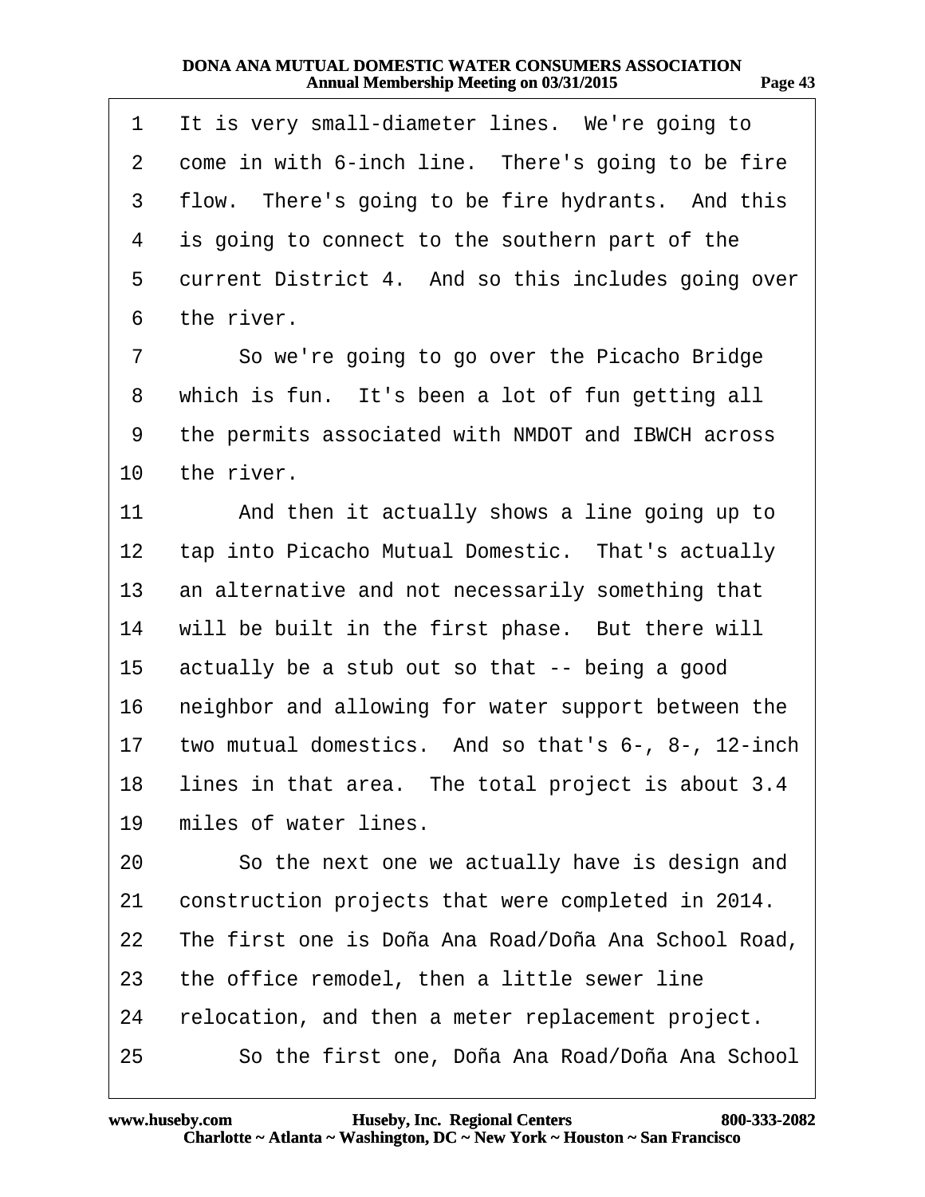1 It is very small-diameter lines. We're going to
2 come in with 6-inch line. There's going to be fire
3 flow. There's going to be fire hydrants. And this
4 is going to connect to the southern part of the
5 current District 4. And so this includes going over
6 the river.
7 So we're going to go over the Picacho Bridge
8 which is fun. It's been a lot of fun getting all
9 the permits associated with NMDOT and IBWCH across
10 the river.
11 And then it actually shows a line going up to
12 tap into Picacho Mutual Domestic. That's actually
13 an alternative and not necessarily something that
14 will be built in the first phase. But there will
15 actually be a stub out so that -- being a good
16 neighbor and allowing for water support between the
17 two mutual domestics. And so that's 6-, 8-, 12-inch
18 lines in that area. The total project is about 3.4
19 miles of water lines.
20 So the next one we actually have is design and
21 construction projects that were completed in 2014.
22 The first one is Doña Ana Road/Doña Ana School Road,
23 the office remodel, then a little sewer line
24 relocation, and then a meter replacement project.
25 So the first one, Doña Ana Road/Doña Ana School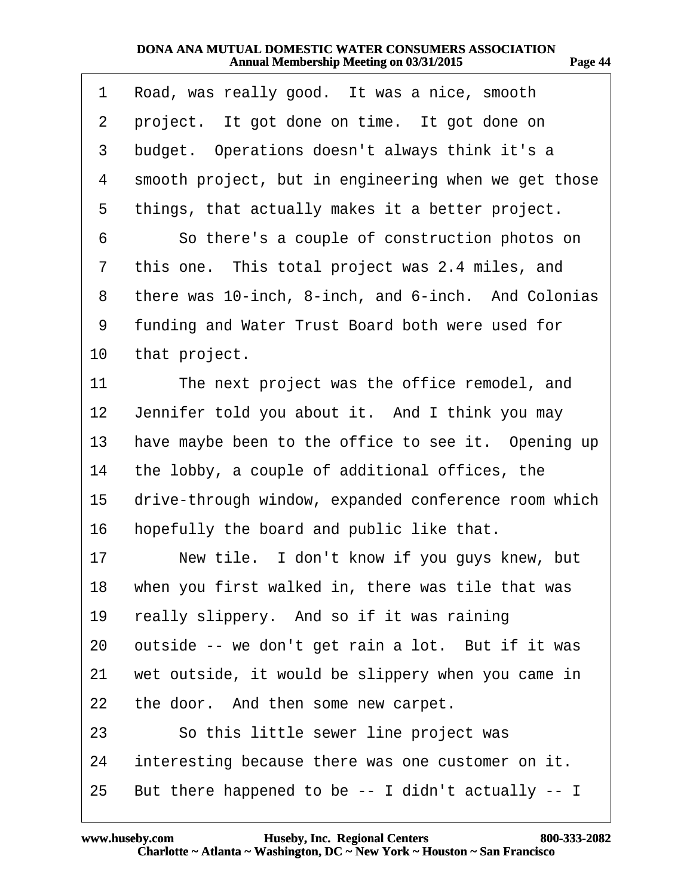1 Road, was really good. It was a nice, smooth
2 project. It got done on time. It got done on
3 budget. Operations doesn't always think it's a
4 smooth project, but in engineering when we get those
5 things, that actually makes it a better project.
6 So there's a couple of construction photos on
7 this one. This total project was 2.4 miles, and
8 there was 10-inch, 8-inch, and 6-inch. And Colonias
9 funding and Water Trust Board both were used for
10 that project.
11 The next project was the office remodel, and
12 Jennifer told you about it. And I think you may
13 have maybe been to the office to see it. Opening up
14 the lobby, a couple of additional offices, the
15 drive-through window, expanded conference room which
16 hopefully the board and public like that.
17 New tile. I don't know if you guys knew, but
18 when you first walked in, there was tile that was
19 really slippery. And so if it was raining
20 outside -- we don't get rain a lot. But if it was
21 wet outside, it would be slippery when you came in
22 the door. And then some new carpet.
23 So this little sewer line project was
24 interesting because there was one customer on it.
25 But there happened to be -- I didn't actually -- I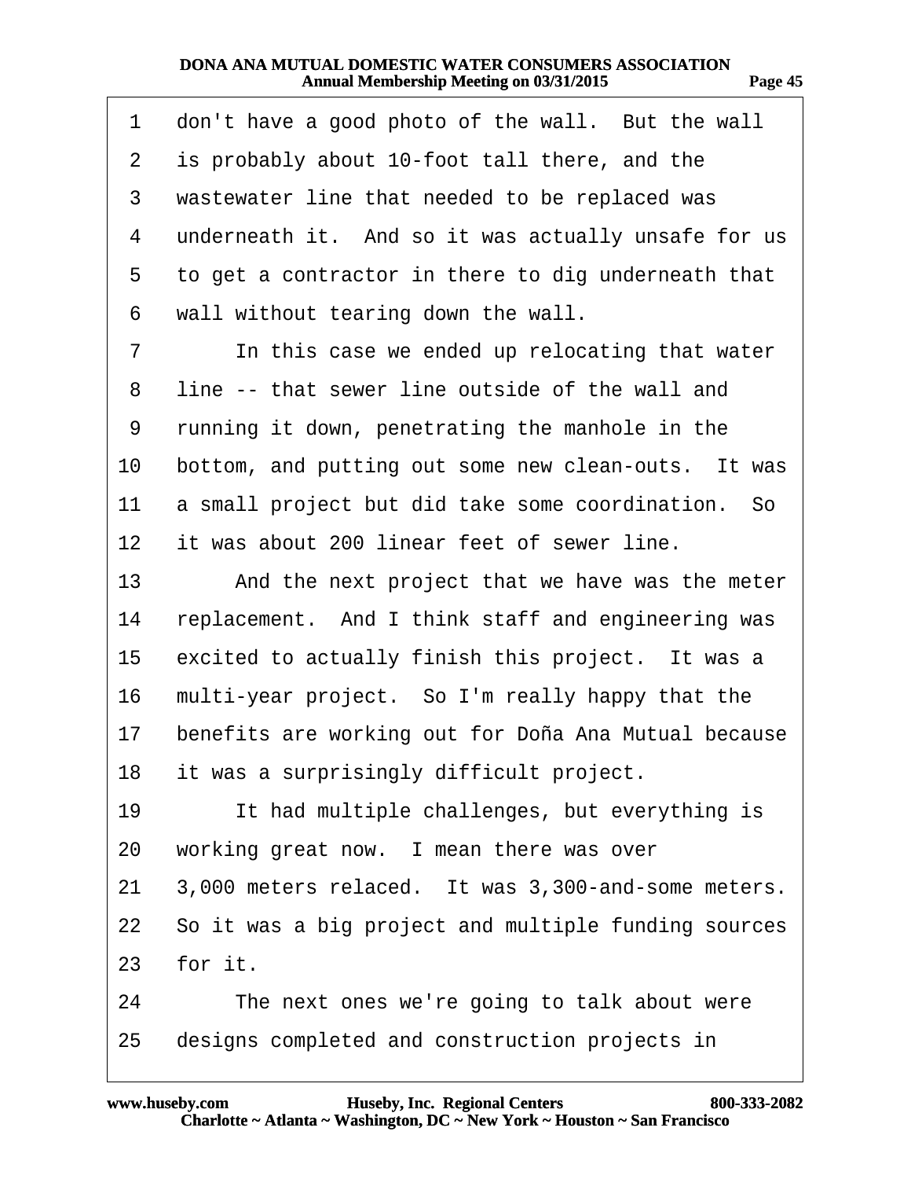1 don't have a good photo of the wall. But the wall
2 is probably about 10-foot tall there, and the
3 wastewater line that needed to be replaced was
4 underneath it. And so it was actually unsafe for us
5 to get a contractor in there to dig underneath that
6 wall without tearing down the wall.
7 In this case we ended up relocating that water
8 line -- that sewer line outside of the wall and
9 running it down, penetrating the manhole in the
10 bottom, and putting out some new clean-outs. It was
11 a small project but did take some coordination. So
12 it was about 200 linear feet of sewer line.
13 And the next project that we have was the meter
14 replacement. And I think staff and engineering was
15 excited to actually finish this project. It was a
16 multi-year project. So I'm really happy that the
17 benefits are working out for Doña Ana Mutual because
18 it was a surprisingly difficult project.
19 It had multiple challenges, but everything is
20 working great now. I mean there was over
21 3,000 meters relaced. It was 3,300-and-some meters.
22 So it was a big project and multiple funding sources
23 for it.
24 The next ones we're going to talk about were
25 designs completed and construction projects in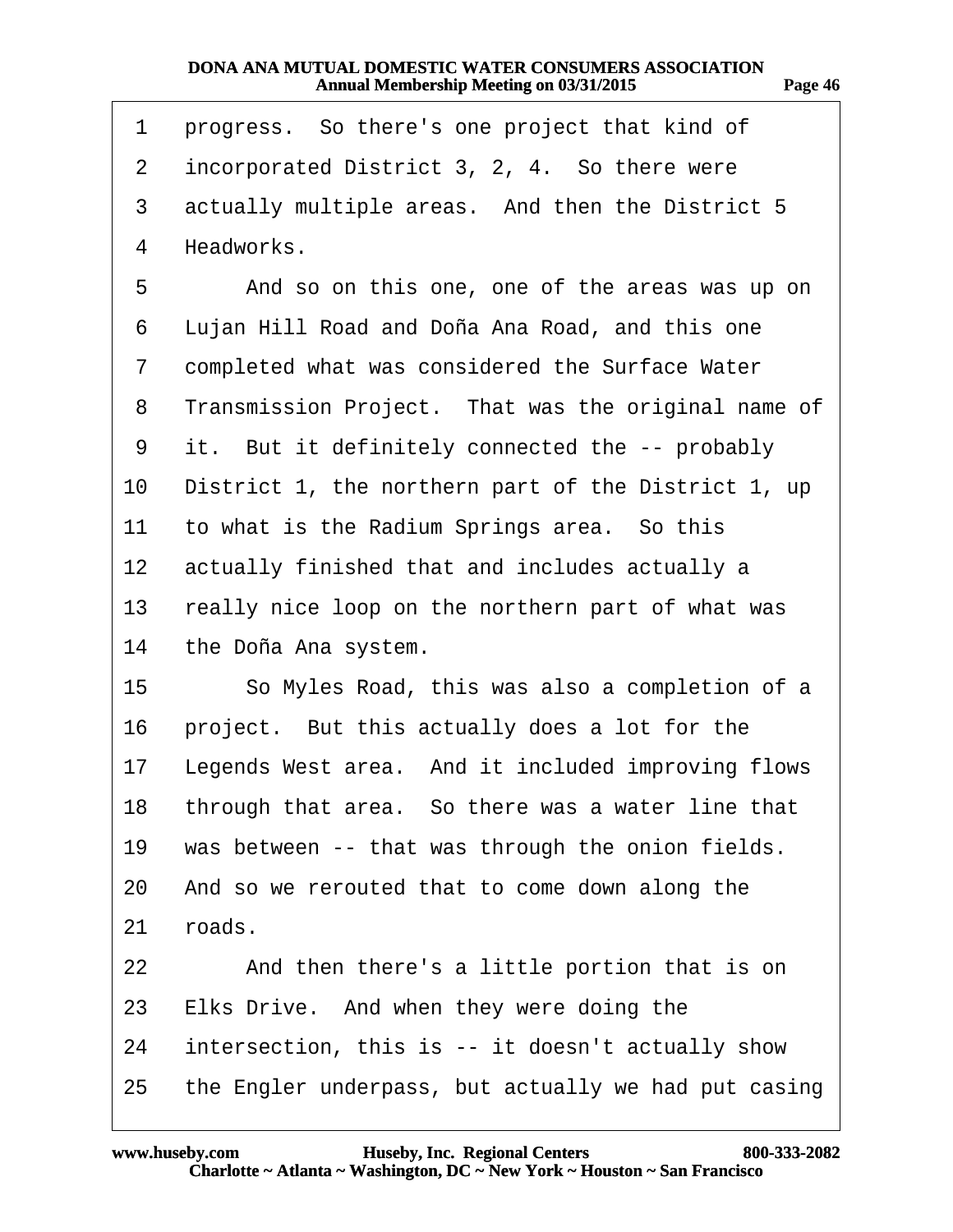1 progress. So there's one project that kind of
2 incorporated District 3, 2, 4. So there were
3 actually multiple areas. And then the District 5
4 Headworks.
5 And so on this one, one of the areas was up on
6 Lujan Hill Road and Doña Ana Road, and this one
7 completed what was considered the Surface Water
8 Transmission Project. That was the original name of
9 it. But it definitely connected the -- probably
10 District 1, the northern part of the District 1, up
11 to what is the Radium Springs area. So this
12 actually finished that and includes actually a
13 really nice loop on the northern part of what was
14 the Doña Ana system.
15 So Myles Road, this was also a completion of a
16 project. But this actually does a lot for the
17 Legends West area. And it included improving flows
18 through that area. So there was a water line that
19 was between -- that was through the onion fields.
20 And so we rerouted that to come down along the
21 roads.
22 And then there's a little portion that is on
23 Elks Drive. And when they were doing the
24 intersection, this is -- it doesn't actually show
25 the Engler underpass, but actually we had put casing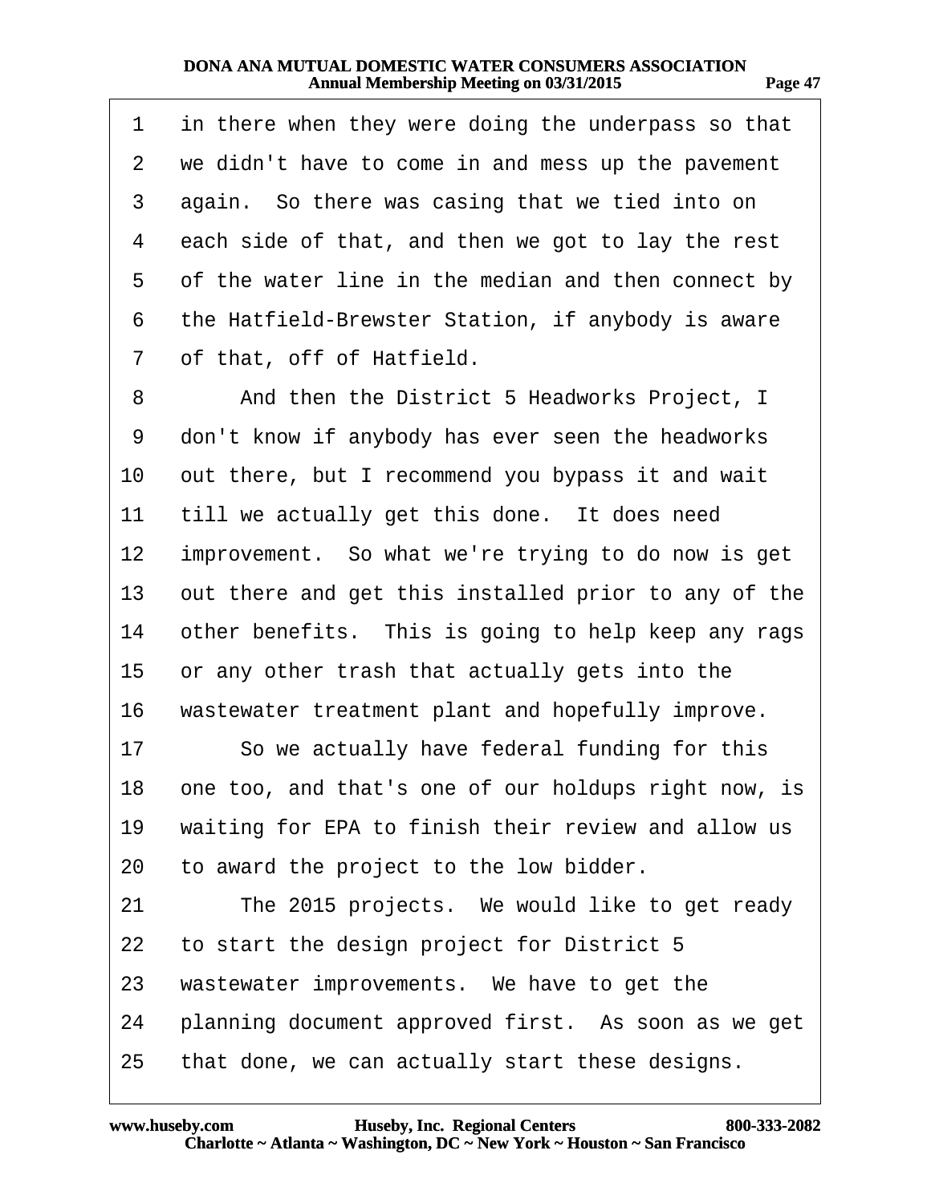in there when they were doing the underpass so that we didn't have to come in and mess up the pavement again. So there was casing that we tied into on each side of that, and then we got to lay the rest of the water line in the median and then connect by the Hatfield-Brewster Station, if anybody is aware of that, off of Hatfield.

And then the District 5 Headworks Project, I don't know if anybody has ever seen the headworks out there, but I recommend you bypass it and wait till we actually get this done. It does need improvement. So what we're trying to do now is get out there and get this installed prior to any of the other benefits. This is going to help keep any rags or any other trash that actually gets into the wastewater treatment plant and hopefully improve.

So we actually have federal funding for this one too, and that's one of our holdups right now, is waiting for EPA to finish their review and allow us to award the project to the low bidder.

The 2015 projects. We would like to get ready to start the design project for District 5 wastewater improvements. We have to get the planning document approved first. As soon as we get that done, we can actually start these designs.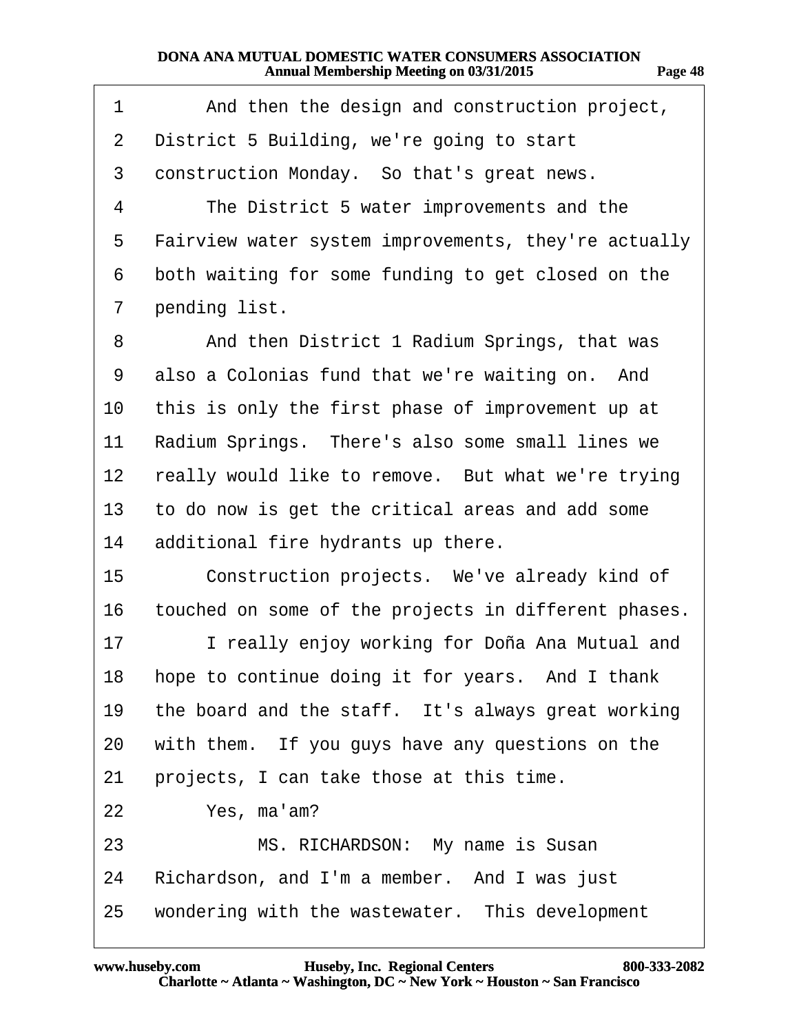1 And then the design and construction project,
2 District 5 Building, we're going to start
3 construction Monday. So that's great news.
4 The District 5 water improvements and the
5 Fairview water system improvements, they're actually
6 both waiting for some funding to get closed on the
7 pending list.
8 And then District 1 Radium Springs, that was
9 also a Colonias fund that we're waiting on. And
10 this is only the first phase of improvement up at
11 Radium Springs. There's also some small lines we
12 really would like to remove. But what we're trying
13 to do now is get the critical areas and add some
14 additional fire hydrants up there.
15 Construction projects. We've already kind of
16 touched on some of the projects in different phases.
17 I really enjoy working for Doña Ana Mutual and
18 hope to continue doing it for years. And I thank
19 the board and the staff. It's always great working
20 with them. If you guys have any questions on the
21 projects, I can take those at this time.
22 Yes, ma'am?
23 MS. RICHARDSON: My name is Susan
24 Richardson, and I'm a member. And I was just
25 wondering with the wastewater. This development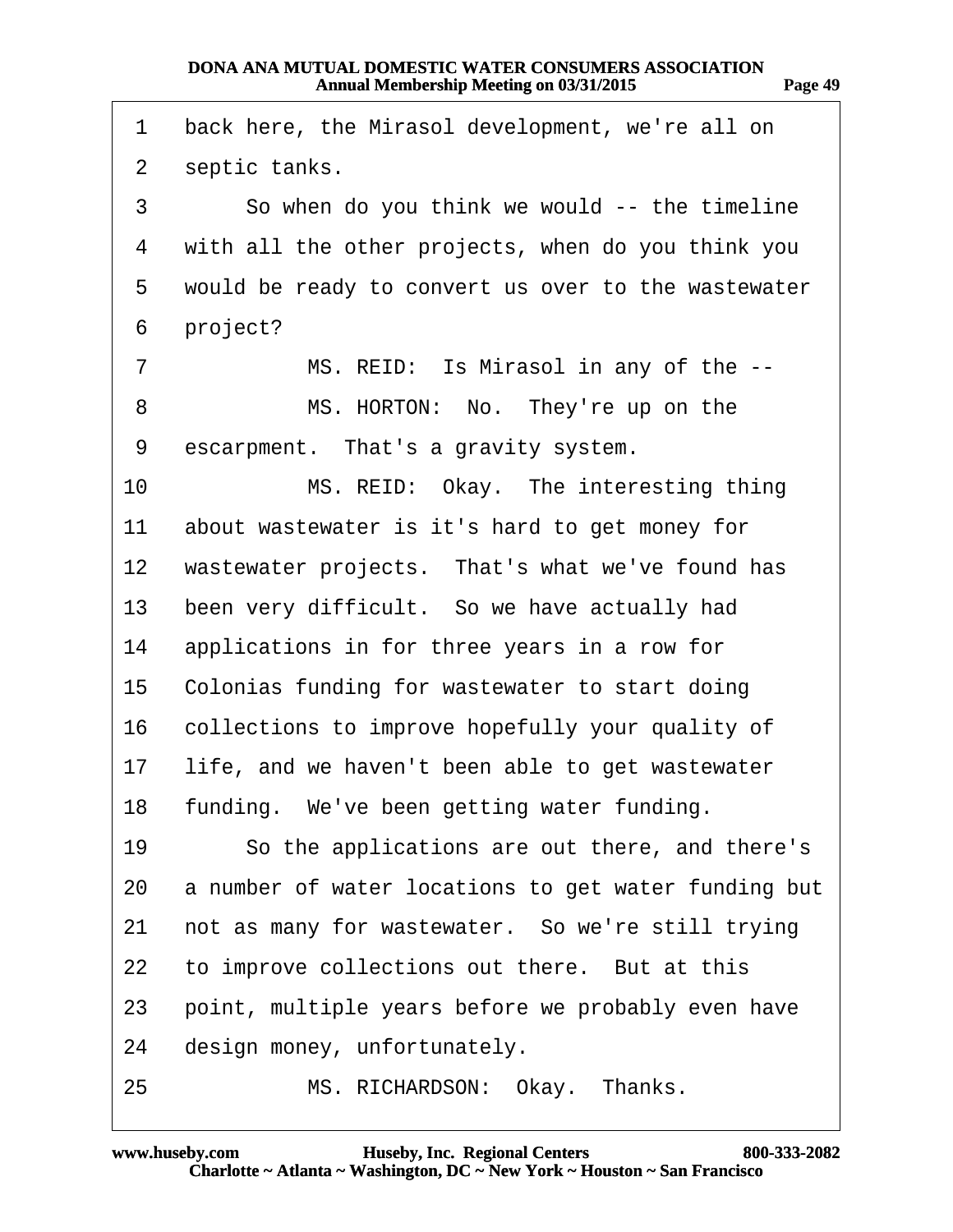1 back here, the Mirasol development, we're all on
2 septic tanks.
3 So when do you think we would -- the timeline
4 with all the other projects, when do you think you
5 would be ready to convert us over to the wastewater
6 project?
7 MS. REID: Is Mirasol in any of the --
8 MS. HORTON: No. They're up on the
9 escarpment. That's a gravity system.
10 MS. REID: Okay. The interesting thing
11 about wastewater is it's hard to get money for
12 wastewater projects. That's what we've found has
13 been very difficult. So we have actually had
14 applications in for three years in a row for
15 Colonias funding for wastewater to start doing
16 collections to improve hopefully your quality of
17 life, and we haven't been able to get wastewater
18 funding. We've been getting water funding.
19 So the applications are out there, and there's
20 a number of water locations to get water funding but
21 not as many for wastewater. So we're still trying
22 to improve collections out there. But at this
23 point, multiple years before we probably even have
24 design money, unfortunately.
25 MS. RICHARDSON: Okay. Thanks.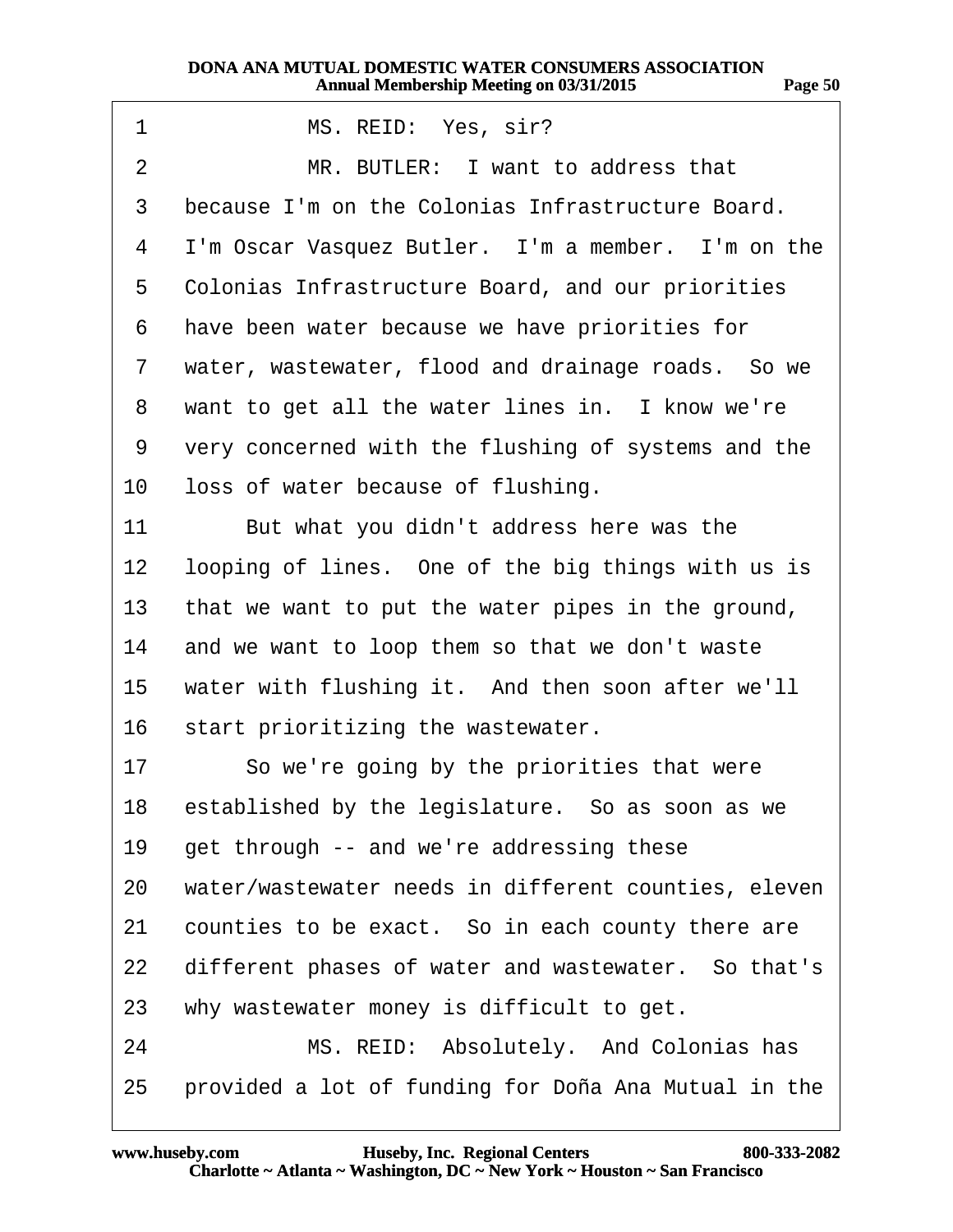1 MS. REID: Yes, sir?

2 MR. BUTLER: I want to address that

3 because I'm on the Colonias Infrastructure Board.

4 I'm Oscar Vasquez Butler. I'm a member. I'm on the

5 Colonias Infrastructure Board, and our priorities

6 have been water because we have priorities for

7 water, wastewater, flood and drainage roads. So we

8 want to get all the water lines in. I know we're

9 very concerned with the flushing of systems and the

10 loss of water because of flushing.

11 But what you didn't address here was the

12 looping of lines. One of the big things with us is

13 that we want to put the water pipes in the ground,

14 and we want to loop them so that we don't waste

15 water with flushing it. And then soon after we'll

16 start prioritizing the wastewater.

17 So we're going by the priorities that were

18 established by the legislature. So as soon as we

19 get through -- and we're addressing these

20 water/wastewater needs in different counties, eleven

21 counties to be exact. So in each county there are

22 different phases of water and wastewater. So that's

23 why wastewater money is difficult to get.

24 MS. REID: Absolutely. And Colonias has

25 provided a lot of funding for Doña Ana Mutual in the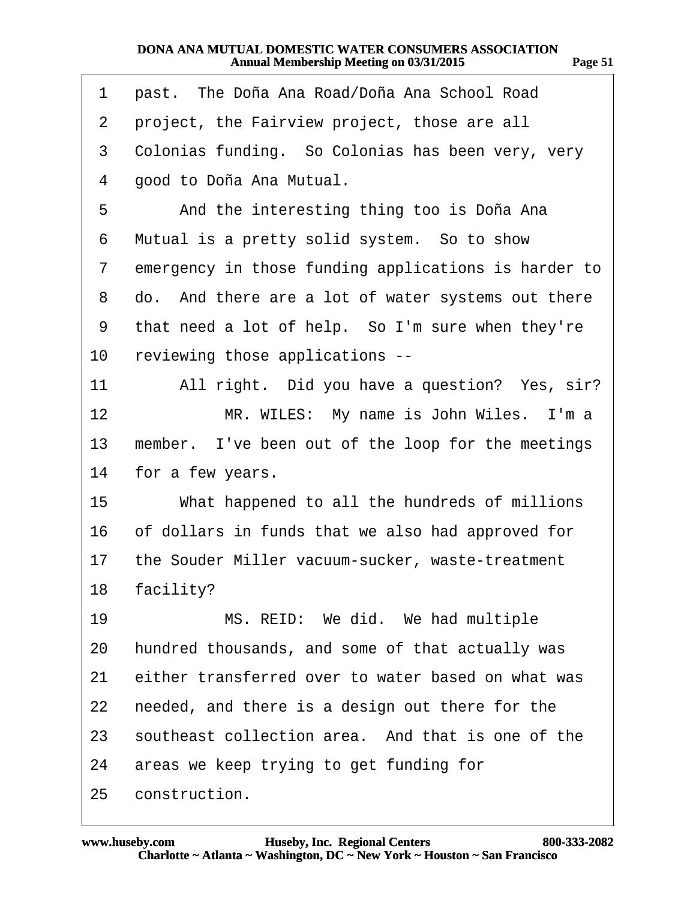1 past. The Doña Ana Road/Doña Ana School Road
2 project, the Fairview project, those are all
3 Colonias funding. So Colonias has been very, very
4 good to Doña Ana Mutual.
5 And the interesting thing too is Doña Ana
6 Mutual is a pretty solid system. So to show
7 emergency in those funding applications is harder to
8 do. And there are a lot of water systems out there
9 that need a lot of help. So I'm sure when they're
10 reviewing those applications --
11 All right. Did you have a question? Yes, sir?
12 MR. WILES: My name is John Wiles. I'm a
13 member. I've been out of the loop for the meetings
14 for a few years.
15 What happened to all the hundreds of millions
16 of dollars in funds that we also had approved for
17 the Souder Miller vacuum-sucker, waste-treatment
18 facility?
19 MS. REID: We did. We had multiple
20 hundred thousands, and some of that actually was
21 either transferred over to water based on what was
22 needed, and there is a design out there for the
23 southeast collection area. And that is one of the
24 areas we keep trying to get funding for
25 construction.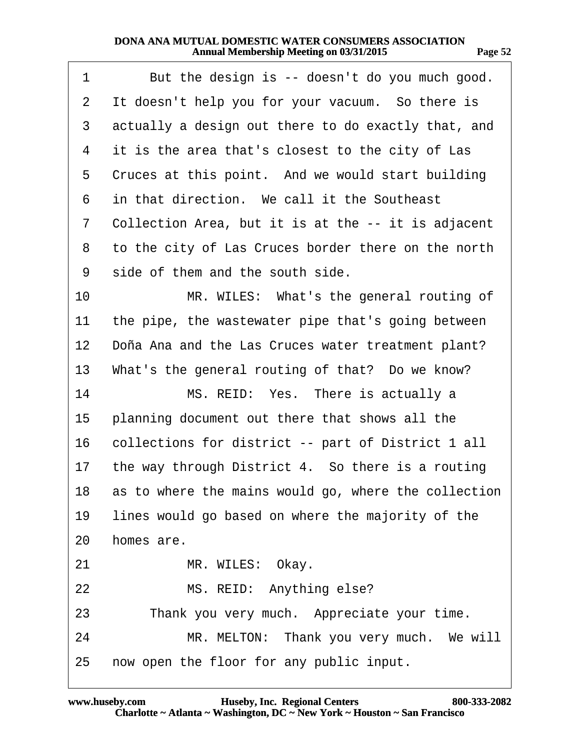1 But the design is -- doesn't do you much good.
2 It doesn't help you for your vacuum. So there is
3 actually a design out there to do exactly that, and
4 it is the area that's closest to the city of Las
5 Cruces at this point. And we would start building
6 in that direction. We call it the Southeast
7 Collection Area, but it is at the -- it is adjacent
8 to the city of Las Cruces border there on the north
9 side of them and the south side.
10 MR. WILES: What's the general routing of
11 the pipe, the wastewater pipe that's going between
12 Doña Ana and the Las Cruces water treatment plant?
13 What's the general routing of that? Do we know?
14 MS. REID: Yes. There is actually a
15 planning document out there that shows all the
16 collections for district -- part of District 1 all
17 the way through District 4. So there is a routing
18 as to where the mains would go, where the collection
19 lines would go based on where the majority of the
20 homes are.
21 MR. WILES: Okay.
22 MS. REID: Anything else?
23 Thank you very much. Appreciate your time.
24 MR. MELTON: Thank you very much. We will
25 now open the floor for any public input.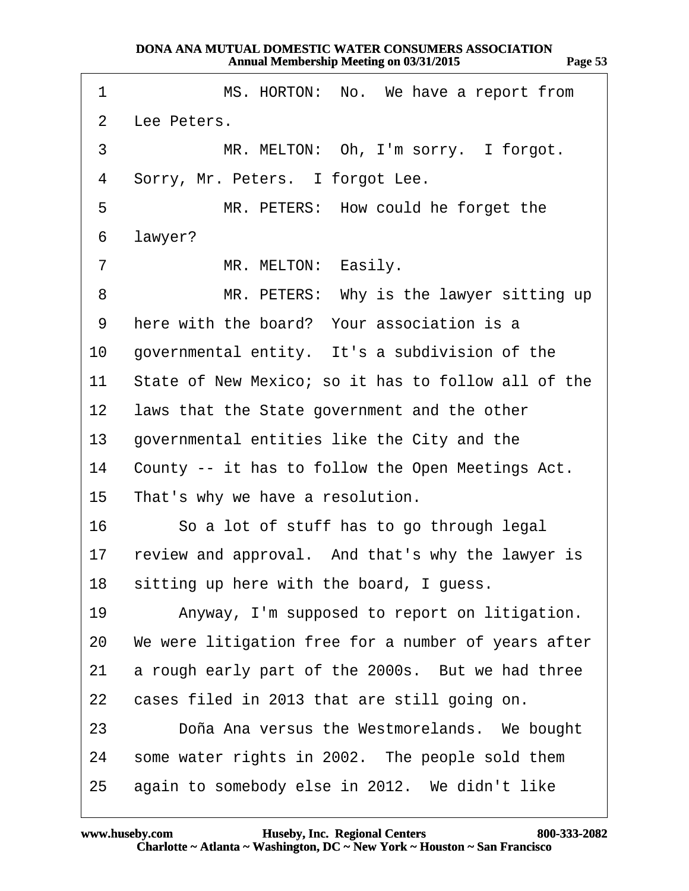1 MS. HORTON: No. We have a report from
2 Lee Peters.
3 MR. MELTON: Oh, I'm sorry. I forgot.
4 Sorry, Mr. Peters. I forgot Lee.
5 MR. PETERS: How could he forget the
6 lawyer?
7 MR. MELTON: Easily.
8 MR. PETERS: Why is the lawyer sitting up
9 here with the board? Your association is a
10 governmental entity. It's a subdivision of the
11 State of New Mexico; so it has to follow all of the
12 laws that the State government and the other
13 governmental entities like the City and the
14 County -- it has to follow the Open Meetings Act.
15 That's why we have a resolution.
16 So a lot of stuff has to go through legal
17 review and approval. And that's why the lawyer is
18 sitting up here with the board, I guess.
19 Anyway, I'm supposed to report on litigation.
20 We were litigation free for a number of years after
21 a rough early part of the 2000s. But we had three
22 cases filed in 2013 that are still going on.
23 Doña Ana versus the Westmorelands. We bought
24 some water rights in 2002. The people sold them
25 again to somebody else in 2012. We didn't like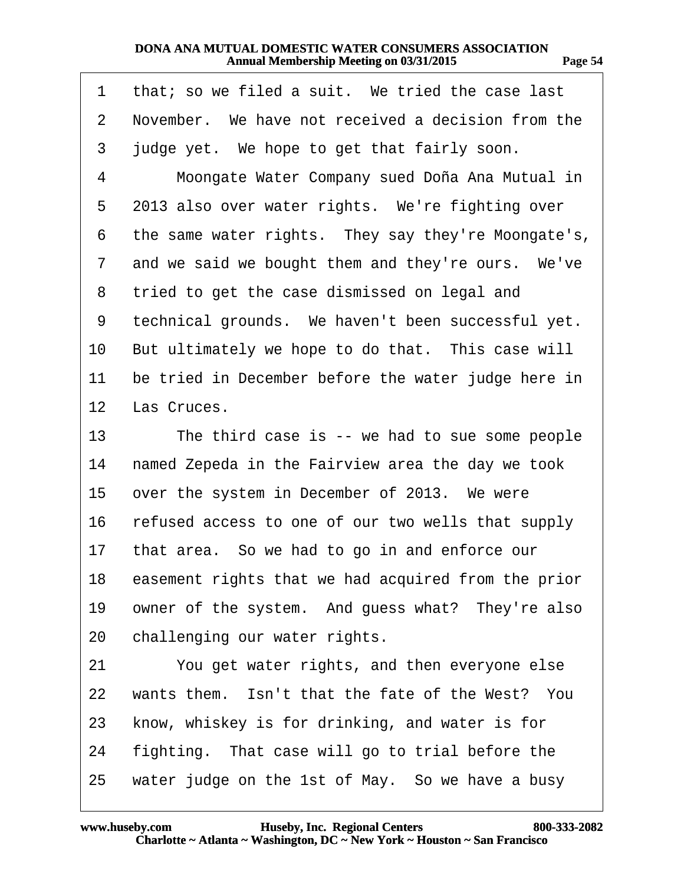1 that; so we filed a suit. We tried the case last
2 November. We have not received a decision from the
3 judge yet. We hope to get that fairly soon.
4 Moongate Water Company sued Doña Ana Mutual in
5 2013 also over water rights. We're fighting over
6 the same water rights. They say they're Moongate's,
7 and we said we bought them and they're ours. We've
8 tried to get the case dismissed on legal and
9 technical grounds. We haven't been successful yet.
10 But ultimately we hope to do that. This case will
11 be tried in December before the water judge here in
12 Las Cruces.
13 The third case is -- we had to sue some people
14 named Zepeda in the Fairview area the day we took
15 over the system in December of 2013. We were
16 refused access to one of our two wells that supply
17 that area. So we had to go in and enforce our
18 easement rights that we had acquired from the prior
19 owner of the system. And guess what? They're also
20 challenging our water rights.
21 You get water rights, and then everyone else
22 wants them. Isn't that the fate of the West? You
23 know, whiskey is for drinking, and water is for
24 fighting. That case will go to trial before the
25 water judge on the 1st of May. So we have a busy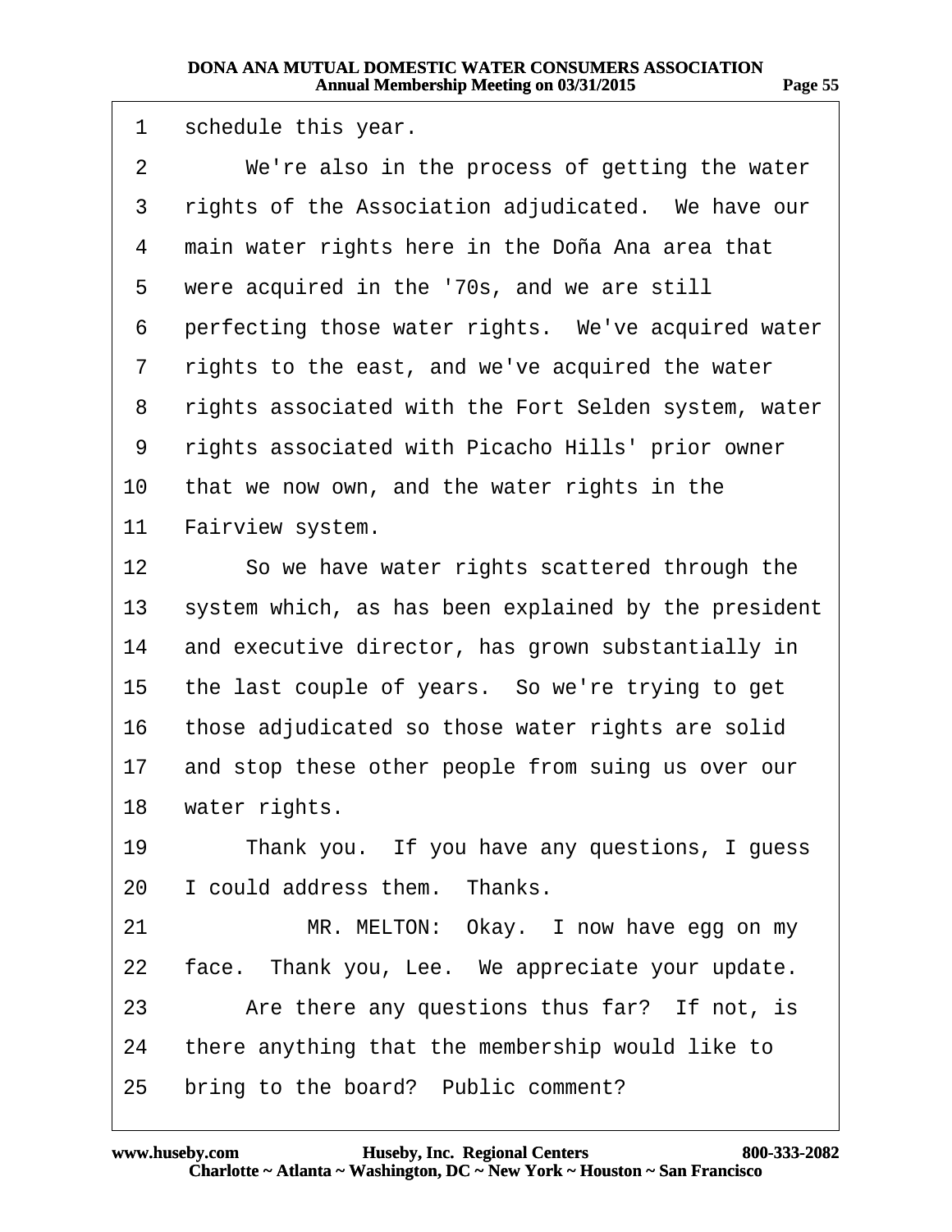1 schedule this year.

2 We're also in the process of getting the water

3 rights of the Association adjudicated. We have our

4 main water rights here in the Doña Ana area that

5 were acquired in the '70s, and we are still

6 perfecting those water rights. We've acquired water

7 rights to the east, and we've acquired the water

8 rights associated with the Fort Selden system, water

9 rights associated with Picacho Hills' prior owner

10 that we now own, and the water rights in the

11 Fairview system.

12 So we have water rights scattered through the

13 system which, as has been explained by the president

14 and executive director, has grown substantially in

15 the last couple of years. So we're trying to get

16 those adjudicated so those water rights are solid

17 and stop these other people from suing us over our

18 water rights.

19 Thank you. If you have any questions, I guess

20 I could address them. Thanks.

21 MR. MELTON: Okay. I now have egg on my

22 face. Thank you, Lee. We appreciate your update.

23 Are there any questions thus far? If not, is

24 there anything that the membership would like to

25 bring to the board? Public comment?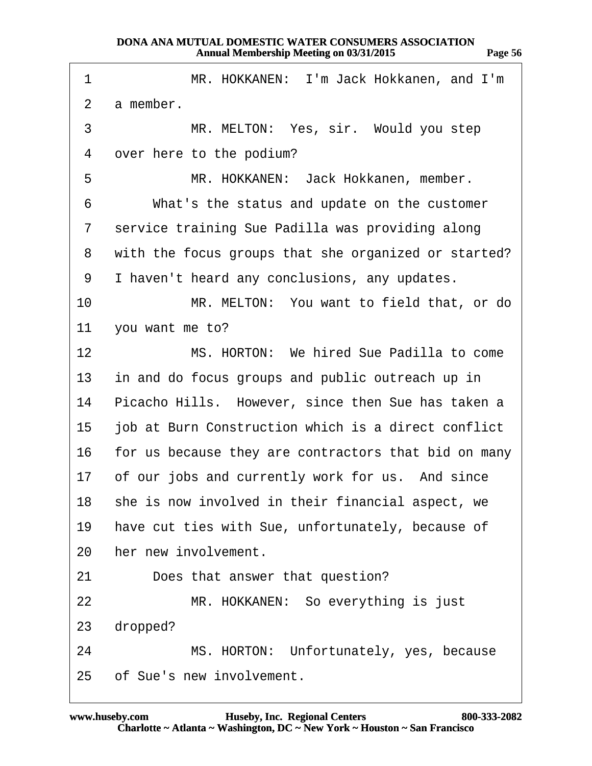1 MR. HOKKANEN: I'm Jack Hokkanen, and I'm
2 a member.
3 MR. MELTON: Yes, sir. Would you step
4 over here to the podium?
5 MR. HOKKANEN: Jack Hokkanen, member.
6 What's the status and update on the customer
7 service training Sue Padilla was providing along
8 with the focus groups that she organized or started?
9 I haven't heard any conclusions, any updates.
10 MR. MELTON: You want to field that, or do
11 you want me to?
12 MS. HORTON: We hired Sue Padilla to come
13 in and do focus groups and public outreach up in
14 Picacho Hills. However, since then Sue has taken a
15 job at Burn Construction which is a direct conflict
16 for us because they are contractors that bid on many
17 of our jobs and currently work for us. And since
18 she is now involved in their financial aspect, we
19 have cut ties with Sue, unfortunately, because of
20 her new involvement.
21 Does that answer that question?
22 MR. HOKKANEN: So everything is just
23 dropped?
24 MS. HORTON: Unfortunately, yes, because
25 of Sue's new involvement.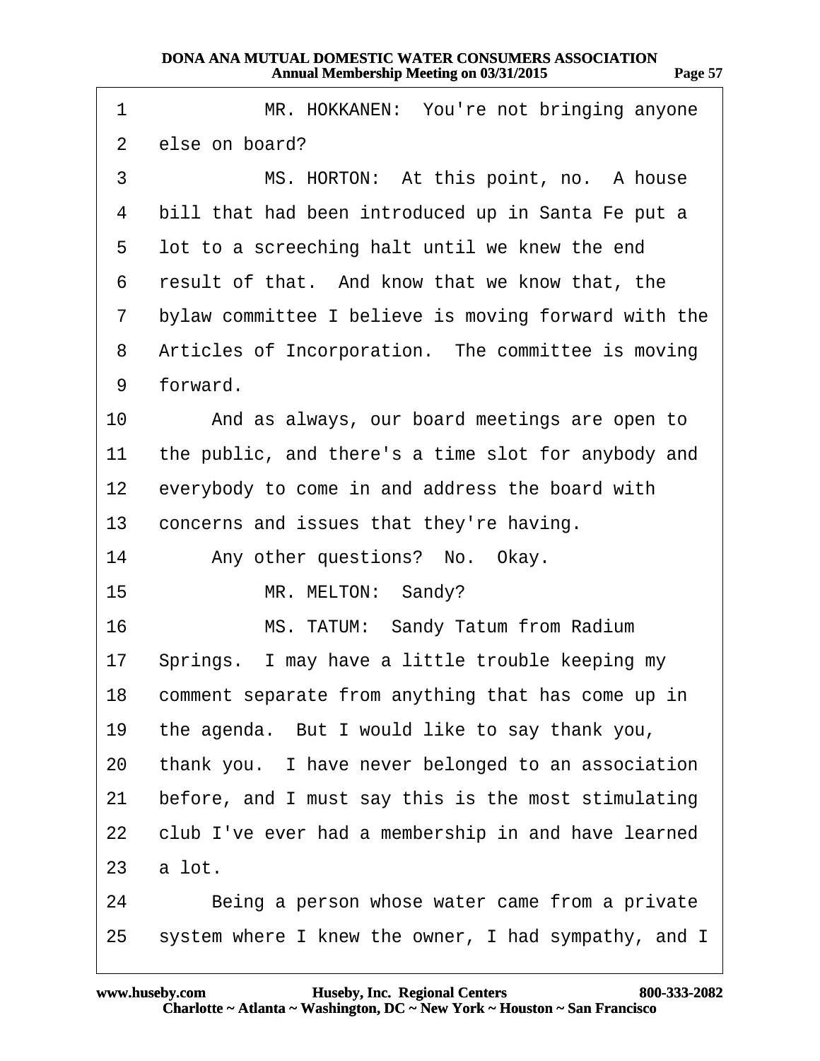1 MR. HOKKANEN: You're not bringing anyone
2 else on board?
3 MS. HORTON: At this point, no. A house
4 bill that had been introduced up in Santa Fe put a
5 lot to a screeching halt until we knew the end
6 result of that. And know that we know that, the
7 bylaw committee I believe is moving forward with the
8 Articles of Incorporation. The committee is moving
9 forward.
10 And as always, our board meetings are open to
11 the public, and there's a time slot for anybody and
12 everybody to come in and address the board with
13 concerns and issues that they're having.
14 Any other questions? No. Okay.
15 MR. MELTON: Sandy?
16 MS. TATUM: Sandy Tatum from Radium
17 Springs. I may have a little trouble keeping my
18 comment separate from anything that has come up in
19 the agenda. But I would like to say thank you,
20 thank you. I have never belonged to an association
21 before, and I must say this is the most stimulating
22 club I've ever had a membership in and have learned
23 a lot.
24 Being a person whose water came from a private
25 system where I knew the owner, I had sympathy, and I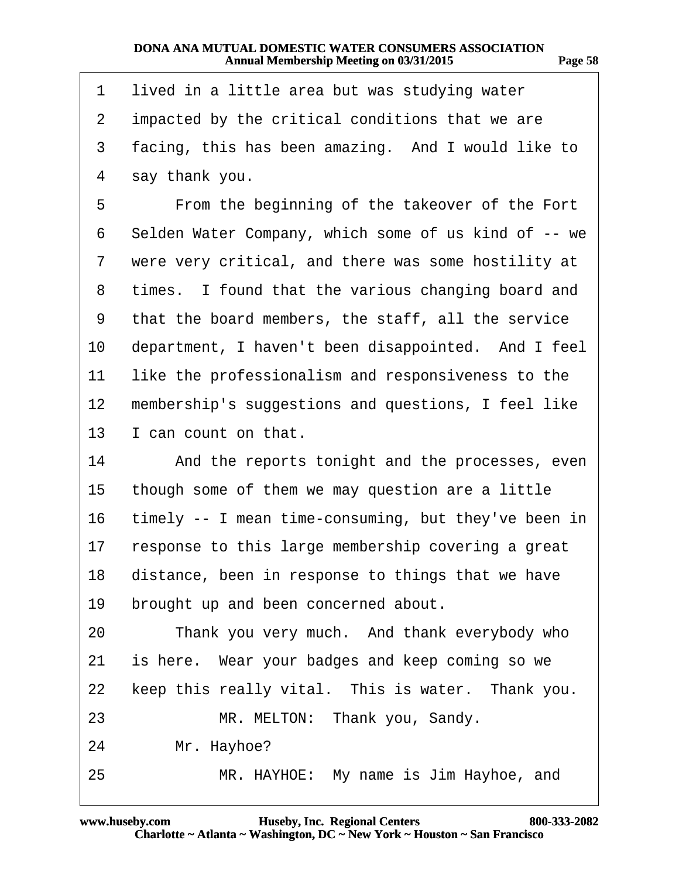1 lived in a little area but was studying water
2 impacted by the critical conditions that we are
3 facing, this has been amazing. And I would like to
4 say thank you.
5 From the beginning of the takeover of the Fort
6 Selden Water Company, which some of us kind of -- we
7 were very critical, and there was some hostility at
8 times. I found that the various changing board and
9 that the board members, the staff, all the service
10 department, I haven't been disappointed. And I feel
11 like the professionalism and responsiveness to the
12 membership's suggestions and questions, I feel like
13 I can count on that.
14 And the reports tonight and the processes, even
15 though some of them we may question are a little
16 timely -- I mean time-consuming, but they've been in
17 response to this large membership covering a great
18 distance, been in response to things that we have
19 brought up and been concerned about.
20 Thank you very much. And thank everybody who
21 is here. Wear your badges and keep coming so we
22 keep this really vital. This is water. Thank you.
23 MR. MELTON: Thank you, Sandy.
24 Mr. Hayhoe?
25 MR. HAYHOE: My name is Jim Hayhoe, and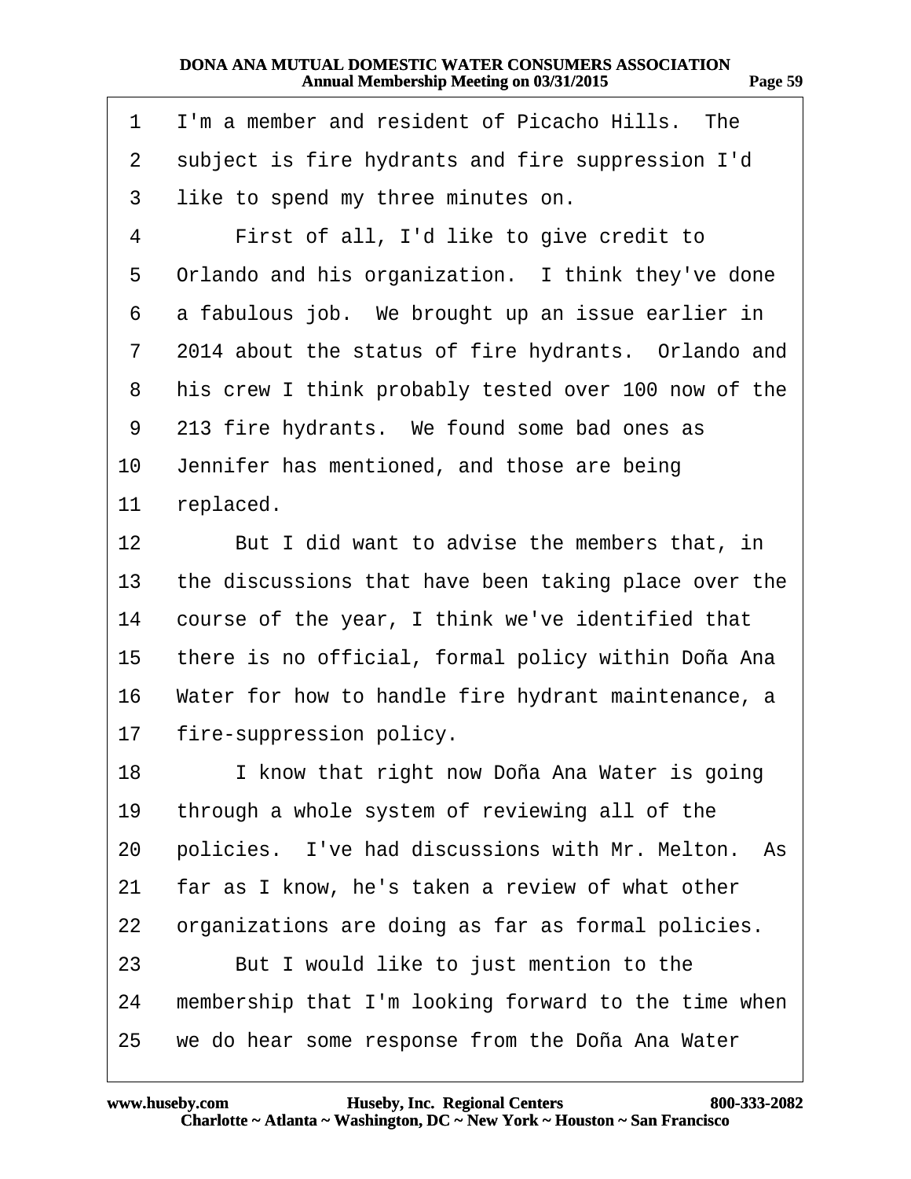1 I'm a member and resident of Picacho Hills. The
2 subject is fire hydrants and fire suppression I'd
3 like to spend my three minutes on.
4 First of all, I'd like to give credit to
5 Orlando and his organization. I think they've done
6 a fabulous job. We brought up an issue earlier in
7 2014 about the status of fire hydrants. Orlando and
8 his crew I think probably tested over 100 now of the
9 213 fire hydrants. We found some bad ones as
10 Jennifer has mentioned, and those are being
11 replaced.
12 But I did want to advise the members that, in
13 the discussions that have been taking place over the
14 course of the year, I think we've identified that
15 there is no official, formal policy within Doña Ana
16 Water for how to handle fire hydrant maintenance, a
17 fire-suppression policy.
18 I know that right now Doña Ana Water is going
19 through a whole system of reviewing all of the
20 policies. I've had discussions with Mr. Melton. As
21 far as I know, he's taken a review of what other
22 organizations are doing as far as formal policies.
23 But I would like to just mention to the
24 membership that I'm looking forward to the time when
25 we do hear some response from the Doña Ana Water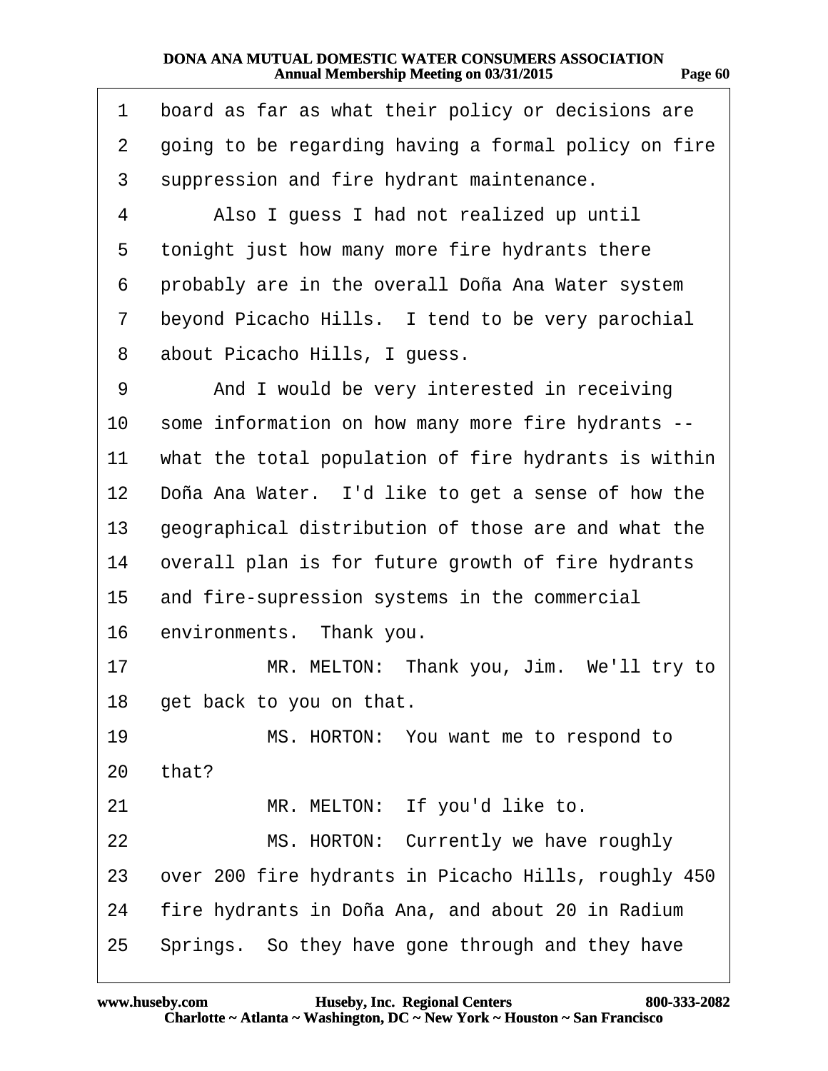1 board as far as what their policy or decisions are
2 going to be regarding having a formal policy on fire
3 suppression and fire hydrant maintenance.
4 Also I guess I had not realized up until
5 tonight just how many more fire hydrants there
6 probably are in the overall Doña Ana Water system
7 beyond Picacho Hills. I tend to be very parochial
8 about Picacho Hills, I guess.
9 And I would be very interested in receiving
10 some information on how many more fire hydrants --
11 what the total population of fire hydrants is within
12 Doña Ana Water. I'd like to get a sense of how the
13 geographical distribution of those are and what the
14 overall plan is for future growth of fire hydrants
15 and fire-supression systems in the commercial
16 environments. Thank you.
17 MR. MELTON: Thank you, Jim. We'll try to
18 get back to you on that.
19 MS. HORTON: You want me to respond to
20 that?
21 MR. MELTON: If you'd like to.
22 MS. HORTON: Currently we have roughly
23 over 200 fire hydrants in Picacho Hills, roughly 450
24 fire hydrants in Doña Ana, and about 20 in Radium
25 Springs. So they have gone through and they have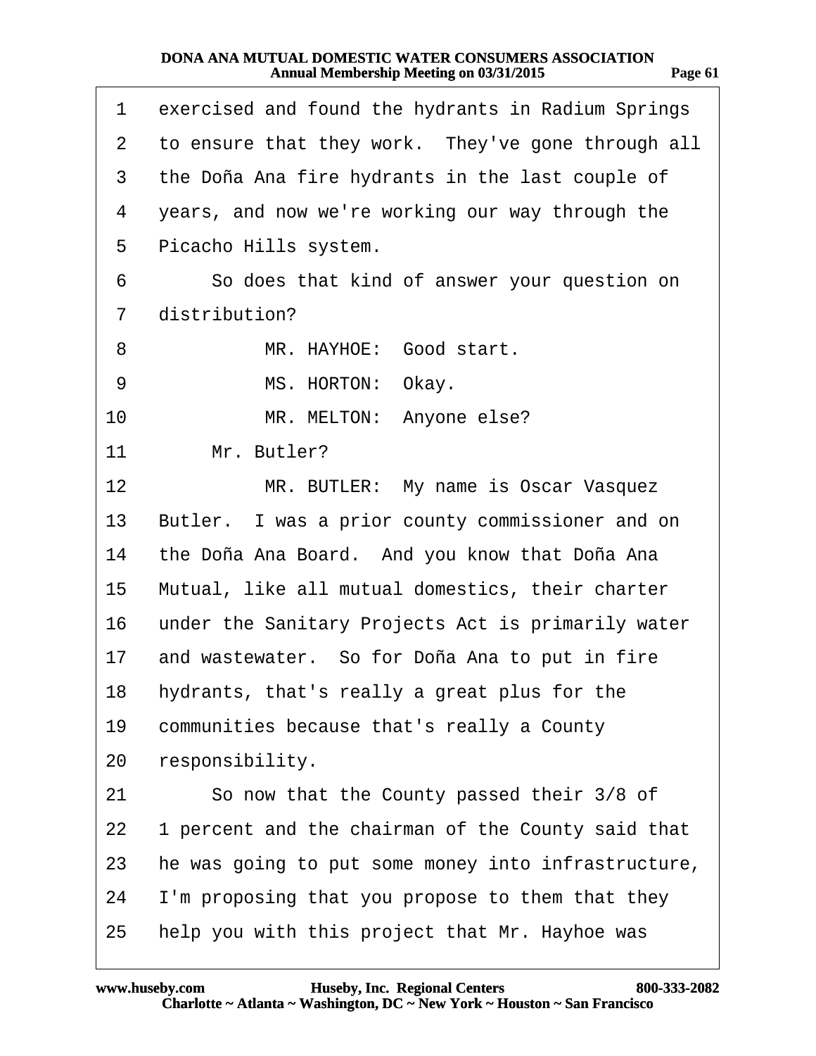1 exercised and found the hydrants in Radium Springs
2 to ensure that they work. They've gone through all
3 the Doña Ana fire hydrants in the last couple of
4 years, and now we're working our way through the
5 Picacho Hills system.
6 So does that kind of answer your question on
7 distribution?
8 MR. HAYHOE: Good start.
9 MS. HORTON: Okay.
10 MR. MELTON: Anyone else?
11 Mr. Butler?
12 MR. BUTLER: My name is Oscar Vasquez
13 Butler. I was a prior county commissioner and on
14 the Doña Ana Board. And you know that Doña Ana
15 Mutual, like all mutual domestics, their charter
16 under the Sanitary Projects Act is primarily water
17 and wastewater. So for Doña Ana to put in fire
18 hydrants, that's really a great plus for the
19 communities because that's really a County
20 responsibility.
21 So now that the County passed their 3/8 of
22 1 percent and the chairman of the County said that
23 he was going to put some money into infrastructure,
24 I'm proposing that you propose to them that they
25 help you with this project that Mr. Hayhoe was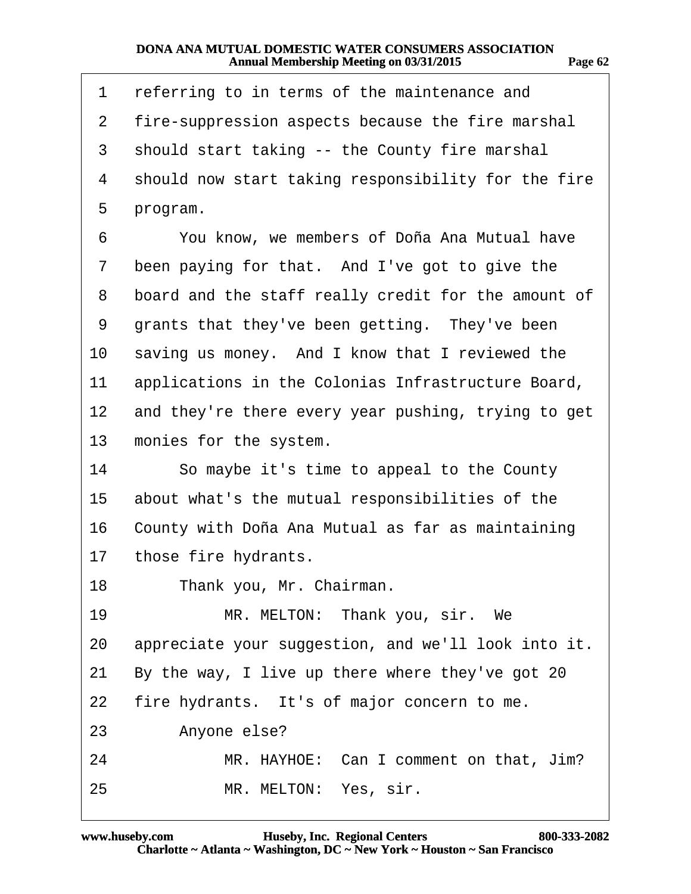1 referring to in terms of the maintenance and
2 fire-suppression aspects because the fire marshal
3 should start taking -- the County fire marshal
4 should now start taking responsibility for the fire
5 program.
6 You know, we members of Doña Ana Mutual have
7 been paying for that. And I've got to give the
8 board and the staff really credit for the amount of
9 grants that they've been getting. They've been
10 saving us money. And I know that I reviewed the
11 applications in the Colonias Infrastructure Board,
12 and they're there every year pushing, trying to get
13 monies for the system.
14 So maybe it's time to appeal to the County
15 about what's the mutual responsibilities of the
16 County with Doña Ana Mutual as far as maintaining
17 those fire hydrants.
18 Thank you, Mr. Chairman.
19 MR. MELTON: Thank you, sir. We
20 appreciate your suggestion, and we'll look into it.
21 By the way, I live up there where they've got 20
22 fire hydrants. It's of major concern to me.
23 Anyone else?
24 MR. HAYHOE: Can I comment on that, Jim?
25 MR. MELTON: Yes, sir.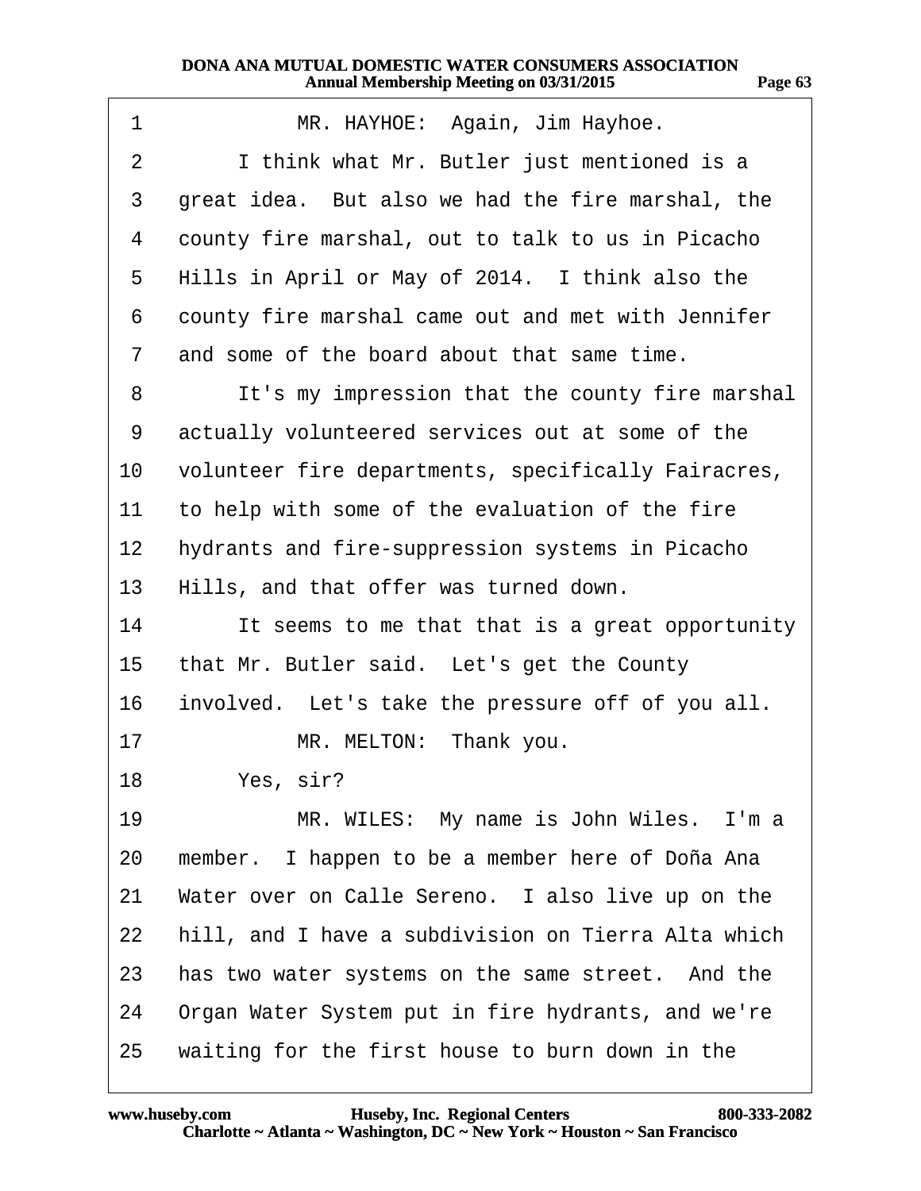MR. HAYHOE: Again, Jim Hayhoe.

I think what Mr. Butler just mentioned is a great idea. But also we had the fire marshal, the county fire marshal, out to talk to us in Picacho Hills in April or May of 2014. I think also the county fire marshal came out and met with Jennifer and some of the board about that same time.

It's my impression that the county fire marshal actually volunteered services out at some of the volunteer fire departments, specifically Fairacres, to help with some of the evaluation of the fire hydrants and fire-suppression systems in Picacho Hills, and that offer was turned down.

It seems to me that that is a great opportunity that Mr. Butler said. Let's get the County involved. Let's take the pressure off of you all.

MR. MELTON: Thank you.

Yes, sir?

MR. WILES: My name is John Wiles. I'm a member. I happen to be a member here of Doña Ana Water over on Calle Sereno. I also live up on the hill, and I have a subdivision on Tierra Alta which has two water systems on the same street. And the Organ Water System put in fire hydrants, and we're waiting for the first house to burn down in the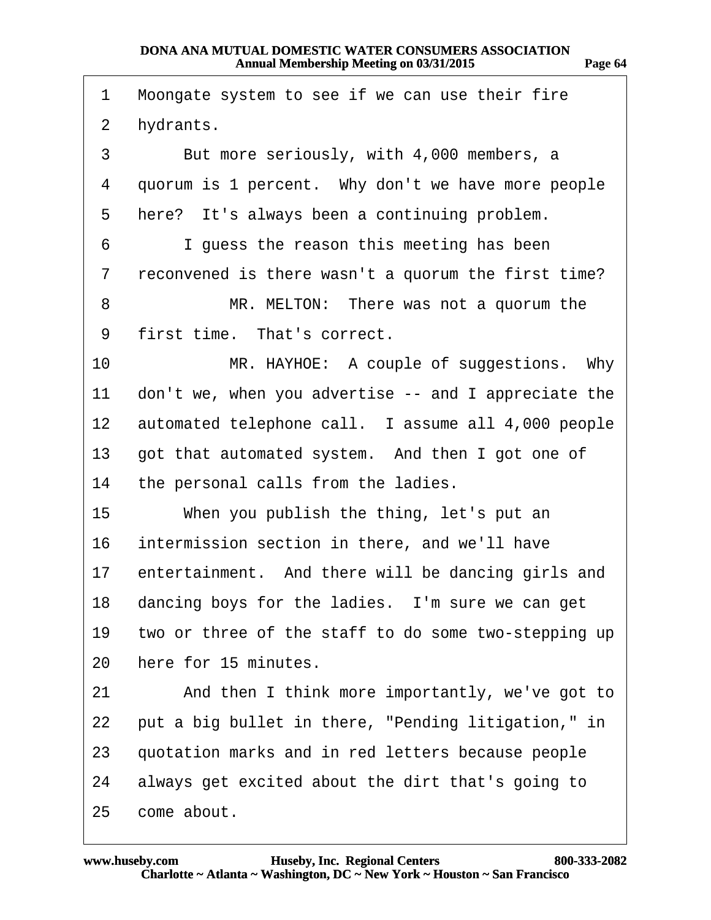Moongate system to see if we can use their fire hydrants.

But more seriously, with 4,000 members, a quorum is 1 percent. Why don't we have more people here? It's always been a continuing problem.

I guess the reason this meeting has been reconvened is there wasn't a quorum the first time?

MR. MELTON: There was not a quorum the first time. That's correct.

MR. HAYHOE: A couple of suggestions. Why don't we, when you advertise -- and I appreciate the automated telephone call. I assume all 4,000 people got that automated system. And then I got one of the personal calls from the ladies.

When you publish the thing, let's put an intermission section in there, and we'll have entertainment. And there will be dancing girls and dancing boys for the ladies. I'm sure we can get two or three of the staff to do some two-stepping up here for 15 minutes.

And then I think more importantly, we've got to put a big bullet in there, "Pending litigation," in quotation marks and in red letters because people always get excited about the dirt that's going to come about.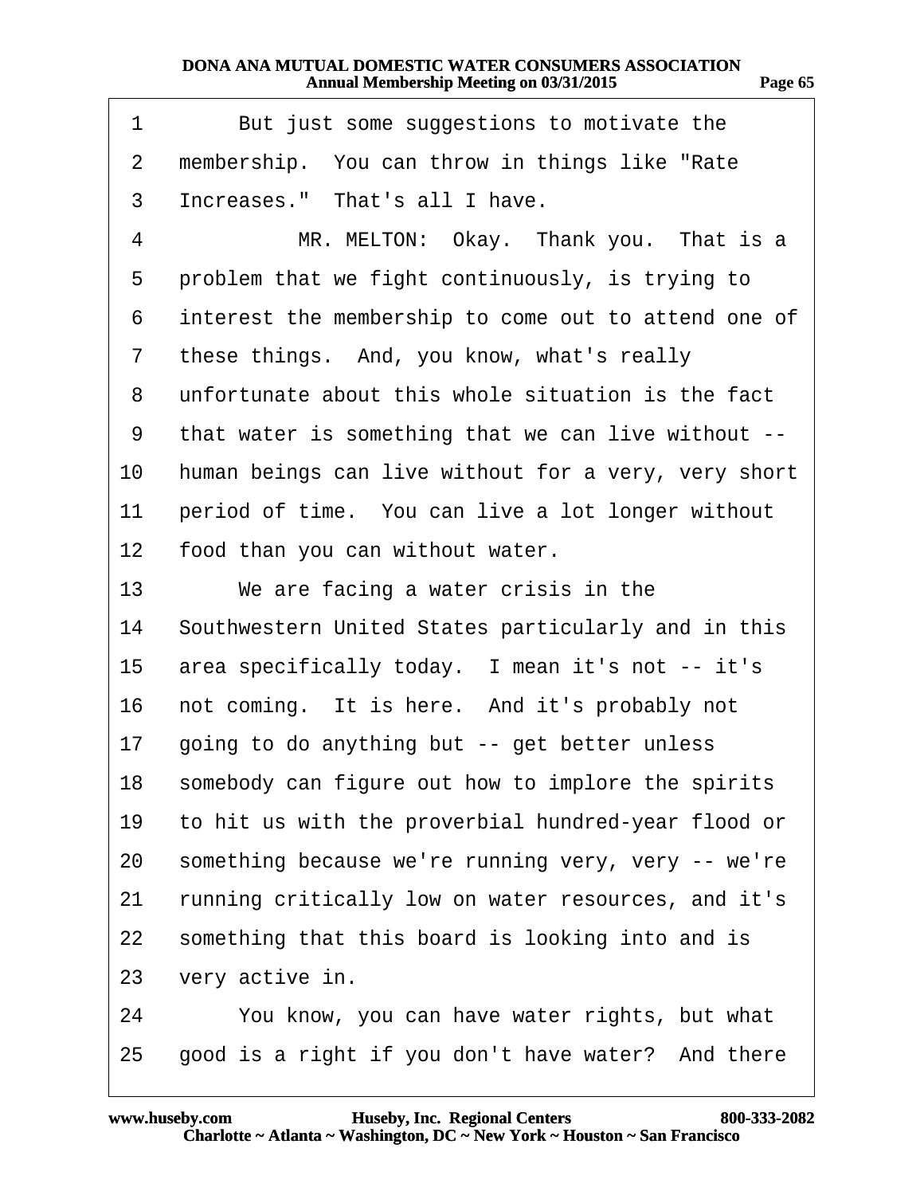But just some suggestions to motivate the membership. You can throw in things like "Rate Increases." That's all I have.

MR. MELTON: Okay. Thank you. That is a problem that we fight continuously, is trying to interest the membership to come out to attend one of these things. And, you know, what's really unfortunate about this whole situation is the fact that water is something that we can live without -- human beings can live without for a very, very short period of time. You can live a lot longer without food than you can without water.

We are facing a water crisis in the Southwestern United States particularly and in this area specifically today. I mean it's not -- it's not coming. It is here. And it's probably not going to do anything but -- get better unless somebody can figure out how to implore the spirits to hit us with the proverbial hundred-year flood or something because we're running very, very -- we're running critically low on water resources, and it's something that this board is looking into and is very active in.

You know, you can have water rights, but what good is a right if you don't have water? And there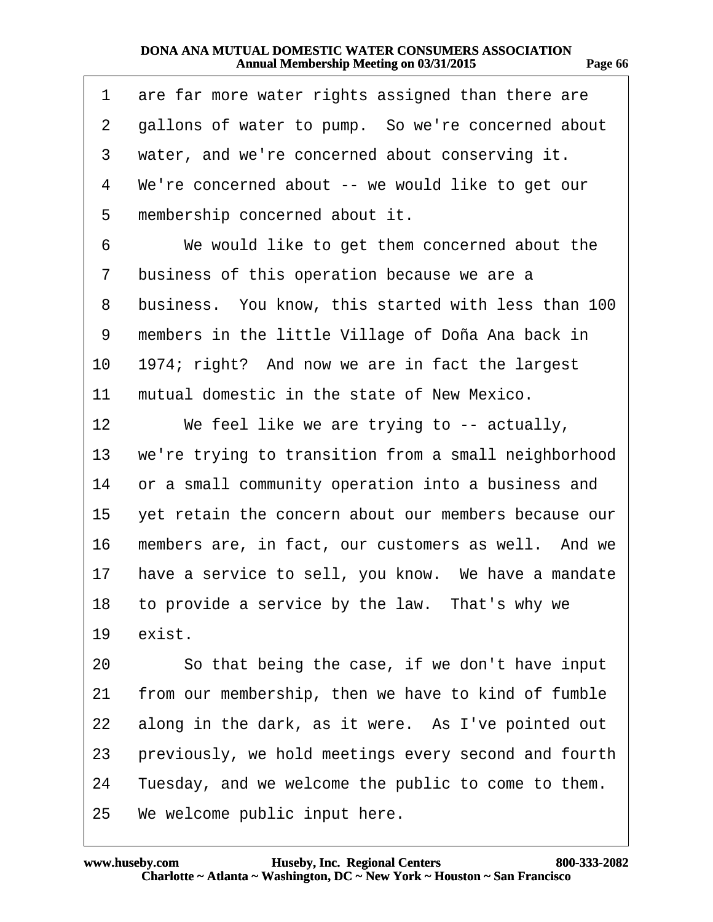are far more water rights assigned than there are gallons of water to pump. So we're concerned about water, and we're concerned about conserving it. We're concerned about -- we would like to get our membership concerned about it.

We would like to get them concerned about the business of this operation because we are a business. You know, this started with less than 100 members in the little Village of Doña Ana back in 1974; right? And now we are in fact the largest mutual domestic in the state of New Mexico.

We feel like we are trying to -- actually, we're trying to transition from a small neighborhood or a small community operation into a business and yet retain the concern about our members because our members are, in fact, our customers as well. And we have a service to sell, you know. We have a mandate to provide a service by the law. That's why we exist.

So that being the case, if we don't have input from our membership, then we have to kind of fumble along in the dark, as it were. As I've pointed out previously, we hold meetings every second and fourth Tuesday, and we welcome the public to come to them. We welcome public input here.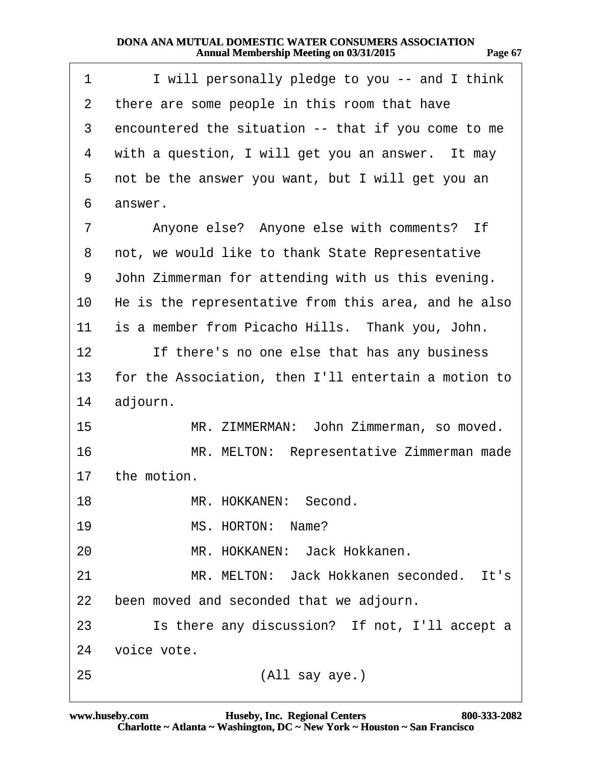1 I will personally pledge to you -- and I think
2 there are some people in this room that have
3 encountered the situation -- that if you come to me
4 with a question, I will get you an answer. It may
5 not be the answer you want, but I will get you an
6 answer.
7 Anyone else? Anyone else with comments? If
8 not, we would like to thank State Representative
9 John Zimmerman for attending with us this evening.
10 He is the representative from this area, and he also
11 is a member from Picacho Hills. Thank you, John.
12 If there's no one else that has any business
13 for the Association, then I'll entertain a motion to
14 adjourn.
15 MR. ZIMMERMAN: John Zimmerman, so moved.
16 MR. MELTON: Representative Zimmerman made
17 the motion.
18 MR. HOKKANEN: Second.
19 MS. HORTON: Name?
20 MR. HOKKANEN: Jack Hokkanen.
21 MR. MELTON: Jack Hokkanen seconded. It's
22 been moved and seconded that we adjourn.
23 Is there any discussion? If not, I'll accept a
24 voice vote.
25 (All say aye.)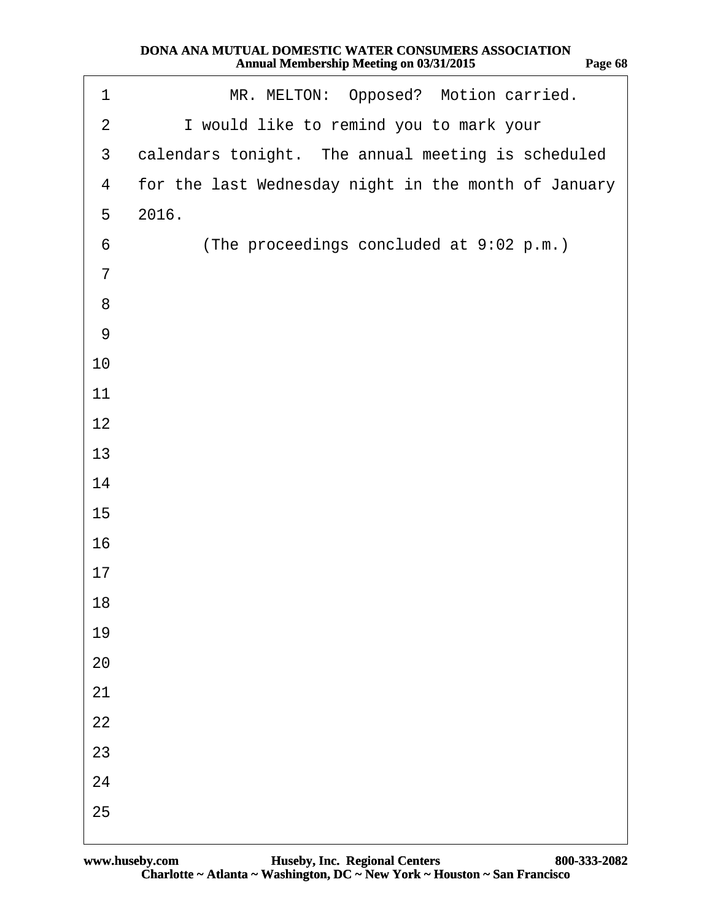MR. MELTON: Opposed? Motion carried.

I would like to remind you to mark your calendars tonight. The annual meeting is scheduled for the last Wednesday night in the month of January 2016.

(The proceedings concluded at 9:02 p.m.)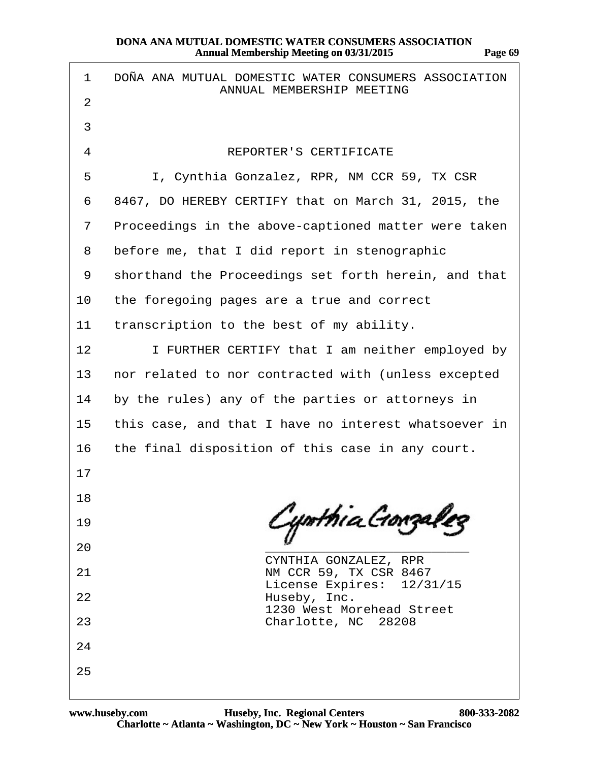DOÑA ANA MUTUAL DOMESTIC WATER CONSUMERS ASSOCIATION
ANNUAL MEMBERSHIP MEETING

REPORTER'S CERTIFICATE

I, Cynthia Gonzalez, RPR, NM CCR 59, TX CSR 8467, DO HEREBY CERTIFY that on March 31, 2015, the Proceedings in the above-captioned matter were taken before me, that I did report in stenographic shorthand the Proceedings set forth herein, and that the foregoing pages are a true and correct transcription to the best of my ability.

I FURTHER CERTIFY that I am neither employed by nor related to nor contracted with (unless excepted by the rules) any of the parties or attorneys in this case, and that I have no interest whatsoever in the final disposition of this case in any court.

Cynthia Gonzalez

CYNTHIA GONZALEZ, RPR
NM CCR 59, TX CSR 8467
License Expires: 12/31/15
Huseby, Inc.
1230 West Morehead Street
Charlotte, NC 28208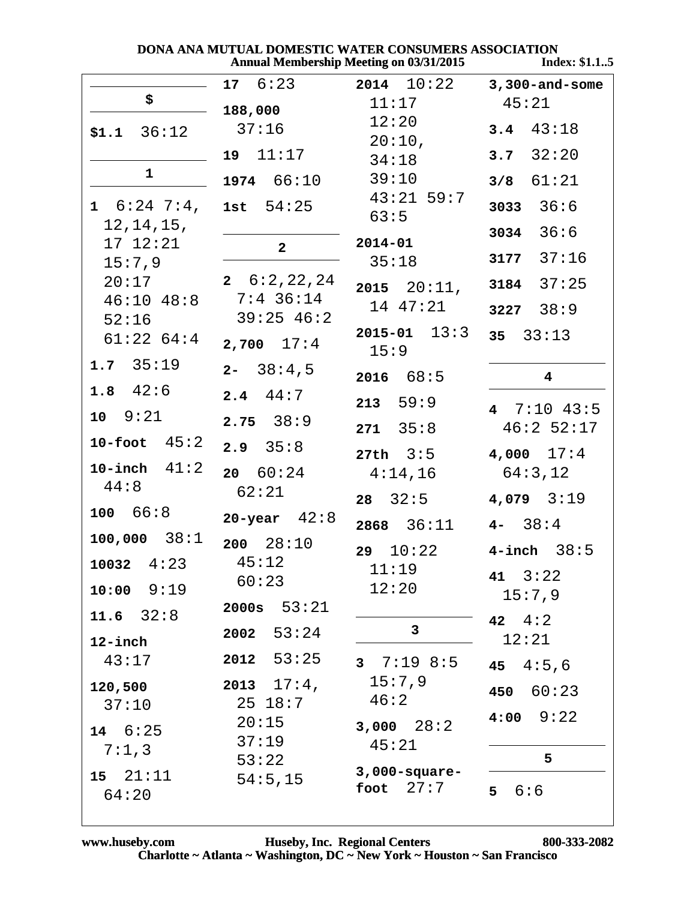## $

**$1.1** 36:12

## 1

**1** 6:24 7:4, 12,14,15, 17 12:21 15:7,9 20:17 46:10 48:8 52:16 61:22 64:4

**1.7** 35:19

**1.8** 42:6

**10** 9:21

**10-foot** 45:2

**10-inch** 41:2 44:8

**100** 66:8

**100,000** 38:1

**10032** 4:23

**10:00** 9:19

**11.6** 32:8

**12-inch** 43:17

**120,500** 37:10

**14** 6:25 7:1,3

**15** 21:11 64:20

**17** 6:23

**188,000** 37:16

**19** 11:17

**1974** 66:10

**1st** 54:25

## 2

**2** 6:2,22,24 7:4 36:14 39:25 46:2

**2,700** 17:4

**2-** 38:4,5

**2.4** 44:7

**2.75** 38:9

**2.9** 35:8

**20** 60:24 62:21

**20-year** 42:8

**200** 28:10 45:12 60:23

**2000s** 53:21

**2002** 53:24

**2012** 53:25

**2013** 17:4, 25 18:7 20:15 37:19 53:22 54:5,15

**2014** 10:22 11:17 12:20 20:10, 34:18 39:10 43:21 59:7 63:5

**2014-01** 35:18

**2015** 20:11, 14 47:21

**2015-01** 13:3 15:9

**2016** 68:5

**213** 59:9

**271** 35:8

**27th** 3:5 4:14,16

**28** 32:5

**2868** 36:11

**29** 10:22 11:19 12:20

## 3

**3** 7:19 8:5 15:7,9 46:2

**3,000** 28:2 45:21

**3,000-square-foot** 27:7

**3,300-and-some** 45:21

**3.4** 43:18

**3.7** 32:20

**3/8** 61:21

**3033** 36:6

**3034** 36:6

**3177** 37:16

**3184** 37:25

**3227** 38:9

**35** 33:13

## 4

**4** 7:10 43:5 46:2 52:17

**4,000** 17:4 64:3,12

**4,079** 3:19

**4-** 38:4

**4-inch** 38:5

**41** 3:22 15:7,9

**42** 4:2 12:21

**45** 4:5,6

**450** 60:23

**4:00** 9:22

## 5

**5** 6:6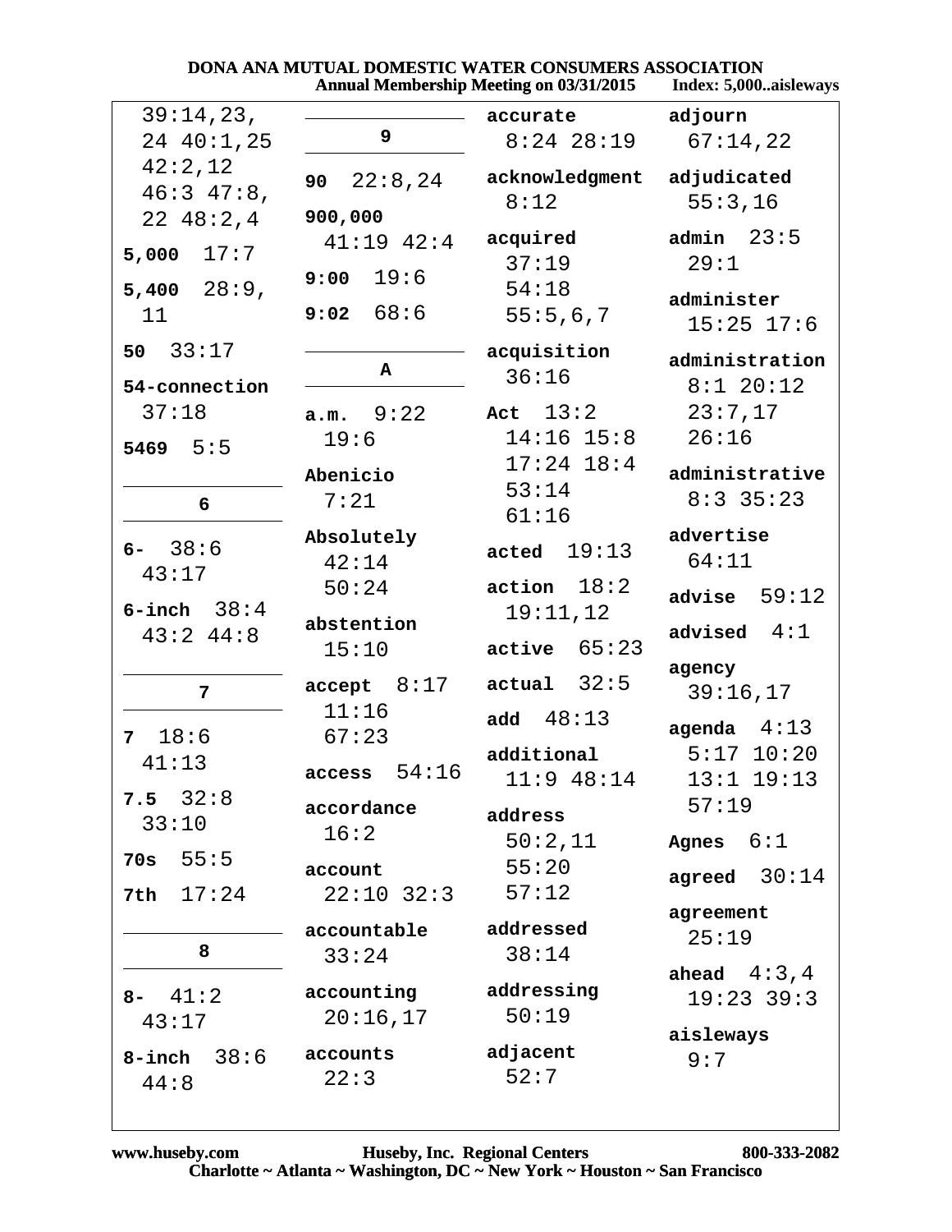# DONA ANA MUTUAL DOMESTIC WATER CONSUMERS ASSOCIATION

Annual Membership Meeting on 03/31/2015 Index: 5,000..aisleways

39:14,23, 24 40:1,25 42:2,12 46:3 47:8, 22 48:2,4

**5,000** 17:7

**5,400** 28:9, 11

**50** 33:17

**54-connection** 37:18

**5469** 5:5

## 6

**6-** 38:6 43:17

**6-inch** 38:4 43:2 44:8

## 7

**7** 18:6 41:13

**7.5** 32:8 33:10

**70s** 55:5

**7th** 17:24

## 8

**8-** 41:2 43:17

**8-inch** 38:6 44:8

## 9

**90** 22:8,24

**900,000** 41:19 42:4

**9:00** 19:6

**9:02** 68:6

## A

**a.m.** 9:22 19:6

**Abenicio** 7:21

**Absolutely** 42:14 50:24

**abstention** 15:10

**accept** 8:17 11:16 67:23

**access** 54:16

**accordance** 16:2

**account** 22:10 32:3

**accountable** 33:24

**accounting** 20:16,17

**accounts** 22:3

**accurate** 8:24 28:19

**acknowledgment** 8:12

**acquired** 37:19 54:18 55:5,6,7

**acquisition** 36:16

**Act** 13:2 14:16 15:8 17:24 18:4 53:14 61:16

**acted** 19:13

**action** 18:2 19:11,12

**active** 65:23

**actual** 32:5

**add** 48:13

**additional** 11:9 48:14

**address** 50:2,11 55:20 57:12

**addressed** 38:14

**addressing** 50:19

**adjacent** 52:7

**adjourn** 67:14,22

**adjudicated** 55:3,16

**admin** 23:5 29:1

**administer** 15:25 17:6

**administration** 8:1 20:12 23:7,17 26:16

**administrative** 8:3 35:23

**advertise** 64:11

**advise** 59:12

**advised** 4:1

**agency** 39:16,17

**agenda** 4:13 5:17 10:20 13:1 19:13 57:19

**Agnes** 6:1

**agreed** 30:14

**agreement** 25:19

**ahead** 4:3,4 19:23 39:3

**aisleways** 9:7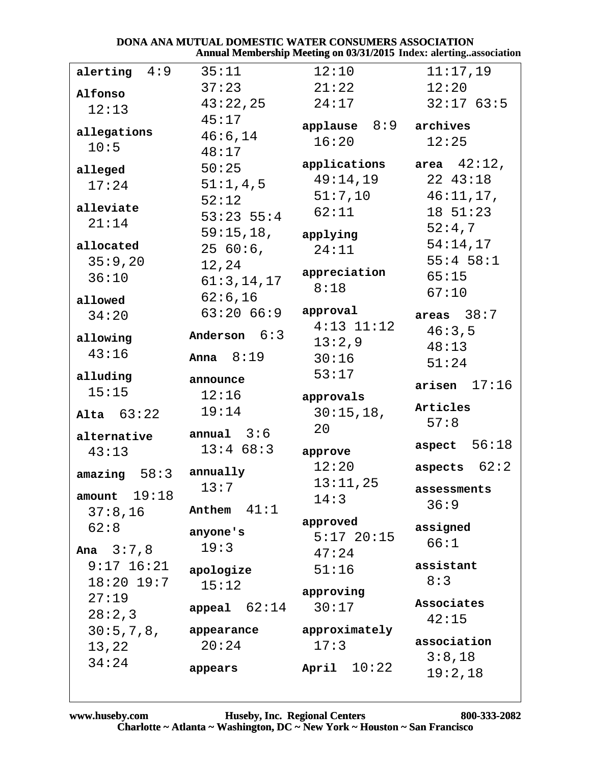**alerting** 4:9

**Alfonso** 12:13

**allegations** 10:5

**alleged** 17:24

**alleviate** 21:14

**allocated** 35:9,20 36:10

**allowed** 34:20

**allowing** 43:16

**alluding** 15:15

**Alta** 63:22

**alternative** 43:13

**amazing** 58:3

**amount** 19:18 37:8,16 62:8

**Ana** 3:7,8 9:17 16:21 18:20 19:7 27:19 28:2,3 30:5,7,8, 13,22 34:24 35:11 37:23 43:22,25 45:17 46:6,14 48:17 50:25 51:1,4,5 52:12 53:23 55:4 59:15,18, 25 60:6, 12,24 61:3,14,17 62:6,16 63:20 66:9

**Anderson** 6:3

**Anna** 8:19

**announce** 12:16 19:14

**annual** 3:6 13:4 68:3

**annually** 13:7

**Anthem** 41:1

**anyone's** 19:3

**apologize** 15:12

**appeal** 62:14

**appearance** 20:24

**appears** 12:10 21:22 24:17

**applause** 8:9 16:20

**applications** 49:14,19 51:7,10 62:11

**applying** 24:11

**appreciation** 8:18

**approval** 4:13 11:12 13:2,9 30:16 53:17

**approvals** 30:15,18, 20

**approve** 12:20 13:11,25 14:3

**approved** 5:17 20:15 47:24 51:16

**approving** 30:17

**approximately** 17:3

**April** 10:22 11:17,19 12:20 32:17 63:5

**archives** 12:25

**area** 42:12, 22 43:18 46:11,17, 18 51:23 52:4,7 54:14,17 55:4 58:1 65:15 67:10

**areas** 38:7 46:3,5 48:13 51:24

**arisen** 17:16

**Articles** 57:8

**aspect** 56:18

**aspects** 62:2

**assessments** 36:9

**assigned** 66:1

**assistant** 8:3

**Associates** 42:15

**association** 3:8,18 19:2,18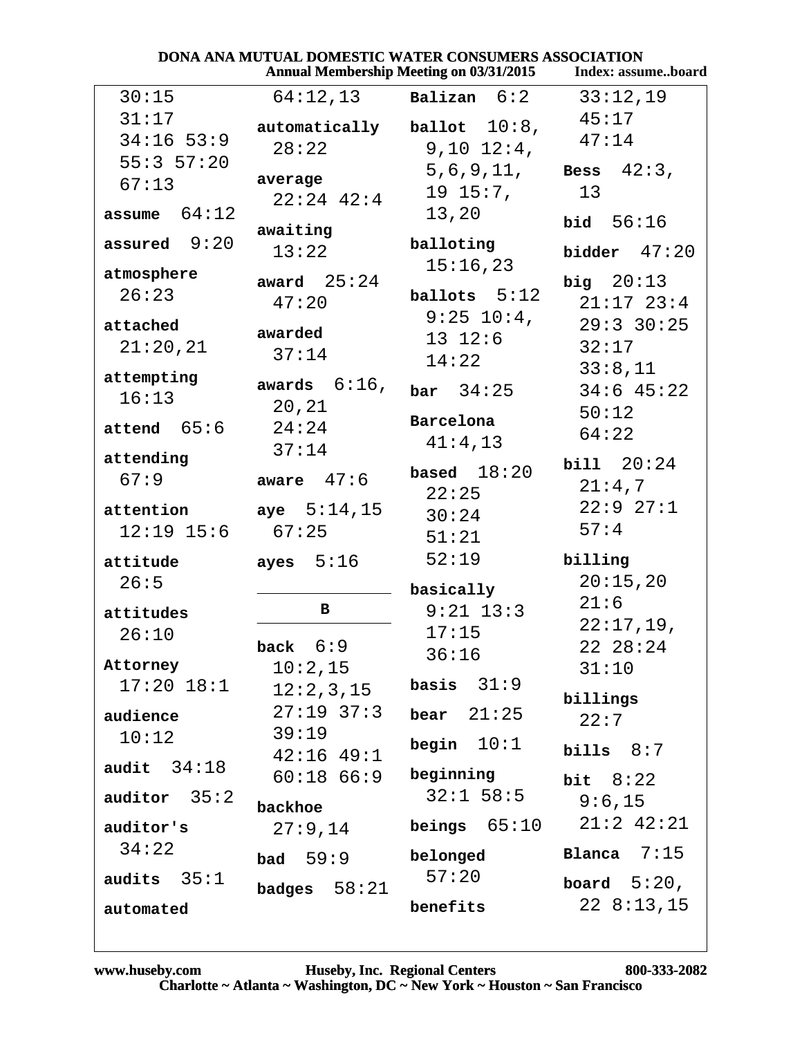30:15 31:17 34:16 53:9 55:3 57:20 67:13

**assume** 64:12

**assured** 9:20

**atmosphere** 26:23

**attached** 21:20,21

**attempting** 16:13

**attend** 65:6

**attending** 67:9

**attention** 12:19 15:6

**attitude** 26:5

**attitudes** 26:10

**Attorney** 17:20 18:1

**audience** 10:12

**audit** 34:18

**auditor** 35:2

**auditor's** 34:22

**audits** 35:1

**automated** 64:12,13

**automatically** 28:22

**average** 22:24 42:4

**awaiting** 13:22

**award** 25:24 47:20

**awarded** 37:14

**awards** 6:16, 20,21 24:24 37:14

**aware** 47:6

**aye** 5:14,15 67:25

**ayes** 5:16

## B

**back** 6:9 10:2,15 12:2,3,15 27:19 37:3 39:19 42:16 49:1 60:18 66:9

**backhoe** 27:9,14

**bad** 59:9

**badges** 58:21

**Balizan** 6:2

**ballot** 10:8, 9,10 12:4, 5,6,9,11, 19 15:7, 13,20

**balloting** 15:16,23

**ballots** 5:12 9:25 10:4, 13 12:6 14:22

**bar** 34:25

**Barcelona** 41:4,13

**based** 18:20 22:25 30:24 51:21 52:19

**basically** 9:21 13:3 17:15 36:16

**basis** 31:9

**bear** 21:25

**begin** 10:1

**beginning** 32:1 58:5

**beings** 65:10

**belonged** 57:20

**benefits** 33:12,19 45:17 47:14

**Bess** 42:3, 13

**bid** 56:16

**bidder** 47:20

**big** 20:13 21:17 23:4 29:3 30:25 32:17 33:8,11 34:6 45:22 50:12 64:22

**bill** 20:24 21:4,7 22:9 27:1 57:4

**billing** 20:15,20 21:6 22:17,19, 22 28:24 31:10

**billings** 22:7

**bills** 8:7

**bit** 8:22 9:6,15 21:2 42:21

**Blanca** 7:15

**board** 5:20, 22 8:13,15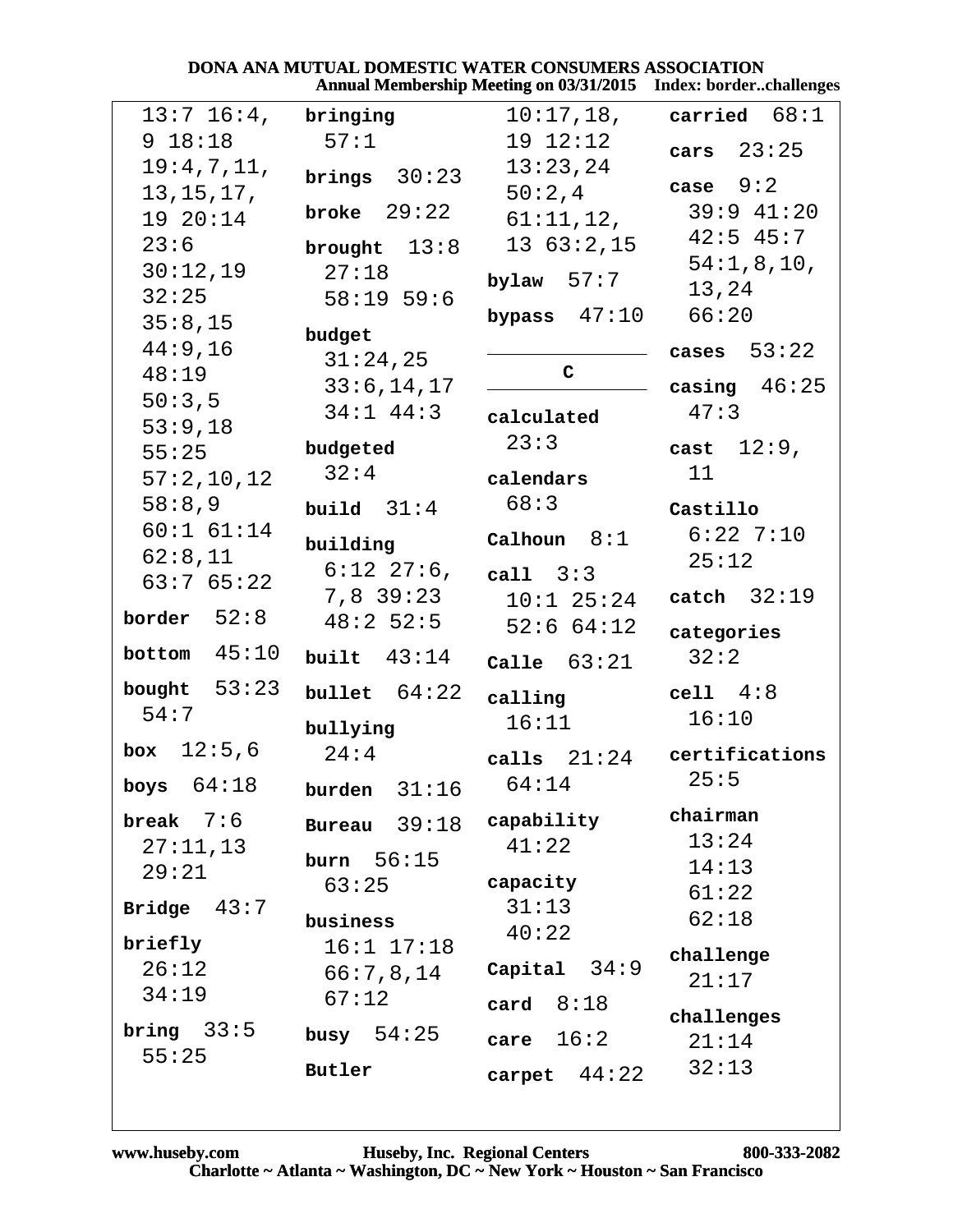DONA ANA MUTUAL DOMESTIC WATER CONSUMERS ASSOCIATION
Annual Membership Meeting on 03/31/2015 Index: border..challenges

13:7 16:4, 9 18:18 19:4,7,11, 13,15,17, 19 20:14 23:6 30:12,19 32:25 35:8,15 44:9,16 48:19 50:3,5 53:9,18 55:25 57:2,10,12 58:8,9 60:1 61:14 62:8,11 63:7 65:22

**border** 52:8

**bottom** 45:10

**bought** 53:23 54:7

**box** 12:5,6

**boys** 64:18

**break** 7:6 27:11,13 29:21

**Bridge** 43:7

**briefly** 26:12 34:19

**bring** 33:5 55:25

**bringing** 57:1

**brings** 30:23

**broke** 29:22

**brought** 13:8 27:18 58:19 59:6

**budget** 31:24,25 33:6,14,17 34:1 44:3

**budgeted** 32:4

**build** 31:4

**building** 6:12 27:6, 7,8 39:23 48:2 52:5

**built** 43:14

**bullet** 64:22

**bullying** 24:4

**burden** 31:16

**Bureau** 39:18

**burn** 56:15 63:25

**business** 16:1 17:18 66:7,8,14 67:12

**busy** 54:25

**Butler** 10:17,18, 19 12:12 13:23,24 50:2,4 61:11,12, 13 63:2,15

**bylaw** 57:7

**bypass** 47:10

## C

**calculated** 23:3

**calendars** 68:3

**Calhoun** 8:1

**call** 3:3 10:1 25:24 52:6 64:12

**Calle** 63:21

**calling** 16:11

**calls** 21:24 64:14

**capability** 41:22

**capacity** 31:13 40:22

**Capital** 34:9

**card** 8:18

**care** 16:2

**carpet** 44:22

**carried** 68:1

**cars** 23:25

**case** 9:2 39:9 41:20 42:5 45:7 54:1,8,10, 13,24 66:20

**cases** 53:22

**casing** 46:25 47:3

**cast** 12:9, 11

**Castillo** 6:22 7:10 25:12

**catch** 32:19

**categories** 32:2

**cell** 4:8 16:10

**certifications** 25:5

**chairman** 13:24 14:13 61:22 62:18

**challenge** 21:17

**challenges** 21:14 32:13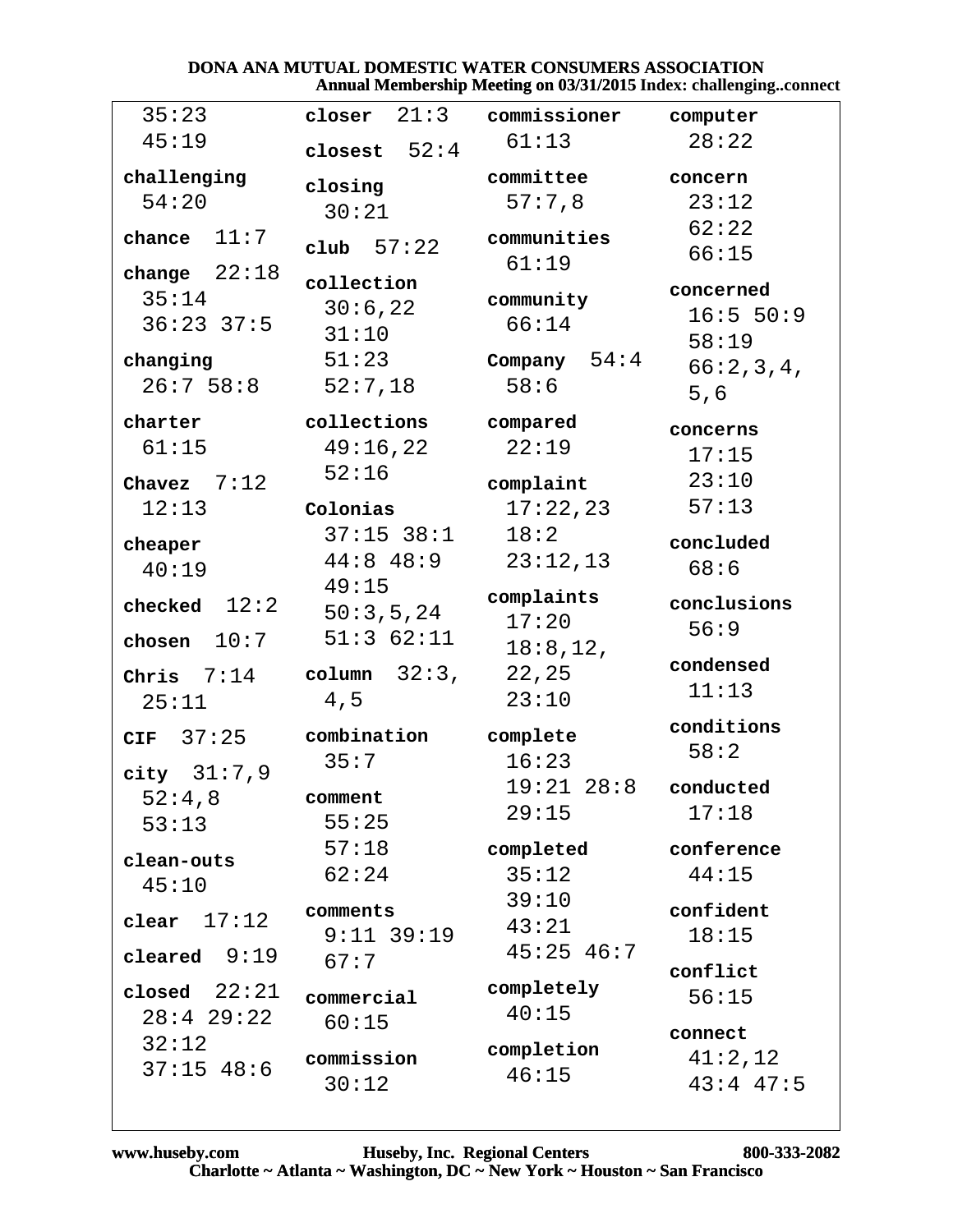DONA ANA MUTUAL DOMESTIC WATER CONSUMERS ASSOCIATION
Annual Membership Meeting on 03/31/2015 Index: challenging..connect

35:23
45:19

**challenging** 54:20

**chance** 11:7

**change** 22:18 35:14 36:23 37:5

**changing** 26:7 58:8

**charter** 61:15

**Chavez** 7:12 12:13

**cheaper** 40:19

**checked** 12:2

**chosen** 10:7

**Chris** 7:14 25:11

**CIF** 37:25

**city** 31:7,9 52:4,8 53:13

**clean-outs** 45:10

**clear** 17:12

**cleared** 9:19

**closed** 22:21 28:4 29:22 32:12 37:15 48:6

**closer** 21:3

**closest** 52:4

**closing** 30:21

**club** 57:22

**collection** 30:6,22 31:10 51:23 52:7,18

**collections** 49:16,22 52:16

**Colonias** 37:15 38:1 44:8 48:9 49:15 50:3,5,24 51:3 62:11

**column** 32:3,4,5

**combination** 35:7

**comment** 55:25 57:18 62:24

**comments** 9:11 39:19 67:7

**commercial** 60:15

**commission** 30:12

**commissioner** 61:13

**committee** 57:7,8

**communities** 61:19

**community** 66:14

**Company** 54:4 58:6

**compared** 22:19

**complaint** 17:22,23 18:2 23:12,13

**complaints** 17:20 18:8,12,22,25 23:10

**complete** 16:23 19:21 28:8 29:15

**completed** 35:12 39:10 43:21 45:25 46:7

**completely** 40:15

**completion** 46:15

**computer** 28:22

**concern** 23:12 62:22 66:15

**concerned** 16:5 50:9 58:19 66:2,3,4,5,6

**concerns** 17:15 23:10 57:13

**concluded** 68:6

**conclusions** 56:9

**condensed** 11:13

**conditions** 58:2

**conducted** 17:18

**conference** 44:15

**confident** 18:15

**conflict** 56:15

**connect** 41:2,12 43:4 47:5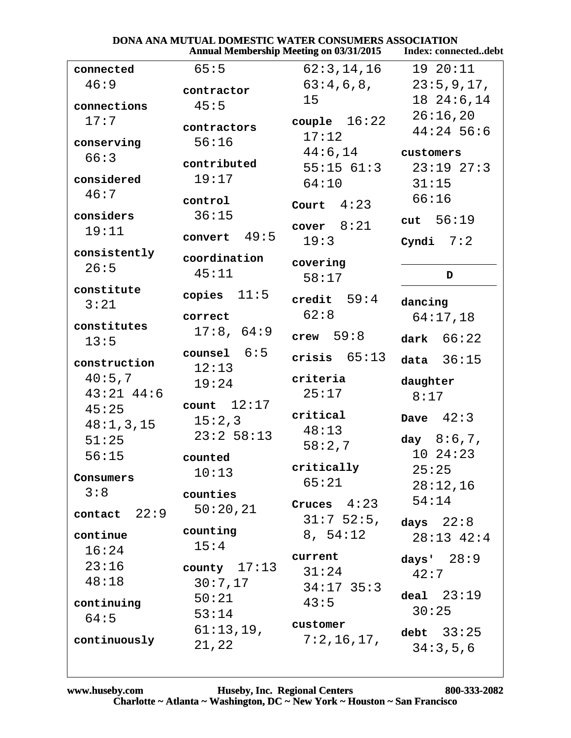# DONA ANA MUTUAL DOMESTIC WATER CONSUMERS ASSOCIATION

Annual Membership Meeting on 03/31/2015 Index: connected..debt

**connected** 46:9

**connections** 17:7

**conserving** 66:3

**considered** 46:7

**considers** 19:11

**consistently** 26:5

**constitute** 3:21

**constitutes** 13:5

**construction** 40:5,7 43:21 44:6 45:25 48:1,3,15 51:25 56:15

**Consumers** 3:8

**contact** 22:9

**continue** 16:24 23:16 48:18

**continuing** 64:5

**continuously** 65:5

**contractor** 45:5

**contractors** 56:16

**contributed** 19:17

**control** 36:15

**convert** 49:5

**coordination** 45:11

**copies** 11:5

**correct** 17:8, 64:9

**counsel** 6:5 12:13 19:24

**count** 12:17 15:2,3 23:2 58:13

**counted** 10:13

**counties** 50:20,21

**counting** 15:4

**county** 17:13 30:7,17 50:21 53:14 61:13,19, 21,22 62:3,14,16 63:4,6,8, 15

**couple** 16:22 17:12 44:6,14 55:15 61:3 64:10

**Court** 4:23

**cover** 8:21 19:3

**covering** 58:17

**credit** 59:4 62:8

**crew** 59:8

**crisis** 65:13

**criteria** 25:17

**critical** 48:13 58:2,7

**critically** 65:21

**Cruces** 4:23 31:7 52:5, 8, 54:12

**current** 31:24 34:17 35:3 43:5

**customer** 7:2,16,17, 19 20:11 23:5,9,17, 18 24:6,14 26:16,20 44:24 56:6

**customers** 23:19 27:3 31:15 66:16

**cut** 56:19

**Cyndi** 7:2

### D

**dancing** 64:17,18

**dark** 66:22

**data** 36:15

**daughter** 8:17

**Dave** 42:3

**day** 8:6,7, 10 24:23 25:25 28:12,16 54:14

**days** 22:8 28:13 42:4

**days'** 28:9 42:7

**deal** 23:19 30:25

**debt** 33:25 34:3,5,6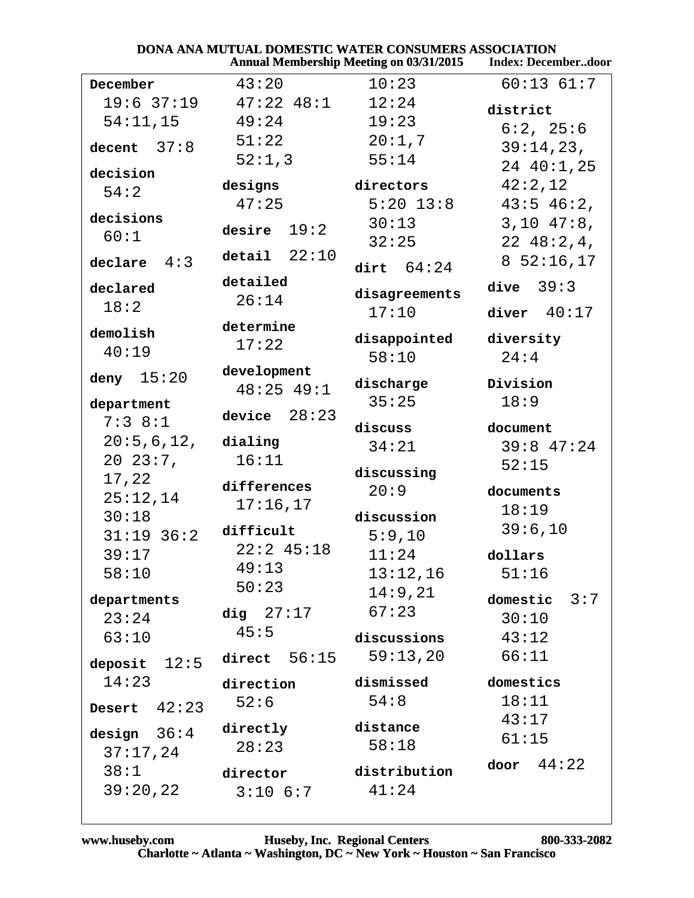DONA ANA MUTUAL DOMESTIC WATER CONSUMERS ASSOCIATION
Annual Membership Meeting on 03/31/2015 — Index: December..door

**December** 19:6 37:19 54:11,15

**decent** 37:8

**decision** 54:2

**decisions** 60:1

**declare** 4:3

**declared** 18:2

**demolish** 40:19

**deny** 15:20

**department** 7:3 8:1 20:5,6,12, 20 23:7, 17,22 25:12,14 30:18 31:19 36:2 39:17 58:10

**departments** 23:24 63:10

**deposit** 12:5 14:23

**Desert** 42:23

**design** 36:4 37:17,24 38:1 39:20,22 43:20 47:22 48:1 49:24 51:22 52:1,3

**designs** 47:25

**desire** 19:2

**detail** 22:10

**detailed** 26:14

**determine** 17:22

**development** 48:25 49:1

**device** 28:23

**dialing** 16:11

**differences** 17:16,17

**difficult** 22:2 45:18 49:13 50:23

**dig** 27:17 45:5

**direct** 56:15

**direction** 52:6

**directly** 28:23

**director** 3:10 6:7 10:23 12:24 19:23 20:1,7 55:14

**directors** 5:20 13:8 30:13 32:25

**dirt** 64:24

**disagreements** 17:10

**disappointed** 58:10

**discharge** 35:25

**discuss** 34:21

**discussing** 20:9

**discussion** 5:9,10 11:24 13:12,16 14:9,21 67:23

**discussions** 59:13,20

**dismissed** 54:8

**distance** 58:18

**distribution** 41:24 60:13 61:7

**district** 6:2, 25:6 39:14,23, 24 40:1,25 42:2,12 43:5 46:2, 3,10 47:8, 22 48:2,4, 8 52:16,17

**dive** 39:3

**diver** 40:17

**diversity** 24:4

**Division** 18:9

**document** 39:8 47:24 52:15

**documents** 18:19 39:6,10

**dollars** 51:16

**domestic** 3:7 30:10 43:12 66:11

**domestics** 18:11 43:17 61:15

**door** 44:22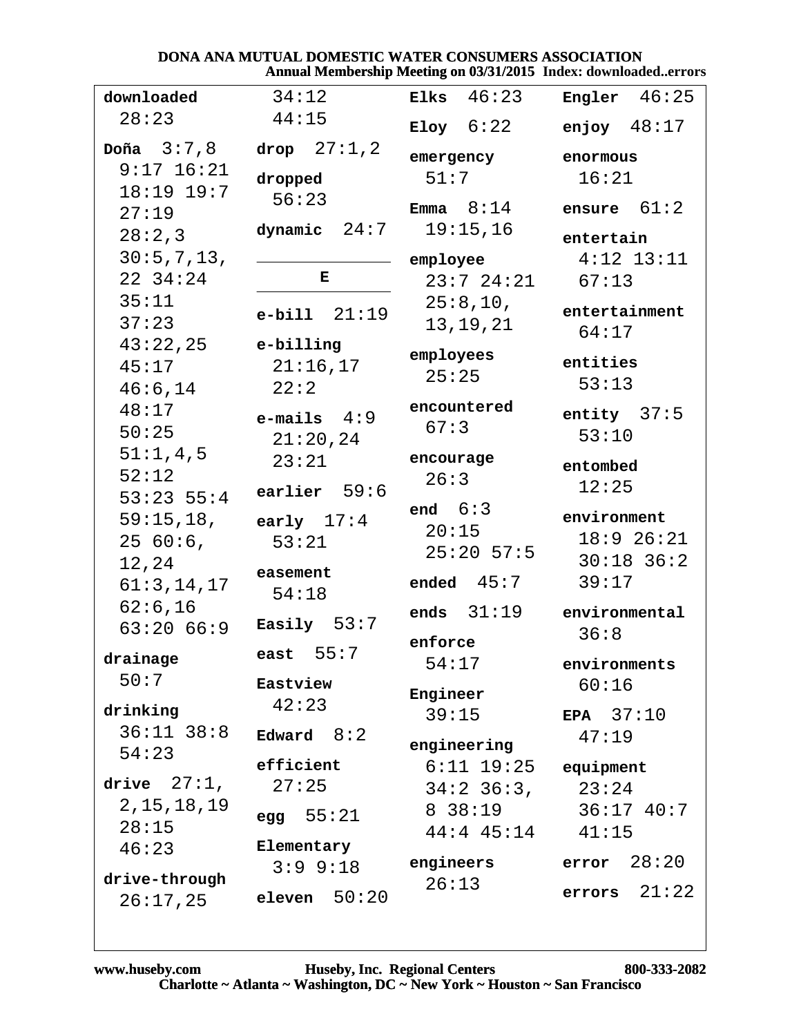# DONA ANA MUTUAL DOMESTIC WATER CONSUMERS ASSOCIATION

**Annual Membership Meeting on 03/31/2015 Index: downloaded..errors**

**downloaded** 28:23

**Doña** 3:7,8 9:17 16:21 18:19 19:7 27:19 28:2,3 30:5,7,13, 22 34:24 35:11 37:23 43:22,25 45:17 46:6,14 48:17 50:25 51:1,4,5 52:12 53:23 55:4 59:15,18, 25 60:6, 12,24 61:3,14,17 62:6,16 63:20 66:9

**drainage** 50:7

**drinking** 36:11 38:8 54:23

**drive** 27:1, 2,15,18,19 28:15 46:23

**drive-through** 26:17,25

34:12 44:15

**drop** 27:1,2

**dropped** 56:23

**dynamic** 24:7

## E

**e-bill** 21:19

**e-billing** 21:16,17 22:2

**e-mails** 4:9 21:20,24 23:21

**earlier** 59:6

**early** 17:4 53:21

**easement** 54:18

**Easily** 53:7

**east** 55:7

**Eastview** 42:23

**Edward** 8:2

**efficient** 27:25

**egg** 55:21

**Elementary** 3:9 9:18

**eleven** 50:20

**Elks** 46:23

**Eloy** 6:22

**emergency** 51:7

**Emma** 8:14 19:15,16

**employee** 23:7 24:21 25:8,10, 13,19,21

**employees** 25:25

**encountered** 67:3

**encourage** 26:3

**end** 6:3 20:15 25:20 57:5

**ended** 45:7

**ends** 31:19

**enforce** 54:17

**Engineer** 39:15

**engineering** 6:11 19:25 34:2 36:3, 8 38:19 44:4 45:14

**engineers** 26:13

**Engler** 46:25

**enjoy** 48:17

**enormous** 16:21

**ensure** 61:2

**entertain** 4:12 13:11 67:13

**entertainment** 64:17

**entities** 53:13

**entity** 37:5 53:10

**entombed** 12:25

**environment** 18:9 26:21 30:18 36:2 39:17

**environmental** 36:8

**environments** 60:16

**EPA** 37:10 47:19

**equipment** 23:24 36:17 40:7 41:15

**error** 28:20

**errors** 21:22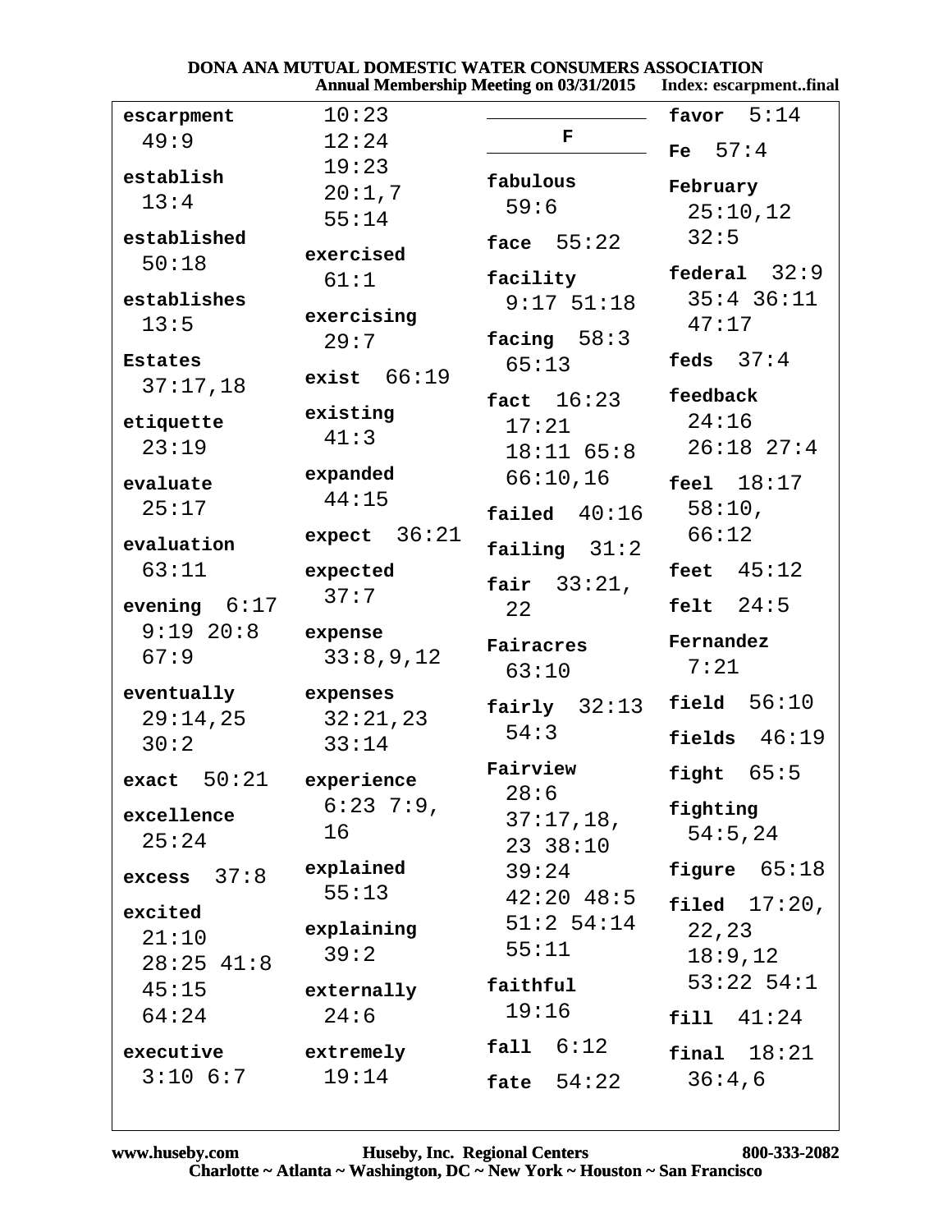**escarpment** 49:9

**establish** 13:4

**established** 50:18

**establishes** 13:5

**Estates** 37:17,18

**etiquette** 23:19

**evaluate** 25:17

**evaluation** 63:11

**evening** 6:17 9:19 20:8 67:9

**eventually** 29:14,25 30:2

**exact** 50:21

**excellence** 25:24

**excess** 37:8

**excited** 21:10 28:25 41:8 45:15 64:24

**executive** 3:10 6:7 10:23 12:24 19:23 20:1,7 55:14

**exercised** 61:1

**exercising** 29:7

**exist** 66:19

**existing** 41:3

**expanded** 44:15

**expect** 36:21

**expected** 37:7

**expense** 33:8,9,12

**expenses** 32:21,23 33:14

**experience** 6:23 7:9,16

**explained** 55:13

**explaining** 39:2

**externally** 24:6

**extremely** 19:14

## F

**fabulous** 59:6

**face** 55:22

**facility** 9:17 51:18

**facing** 58:3 65:13

**fact** 16:23 17:21 18:11 65:8 66:10,16

**failed** 40:16

**failing** 31:2

**fair** 33:21,22

**Fairacres** 63:10

**fairly** 32:13 54:3

**Fairview** 28:6 37:17,18,23 38:10 39:24 42:20 48:5 51:2 54:14 55:11

**faithful** 19:16

**fall** 6:12

**fate** 54:22

**favor** 5:14

**Fe** 57:4

**February** 25:10,12 32:5

**federal** 32:9 35:4 36:11 47:17

**feds** 37:4

**feedback** 24:16 26:18 27:4

**feel** 18:17 58:10, 66:12

**feet** 45:12

**felt** 24:5

**Fernandez** 7:21

**field** 56:10

**fields** 46:19

**fight** 65:5

**fighting** 54:5,24

**figure** 65:18

**filed** 17:20,22,23 18:9,12 53:22 54:1

**fill** 41:24

**final** 18:21 36:4,6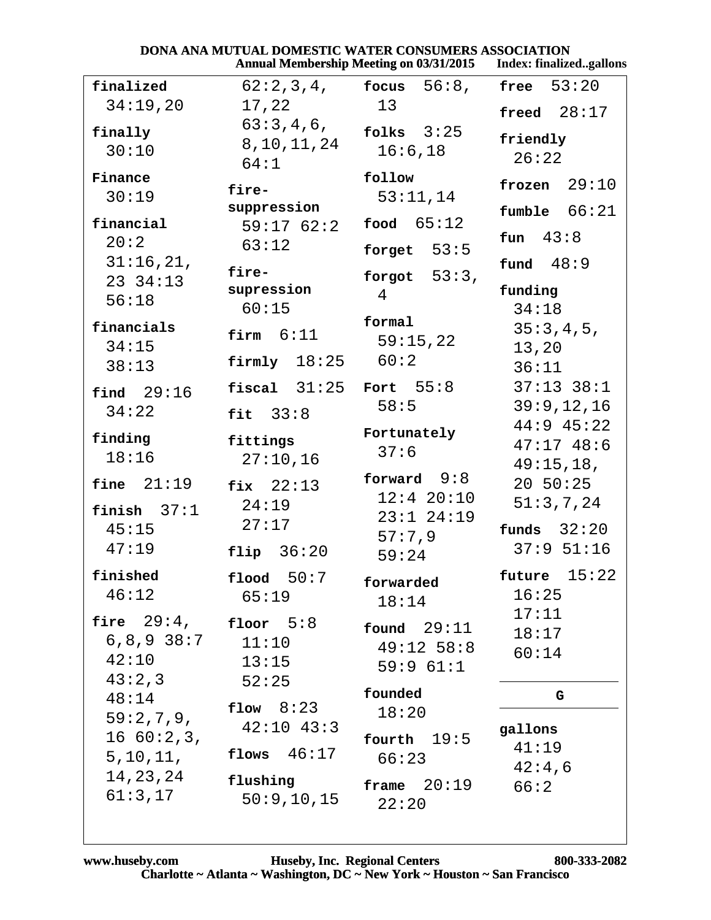**finalized** 34:19,20

**finally** 30:10

**Finance** 30:19

**financial** 20:2 31:16,21, 23 34:13 56:18

**financials** 34:15 38:13

**find** 29:16 34:22

**finding** 18:16

**fine** 21:19

**finish** 37:1 45:15 47:19

**finished** 46:12

**fire** 29:4, 6,8,9 38:7 42:10 43:2,3 48:14 59:2,7,9, 16 60:2,3, 5,10,11, 14,23,24 61:3,17 62:2,3,4, 17,22 63:3,4,6, 8,10,11,24 64:1

**fire-suppression** 59:17 62:2 63:12

**fire-supression** 60:15

**firm** 6:11

**firmly** 18:25

**fiscal** 31:25

**fit** 33:8

**fittings** 27:10,16

**fix** 22:13 24:19 27:17

**flip** 36:20

**flood** 50:7 65:19

**floor** 5:8 11:10 13:15 52:25

**flow** 8:23 42:10 43:3

**flows** 46:17

**flushing** 50:9,10,15

**focus** 56:8, 13

**folks** 3:25 16:6,18

**follow** 53:11,14

**food** 65:12

**forget** 53:5

**forgot** 53:3, 4

**formal** 59:15,22 60:2

**Fort** 55:8 58:5

**Fortunately** 37:6

**forward** 9:8 12:4 20:10 23:1 24:19 57:7,9 59:24

**forwarded** 18:14

**found** 29:11 49:12 58:8 59:9 61:1

**founded** 18:20

**fourth** 19:5 66:23

**frame** 20:19 22:20

**free** 53:20

**freed** 28:17

**friendly** 26:22

**frozen** 29:10

**fumble** 66:21

**fun** 43:8

**fund** 48:9

**funding** 34:18 35:3,4,5, 13,20 36:11 37:13 38:1 39:9,12,16 44:9 45:22 47:17 48:6 49:15,18, 20 50:25 51:3,7,24

**funds** 32:20 37:9 51:16

**future** 15:22 16:25 17:11 18:17 60:14

## G

**gallons** 41:19 42:4,6 66:2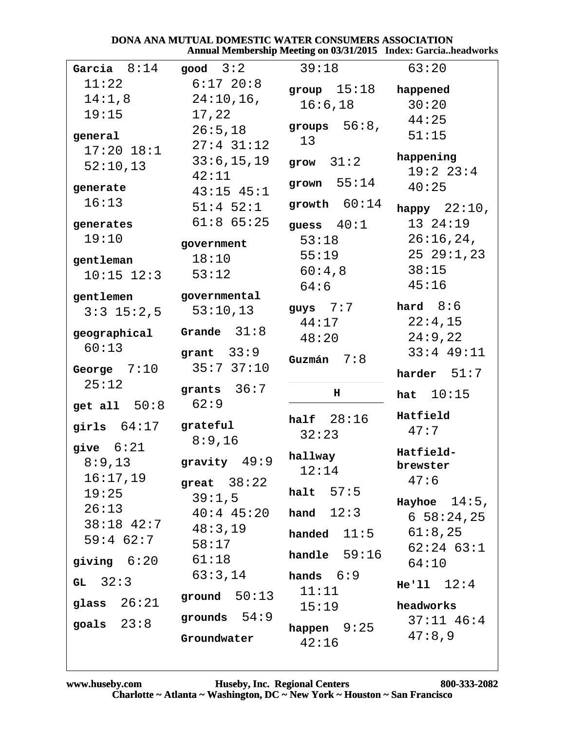**Garcia** 8:14 11:22 14:1,8 19:15

**general** 17:20 18:1 52:10,13

**generate** 16:13

**generates** 19:10

**gentleman** 10:15 12:3

**gentlemen** 3:3 15:2,5

**geographical** 60:13

**George** 7:10 25:12

**get all** 50:8

**girls** 64:17

**give** 6:21 8:9,13 16:17,19 19:25 26:13 38:18 42:7 59:4 62:7

**giving** 6:20

**GL** 32:3

**glass** 26:21

**goals** 23:8

**good** 3:2 6:17 20:8 24:10,16, 17,22 26:5,18 27:4 31:12 33:6,15,19 42:11 43:15 45:1 51:4 52:1 61:8 65:25

**government** 18:10 53:12

**governmental** 53:10,13

**Grande** 31:8

**grant** 33:9 35:7 37:10

**grants** 36:7 62:9

**grateful** 8:9,16

**gravity** 49:9

**great** 38:22 39:1,5 40:4 45:20 48:3,19 58:17 61:18 63:3,14

**ground** 50:13

**grounds** 54:9

**Groundwater** 39:18

**group** 15:18 16:6,18

**groups** 56:8, 13

**grow** 31:2

**grown** 55:14

**growth** 60:14

**guess** 40:1 53:18 55:19 60:4,8 64:6

**guys** 7:7 44:17 48:20

**Guzmán** 7:8

## H

**half** 28:16 32:23

**hallway** 12:14

**halt** 57:5

**hand** 12:3

**handed** 11:5

**handle** 59:16

**hands** 6:9 11:11 15:19

**happen** 9:25 42:16 63:20

**happened** 30:20 44:25 51:15

**happening** 19:2 23:4 40:25

**happy** 22:10, 13 24:19 26:16,24, 25 29:1,23 38:15 45:16

**hard** 8:6 22:4,15 24:9,22 33:4 49:11

**harder** 51:7

**hat** 10:15

**Hatfield** 47:7

**Hatfield-brewster** 47:6

**Hayhoe** 14:5, 6 58:24,25 61:8,25 62:24 63:1 64:10

**He'll** 12:4

**headworks** 37:11 46:4 47:8,9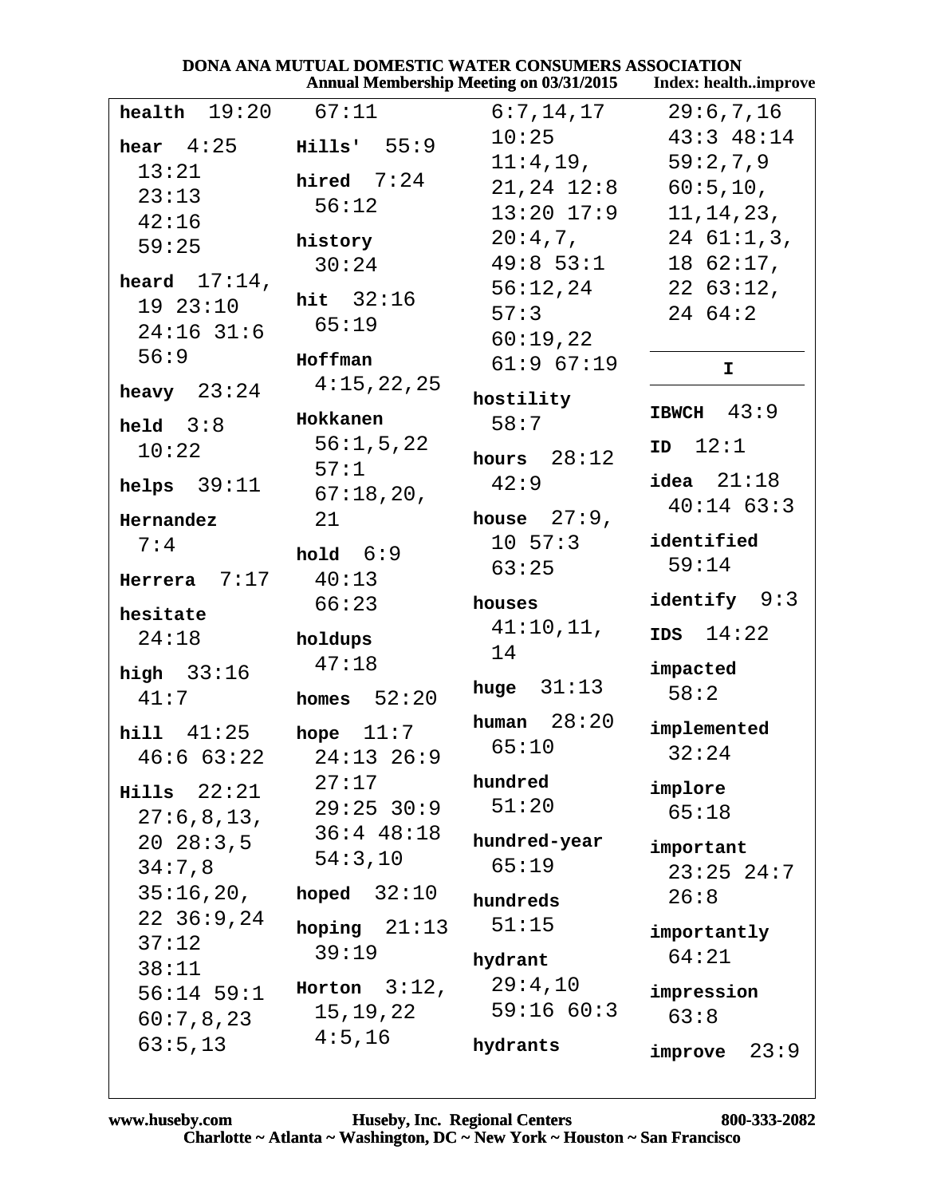**health** 19:20

**hear** 4:25 13:21 23:13 42:16 59:25

**heard** 17:14, 19 23:10 24:16 31:6 56:9

**heavy** 23:24

**held** 3:8 10:22

**helps** 39:11

**Hernandez** 7:4

**Herrera** 7:17

**hesitate** 24:18

**high** 33:16 41:7

**hill** 41:25 46:6 63:22

**Hills** 22:21 27:6,8,13, 20 28:3,5 34:7,8 35:16,20, 22 36:9,24 37:12 38:11 56:14 59:1 60:7,8,23 63:5,13 67:11

**Hills'** 55:9

**hired** 7:24 56:12

**history** 30:24

**hit** 32:16 65:19

**Hoffman** 4:15,22,25

**Hokkanen** 56:1,5,22 57:1 67:18,20, 21

**hold** 6:9 40:13 66:23

**holdups** 47:18

**homes** 52:20

**hope** 11:7 24:13 26:9 27:17 29:25 30:9 36:4 48:18 54:3,10

**hoped** 32:10

**hoping** 21:13 39:19

**Horton** 3:12, 15,19,22 4:5,16 6:7,14,17 10:25 11:4,19, 21,24 12:8 13:20 17:9 20:4,7, 49:8 53:1 56:12,24 57:3 60:19,22 61:9 67:19

**hostility** 58:7

**hours** 28:12 42:9

**house** 27:9, 10 57:3 63:25

**houses** 41:10,11, 14

**huge** 31:13

**human** 28:20 65:10

**hundred** 51:20

**hundred-year** 65:19

**hundreds** 51:15

**hydrant** 29:4,10 59:16 60:3

**hydrants** 29:6,7,16 43:3 48:14 59:2,7,9 60:5,10, 11,14,23, 24 61:1,3, 18 62:17, 22 63:12, 24 64:2

## I

**IBWCH** 43:9

**ID** 12:1

**idea** 21:18 40:14 63:3

**identified** 59:14

**identify** 9:3

**IDS** 14:22

**impacted** 58:2

**implemented** 32:24

**implore** 65:18

**important** 23:25 24:7 26:8

**importantly** 64:21

**impression** 63:8

**improve** 23:9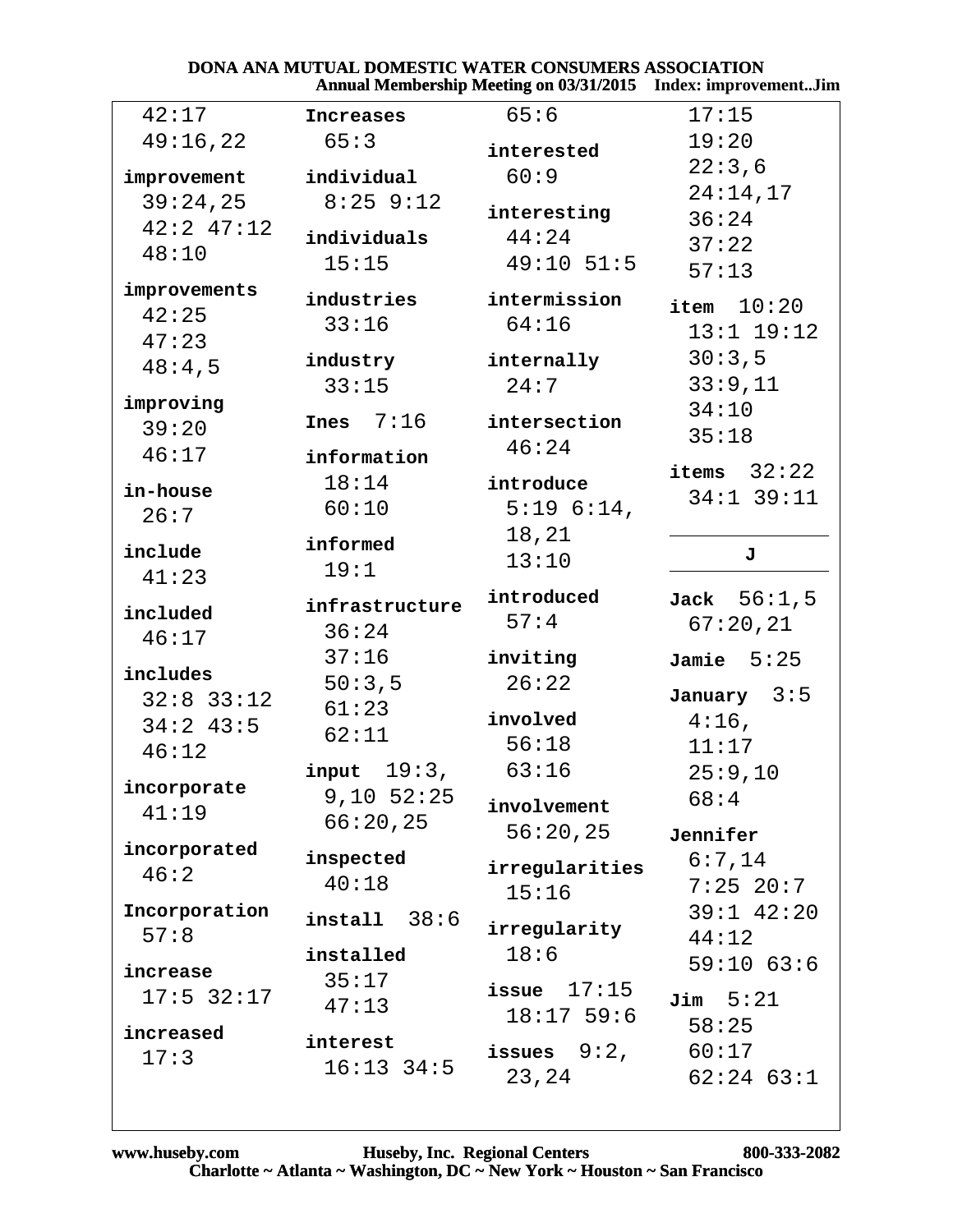42:17
49:16,22

**improvement** 39:24,25 42:2 47:12 48:10

**improvements** 42:25 47:23 48:4,5

**improving** 39:20 46:17

**in-house** 26:7

**include** 41:23

**included** 46:17

**includes** 32:8 33:12 34:2 43:5 46:12

**incorporate** 41:19

**incorporated** 46:2

**Incorporation** 57:8

**increase** 17:5 32:17

**increased** 17:3

**Increases** 65:3

**individual** 8:25 9:12

**individuals** 15:15

**industries** 33:16

**industry** 33:15

**Ines** 7:16

**information** 18:14 60:10

**informed** 19:1

**infrastructure** 36:24 37:16 50:3,5 61:23 62:11

**input** 19:3, 9,10 52:25 66:20,25

**inspected** 40:18

**install** 38:6

**installed** 35:17 47:13

**interest** 16:13 34:5 65:6

**interested** 60:9

**interesting** 44:24 49:10 51:5

**intermission** 64:16

**internally** 24:7

**intersection** 46:24

**introduce** 5:19 6:14, 18,21 13:10

**introduced** 57:4

**inviting** 26:22

**involved** 56:18 63:16

**involvement** 56:20,25

**irregularities** 15:16

**irregularity** 18:6

**issue** 17:15 18:17 59:6

**issues** 9:2, 23,24 17:15 19:20 22:3,6 24:14,17 36:24 37:22 57:13

**item** 10:20 13:1 19:12 30:3,5 33:9,11 34:10 35:18

**items** 32:22 34:1 39:11

## J

**Jack** 56:1,5 67:20,21

**Jamie** 5:25

**January** 3:5 4:16, 11:17 25:9,10 68:4

**Jennifer** 6:7,14 7:25 20:7 39:1 42:20 44:12 59:10 63:6

**Jim** 5:21 58:25 60:17 62:24 63:1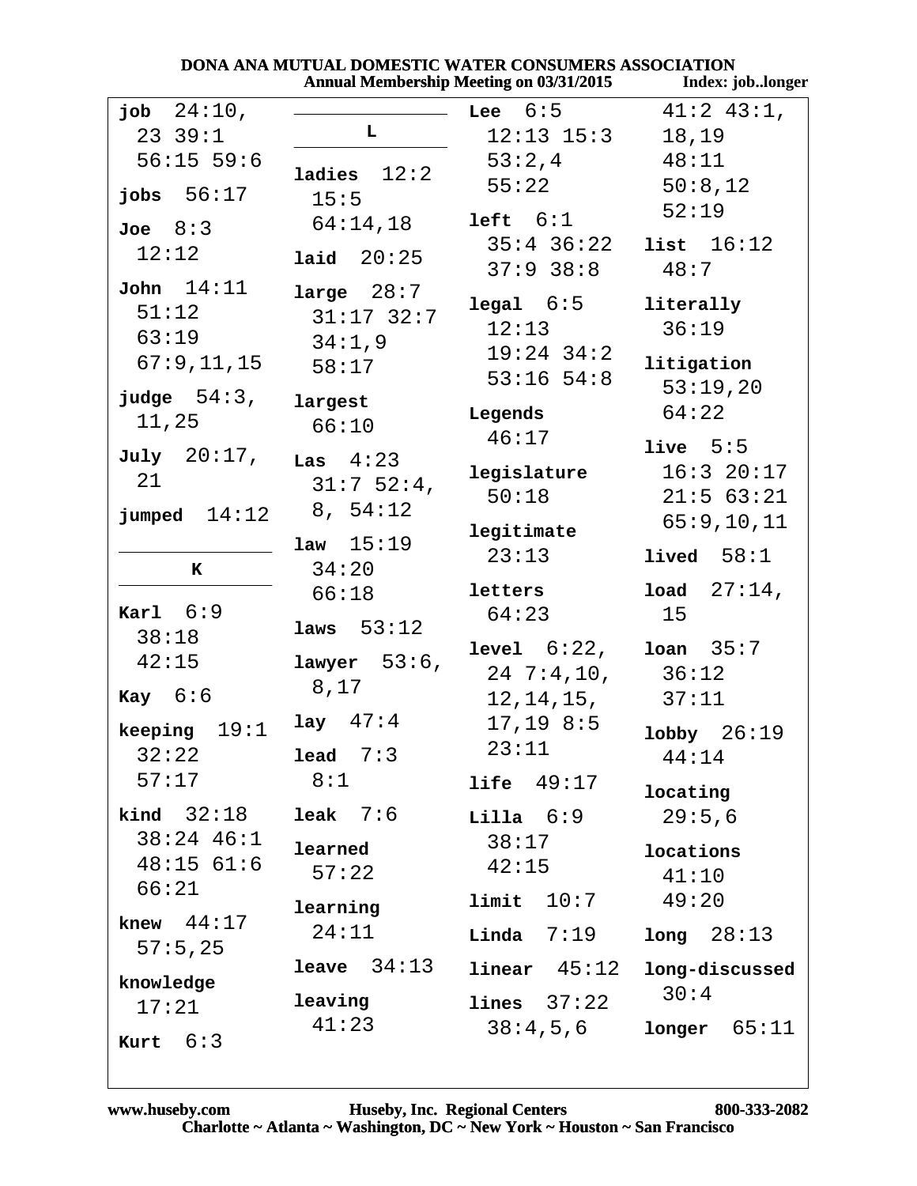**job** 24:10, 23 39:1 56:15 59:6

**jobs** 56:17

**Joe** 8:3 12:12

**John** 14:11 51:12 63:19 67:9,11,15

**judge** 54:3, 11,25

**July** 20:17, 21

**jumped** 14:12

## K

**Karl** 6:9 38:18 42:15

**Kay** 6:6

**keeping** 19:1 32:22 57:17

**kind** 32:18 38:24 46:1 48:15 61:6 66:21

**knew** 44:17 57:5,25

**knowledge** 17:21

**Kurt** 6:3

## L

**ladies** 12:2 15:5 64:14,18

**laid** 20:25

**large** 28:7 31:17 32:7 34:1,9 58:17

**largest** 66:10

**Las** 4:23 31:7 52:4, 8, 54:12

**law** 15:19 34:20 66:18

**laws** 53:12

**lawyer** 53:6, 8,17

**lay** 47:4

**lead** 7:3 8:1

**leak** 7:6

**learned** 57:22

**learning** 24:11

**leave** 34:13

**leaving** 41:23

**Lee** 6:5 12:13 15:3 53:2,4 55:22

**left** 6:1 35:4 36:22 37:9 38:8

**legal** 6:5 12:13 19:24 34:2 53:16 54:8

**Legends** 46:17

**legislature** 50:18

**legitimate** 23:13

**letters** 64:23

**level** 6:22, 24 7:4,10, 12,14,15, 17,19 8:5 23:11

**life** 49:17

**Lilla** 6:9 38:17 42:15

**limit** 10:7

**Linda** 7:19

**linear** 45:12

**lines** 37:22 38:4,5,6

41:2 43:1, 18,19 48:11 50:8,12 52:19

**list** 16:12 48:7

**literally** 36:19

**litigation** 53:19,20 64:22

**live** 5:5 16:3 20:17 21:5 63:21 65:9,10,11

**lived** 58:1

**load** 27:14, 15

**loan** 35:7 36:12 37:11

**lobby** 26:19 44:14

**locating** 29:5,6

**locations** 41:10 49:20

**long** 28:13

**long-discussed** 30:4

**longer** 65:11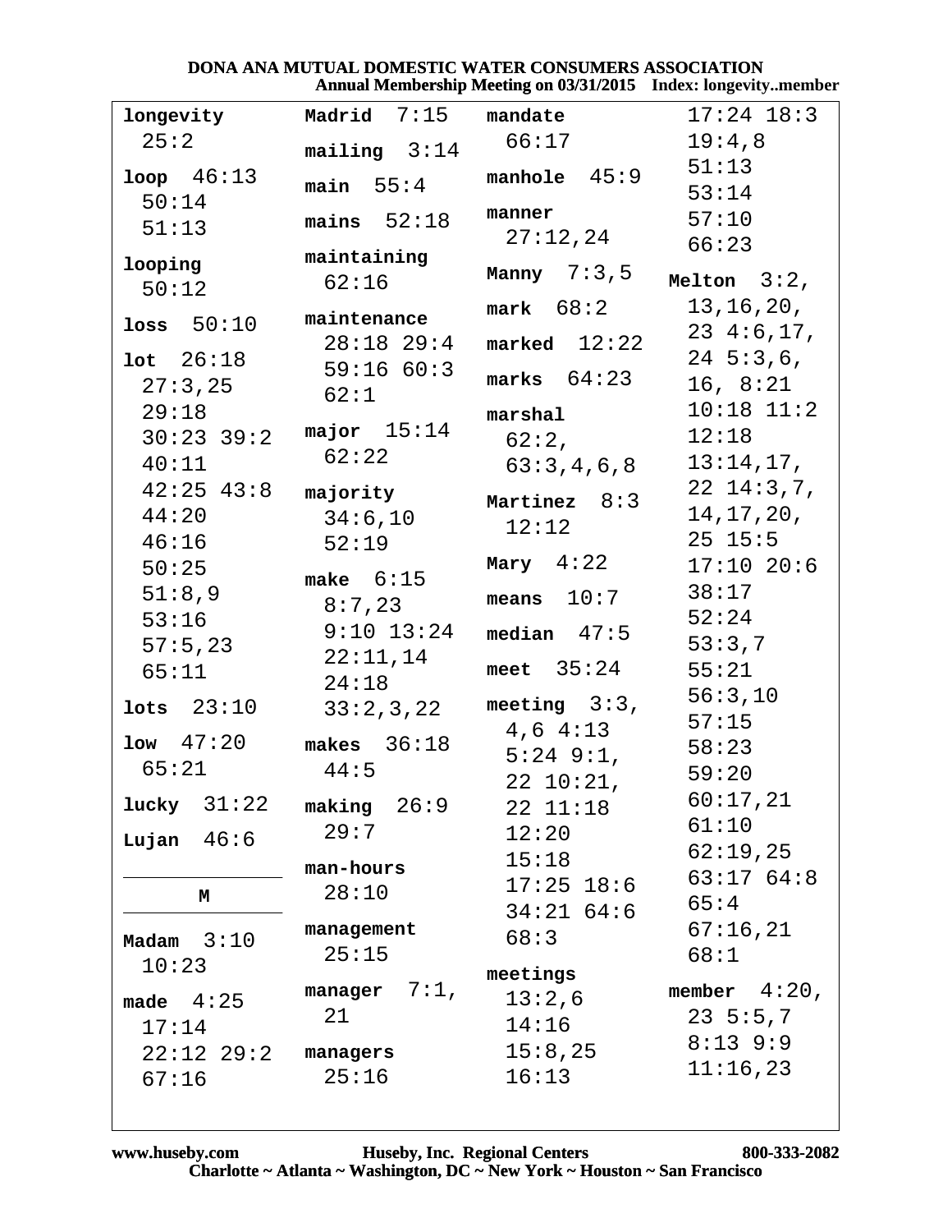**longevity** 25:2

**loop** 46:13 50:14 51:13

**looping** 50:12

**loss** 50:10

**lot** 26:18 27:3,25 29:18 30:23 39:2 40:11 42:25 43:8 44:20 46:16 50:25 51:8,9 53:16 57:5,23 65:11

**lots** 23:10

**low** 47:20 65:21

**lucky** 31:22

**Lujan** 46:6

## M

**Madam** 3:10 10:23

**made** 4:25 17:14 22:12 29:2 67:16

**Madrid** 7:15

**mailing** 3:14

**main** 55:4

**mains** 52:18

**maintaining** 62:16

**maintenance** 28:18 29:4 59:16 60:3 62:1

**major** 15:14 62:22

**majority** 34:6,10 52:19

**make** 6:15 8:7,23 9:10 13:24 22:11,14 24:18 33:2,3,22

**makes** 36:18 44:5

**making** 26:9 29:7

**man-hours** 28:10

**management** 25:15

**manager** 7:1, 21

**managers** 25:16

**mandate** 66:17

**manhole** 45:9

**manner** 27:12,24

**Manny** 7:3,5

**mark** 68:2

**marked** 12:22

**marks** 64:23

**marshal** 62:2, 63:3,4,6,8

**Martinez** 8:3 12:12

**Mary** 4:22

**means** 10:7

**median** 47:5

**meet** 35:24

**meeting** 3:3, 4,6 4:13 5:24 9:1, 22 10:21, 22 11:18 12:20 15:18 17:25 18:6 34:21 64:6 68:3

**meetings** 13:2,6 14:16 15:8,25 16:13 17:24 18:3 19:4,8 51:13 53:14 57:10 66:23

**Melton** 3:2, 13,16,20, 23 4:6,17, 24 5:3,6, 16, 8:21 10:18 11:2 12:18 13:14,17, 22 14:3,7, 14,17,20, 25 15:5 17:10 20:6 38:17 52:24 53:3,7 55:21 56:3,10 57:15 58:23 59:20 60:17,21 61:10 62:19,25 63:17 64:8 65:4 67:16,21 68:1

**member** 4:20, 23 5:5,7 8:13 9:9 11:16,23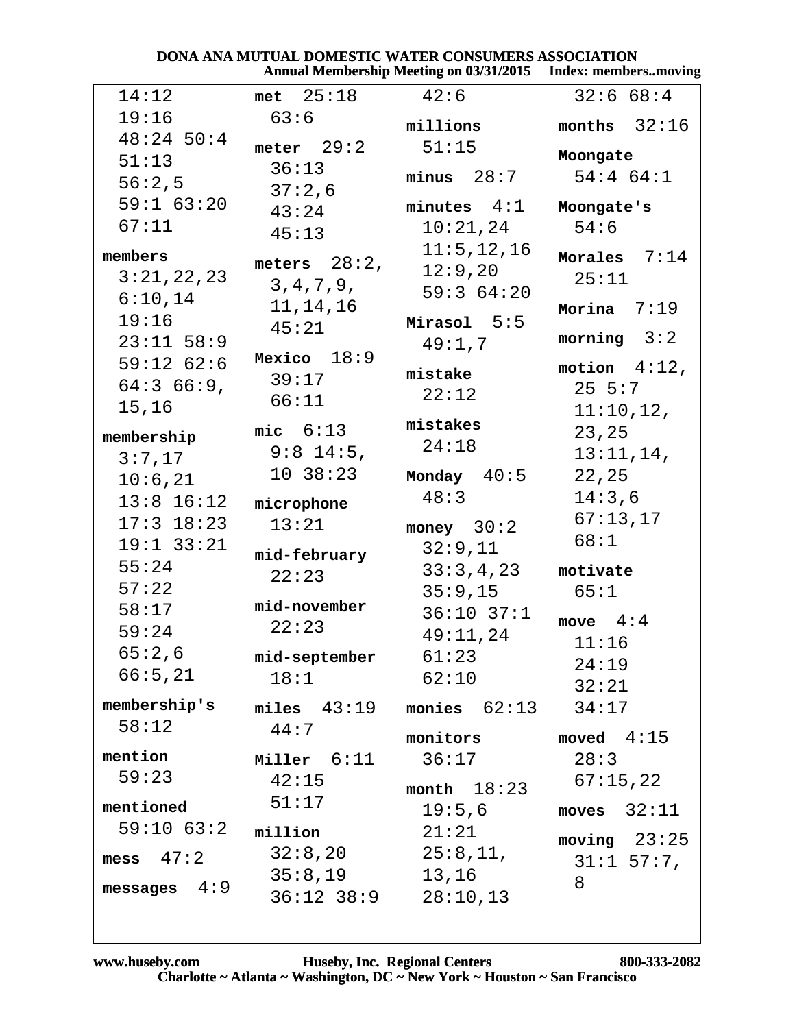DONA ANA MUTUAL DOMESTIC WATER CONSUMERS ASSOCIATION
Annual Membership Meeting on 03/31/2015 Index: members..moving

14:12 19:16 48:24 50:4 51:13 56:2,5 59:1 63:20 67:11

**members** 3:21,22,23 6:10,14 19:16 23:11 58:9 59:12 62:6 64:3 66:9, 15,16

**membership** 3:7,17 10:6,21 13:8 16:12 17:3 18:23 19:1 33:21 55:24 57:22 58:17 59:24 65:2,6 66:5,21

**membership's** 58:12

**mention** 59:23

**mentioned** 59:10 63:2

**mess** 47:2

**messages** 4:9

**met** 25:18 63:6

**meter** 29:2 36:13 37:2,6 43:24 45:13

**meters** 28:2, 3,4,7,9, 11,14,16 45:21

**Mexico** 18:9 39:17 66:11

**mic** 6:13 9:8 14:5, 10 38:23

**microphone** 13:21

**mid-february** 22:23

**mid-november** 22:23

**mid-september** 18:1

**miles** 43:19 44:7

**Miller** 6:11 42:15 51:17

**million** 32:8,20 35:8,19 36:12 38:9 42:6

**millions** 51:15

**minus** 28:7

**minutes** 4:1 10:21,24 11:5,12,16 12:9,20 59:3 64:20

**Mirasol** 5:5 49:1,7

**mistake** 22:12

**mistakes** 24:18

**Monday** 40:5 48:3

**money** 30:2 32:9,11 33:3,4,23 35:9,15 36:10 37:1 49:11,24 61:23 62:10

**monies** 62:13

**monitors** 36:17

**month** 18:23 19:5,6 21:21 25:8,11, 13,16 28:10,13 32:6 68:4

**months** 32:16

**Moongate** 54:4 64:1

**Moongate's** 54:6

**Morales** 7:14 25:11

**Morina** 7:19

**morning** 3:2

**motion** 4:12, 25 5:7 11:10,12, 23,25 13:11,14, 22,25 14:3,6 67:13,17 68:1

**motivate** 65:1

**move** 4:4 11:16 24:19 32:21 34:17

**moved** 4:15 28:3 67:15,22

**moves** 32:11

**moving** 23:25 31:1 57:7, 8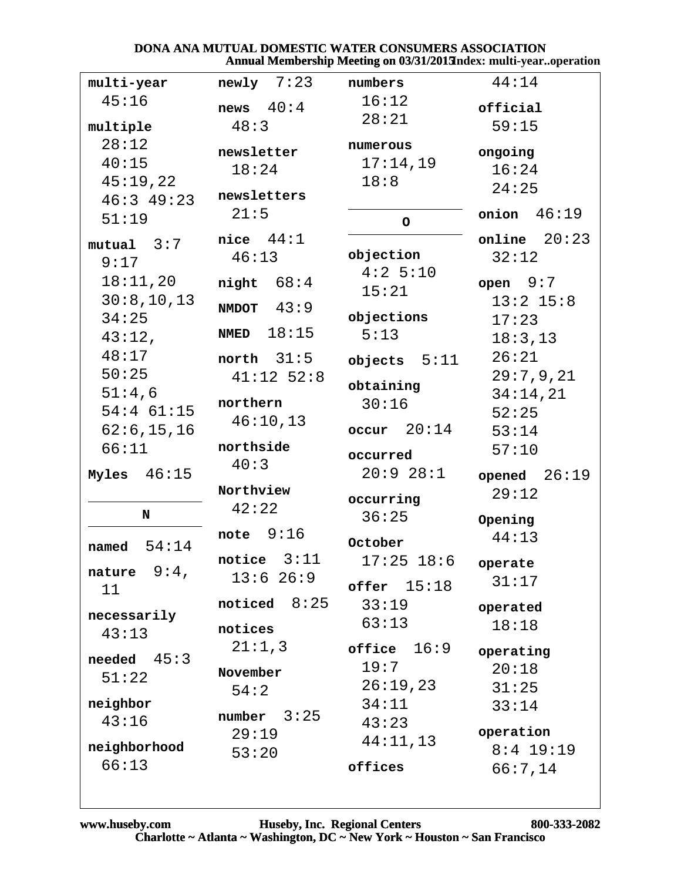**multi-year**
45:16

**multiple**
28:12
40:15
45:19,22
46:3 49:23
51:19

**mutual** 3:7
9:17
18:11,20
30:8,10,13
34:25
43:12,
48:17
50:25
51:4,6
54:4 61:15
62:6,15,16
66:11

**Myles** 46:15

## N

**named** 54:14

**nature** 9:4,
11

**necessarily**
43:13

**needed** 45:3
51:22

**neighbor**
43:16

**neighborhood**
66:13

**newly** 7:23

**news** 40:4
48:3

**newsletter**
18:24

**newsletters**
21:5

**nice** 44:1
46:13

**night** 68:4

**NMDOT** 43:9

**NMED** 18:15

**north** 31:5
41:12 52:8

**northern**
46:10,13

**northside**
40:3

**Northview**
42:22

**note** 9:16

**notice** 3:11
13:6 26:9

**noticed** 8:25

**notices**
21:1,3

**November**
54:2

**number** 3:25
29:19
53:20

**numbers**
16:12
28:21

**numerous**
17:14,19
18:8

## O

**objection**
4:2 5:10
15:21

**objections**
5:13

**objects** 5:11

**obtaining**
30:16

**occur** 20:14

**occurred**
20:9 28:1

**occurring**
36:25

**October**
17:25 18:6

**offer** 15:18
33:19
63:13

**office** 16:9
19:7
26:19,23
34:11
43:23
44:11,13

**offices**
44:14

**official**
59:15

**ongoing**
16:24
24:25

**onion** 46:19

**online** 20:23
32:12

**open** 9:7
13:2 15:8
17:23
18:3,13
26:21
29:7,9,21
34:14,21
52:25
53:14
57:10

**opened** 26:19
29:12

**Opening**
44:13

**operate**
31:17

**operated**
18:18

**operating**
20:18
31:25
33:14

**operation**
8:4 19:19
66:7,14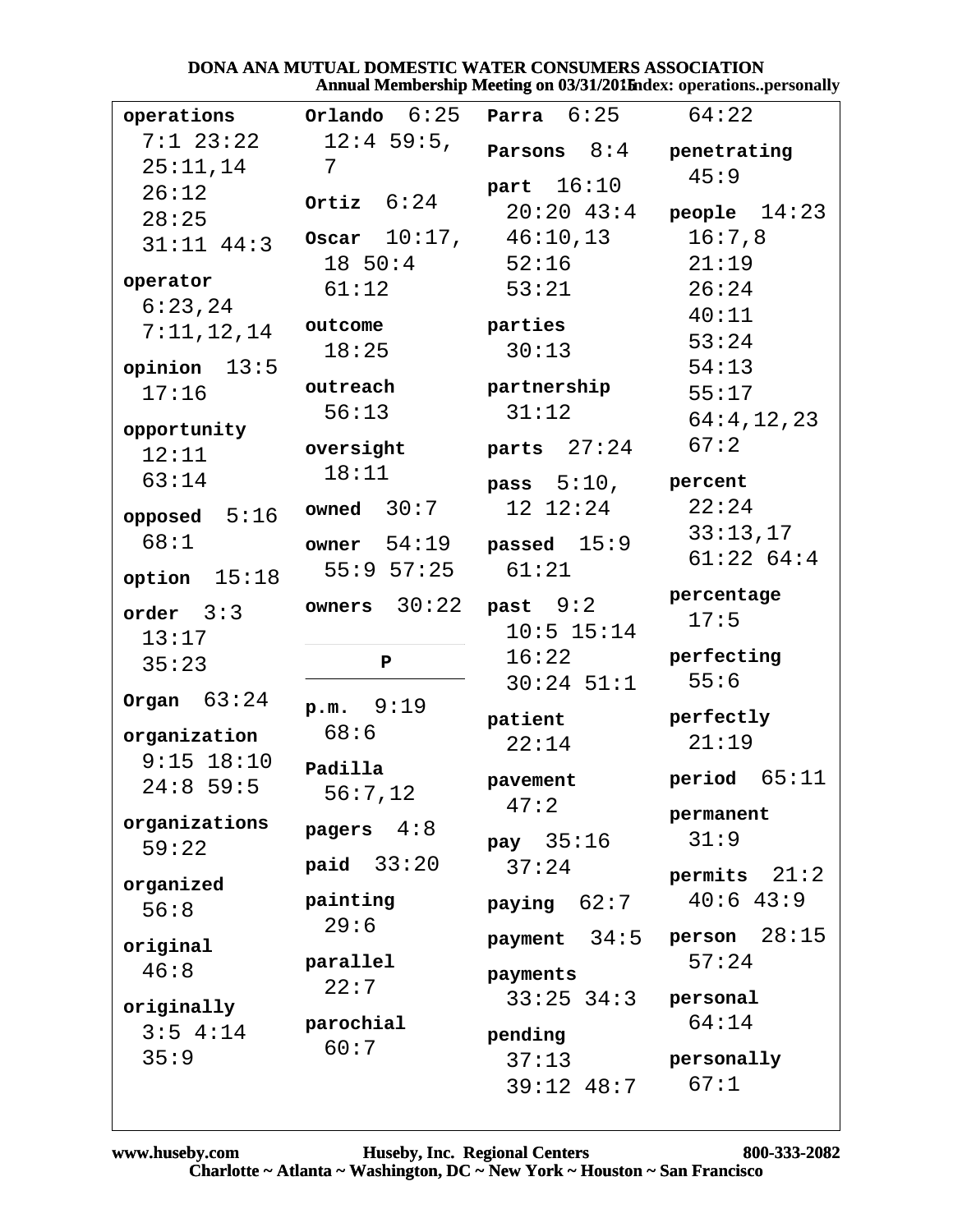**operations** 7:1 23:22 25:11,14 26:12 28:25 31:11 44:3

**operator** 6:23,24 7:11,12,14

**opinion** 13:5 17:16

**opportunity** 12:11 63:14

**opposed** 5:16 68:1

**option** 15:18

**order** 3:3 13:17 35:23

**Organ** 63:24

**organization** 9:15 18:10 24:8 59:5

**organizations** 59:22

**organized** 56:8

**original** 46:8

**originally** 3:5 4:14 35:9

**Orlando** 6:25 12:4 59:5,7

**Ortiz** 6:24

**Oscar** 10:17,18 50:4 61:12

**outcome** 18:25

**outreach** 56:13

**oversight** 18:11

**owned** 30:7

**owner** 54:19 55:9 57:25

**owners** 30:22

## P

**p.m.** 9:19 68:6

**Padilla** 56:7,12

**pagers** 4:8

**paid** 33:20

**painting** 29:6

**parallel** 22:7

**parochial** 60:7

**Parra** 6:25

**Parsons** 8:4

**part** 16:10 20:20 43:4 46:10,13 52:16 53:21

**parties** 30:13

**partnership** 31:12

**parts** 27:24

**pass** 5:10,12 12:24

**passed** 15:9 61:21

**past** 9:2 10:5 15:14 16:22 30:24 51:1

**patient** 22:14

**pavement** 47:2

**pay** 35:16 37:24

**paying** 62:7

**payment** 34:5

**payments** 33:25 34:3

**pending** 37:13 39:12 48:7

64:22

**penetrating** 45:9

**people** 14:23 16:7,8 21:19 26:24 40:11 53:24 54:13 55:17 64:4,12,23 67:2

**percent** 22:24 33:13,17 61:22 64:4

**percentage** 17:5

**perfecting** 55:6

**perfectly** 21:19

**period** 65:11

**permanent** 31:9

**permits** 21:2 40:6 43:9

**person** 28:15 57:24

**personal** 64:14

**personally** 67:1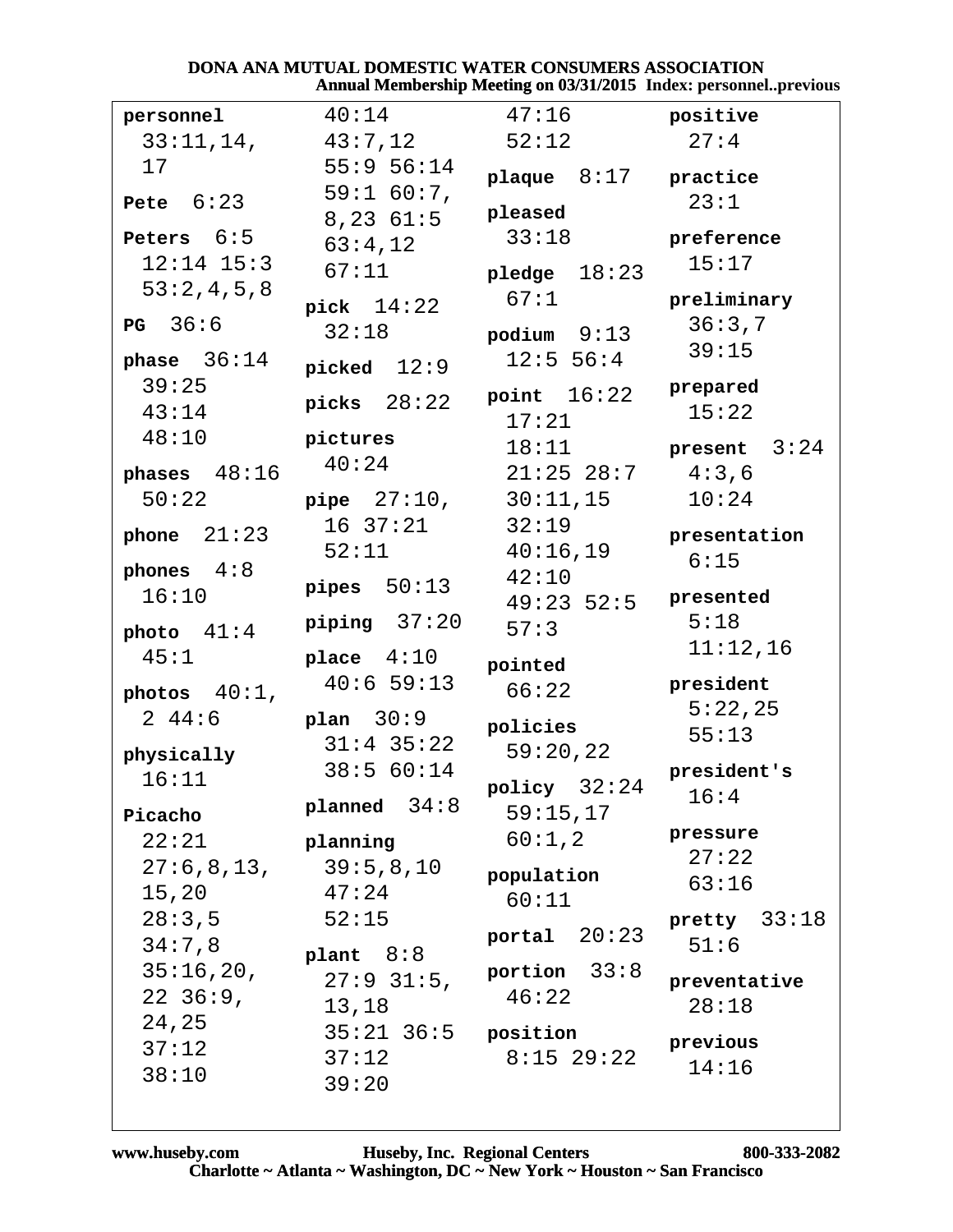**personnel** 33:11,14, 17

**Pete** 6:23

**Peters** 6:5 12:14 15:3 53:2,4,5,8

**PG** 36:6

**phase** 36:14 39:25 43:14 48:10

**phases** 48:16 50:22

**phone** 21:23

**phones** 4:8 16:10

**photo** 41:4 45:1

**photos** 40:1, 2 44:6

**physically** 16:11

**Picacho** 22:21 27:6,8,13, 15,20 28:3,5 34:7,8 35:16,20, 22 36:9, 24,25 37:12 38:10 40:14 43:7,12 55:9 56:14 59:1 60:7, 8,23 61:5 63:4,12 67:11

**pick** 14:22 32:18

**picked** 12:9

**picks** 28:22

**pictures** 40:24

**pipe** 27:10, 16 37:21 52:11

**pipes** 50:13

**piping** 37:20

**place** 4:10 40:6 59:13

**plan** 30:9 31:4 35:22 38:5 60:14

**planned** 34:8

**planning** 39:5,8,10 47:24 52:15

**plant** 8:8 27:9 31:5, 13,18 35:21 36:5 37:12 39:20 47:16 52:12

**plaque** 8:17

**pleased** 33:18

**pledge** 18:23 67:1

**podium** 9:13 12:5 56:4

**point** 16:22 17:21 18:11 21:25 28:7 30:11,15 32:19 40:16,19 42:10 49:23 52:5 57:3

**pointed** 66:22

**policies** 59:20,22

**policy** 32:24 59:15,17 60:1,2

**population** 60:11

**portal** 20:23

**portion** 33:8 46:22

**position** 8:15 29:22

**positive** 27:4

**practice** 23:1

**preference** 15:17

**preliminary** 36:3,7 39:15

**prepared** 15:22

**present** 3:24 4:3,6 10:24

**presentation** 6:15

**presented** 5:18 11:12,16

**president** 5:22,25 55:13

**president's** 16:4

**pressure** 27:22 63:16

**pretty** 33:18 51:6

**preventative** 28:18

**previous** 14:16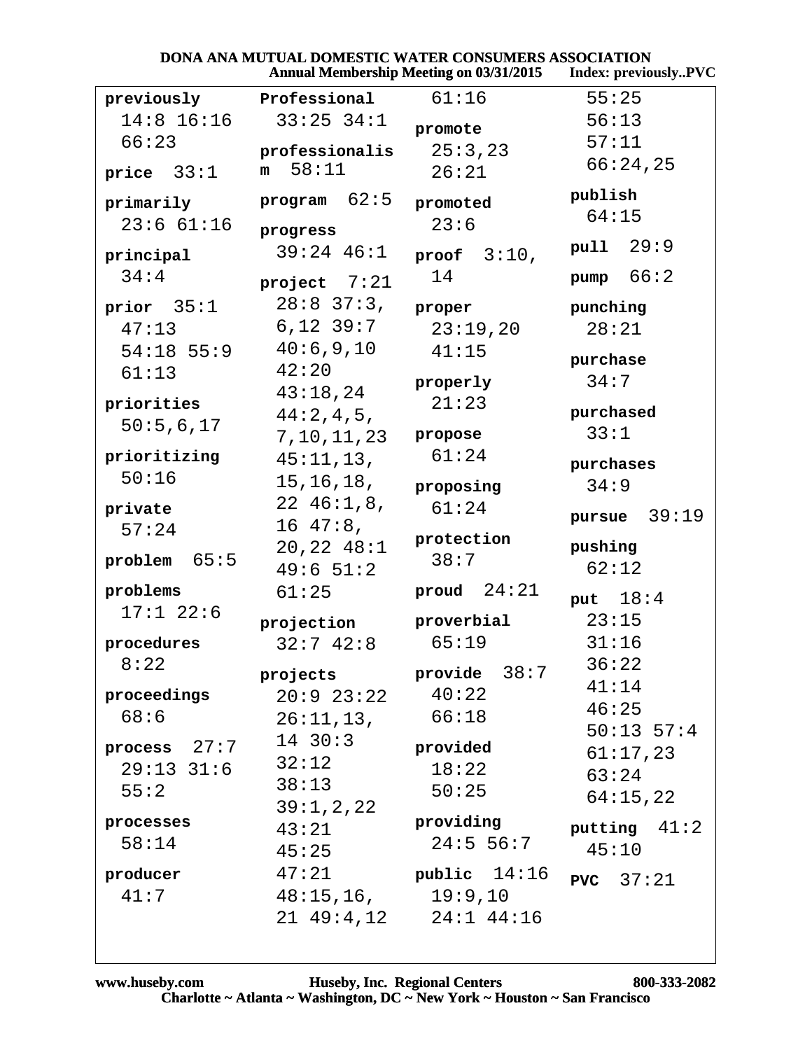**previously** 14:8 16:16 66:23

**price** 33:1

**primarily** 23:6 61:16

**principal** 34:4

**prior** 35:1 47:13 54:18 55:9 61:13

**priorities** 50:5,6,17

**prioritizing** 50:16

**private** 57:24

**problem** 65:5

**problems** 17:1 22:6

**procedures** 8:22

**proceedings** 68:6

**process** 27:7 29:13 31:6 55:2

**processes** 58:14

**producer** 41:7

**Professional** 33:25 34:1

**professionalism** 58:11

**program** 62:5

**progress** 39:24 46:1

**project** 7:21 28:8 37:3,6,12 39:7 40:6,9,10 42:20 43:18,24 44:2,4,5,7,10,11,23 45:11,13,15,16,18,22 46:1,8,16 47:8,20,22 48:1 49:6 51:2 61:25

**projection** 32:7 42:8

**projects** 20:9 23:22 26:11,13,14 30:3 32:12 38:13 39:1,2,22 43:21 45:25 47:21 48:15,16,21 49:4,12 61:16

**promote** 25:3,23 26:21

**promoted** 23:6

**proof** 3:10,14

**proper** 23:19,20 41:15

**properly** 21:23

**propose** 61:24

**proposing** 61:24

**protection** 38:7

**proud** 24:21

**proverbial** 65:19

**provide** 38:7 40:22 66:18

**provided** 18:22 50:25

**providing** 24:5 56:7

**public** 14:16 19:9,10 24:1 44:16 55:25 56:13 57:11 66:24,25

**publish** 64:15

**pull** 29:9

**pump** 66:2

**punching** 28:21

**purchase** 34:7

**purchased** 33:1

**purchases** 34:9

**pursue** 39:19

**pushing** 62:12

**put** 18:4 23:15 31:16 36:22 41:14 46:25 50:13 57:4 61:17,23 63:24 64:15,22

**putting** 41:2 45:10

**PVC** 37:21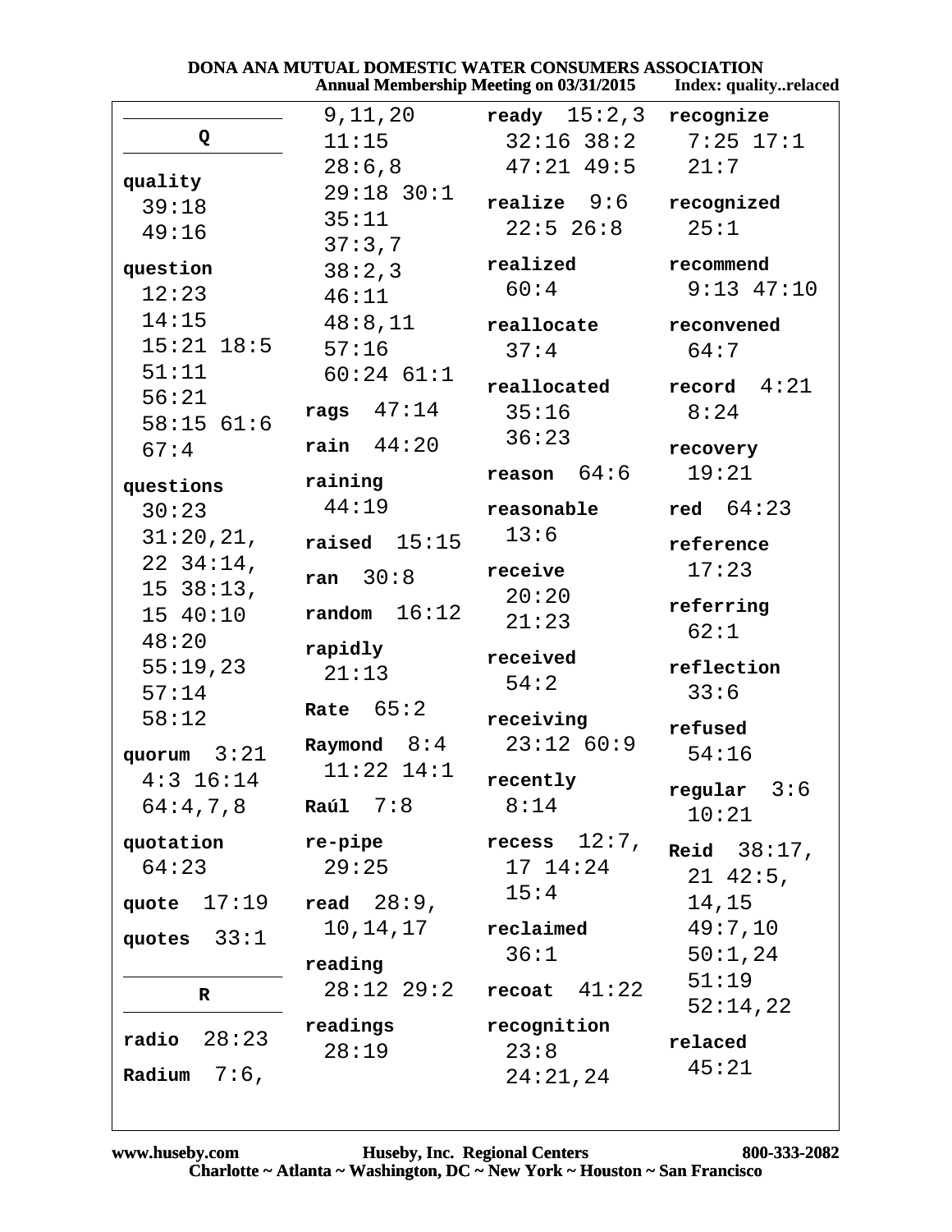## Q

**quality** 39:18 49:16

**question** 12:23 14:15 15:21 18:5 51:11 56:21 58:15 61:6 67:4

**questions** 30:23 31:20,21, 22 34:14, 15 38:13, 15 40:10 48:20 55:19,23 57:14 58:12

**quorum** 3:21 4:3 16:14 64:4,7,8

**quotation** 64:23

**quote** 17:19

**quotes** 33:1

## R

**radio** 28:23

**Radium** 7:6, 9,11,20 11:15 28:6,8 29:18 30:1 35:11 37:3,7 38:2,3 46:11 48:8,11 57:16 60:24 61:1

**rags** 47:14

**rain** 44:20

**raining** 44:19

**raised** 15:15

**ran** 30:8

**random** 16:12

**rapidly** 21:13

**Rate** 65:2

**Raymond** 8:4 11:22 14:1

**Raúl** 7:8

**re-pipe** 29:25

**read** 28:9, 10,14,17

**reading** 28:12 29:2

**readings** 28:19

**ready** 15:2,3 32:16 38:2 47:21 49:5

**realize** 9:6 22:5 26:8

**realized** 60:4

**reallocate** 37:4

**reallocated** 35:16 36:23

**reason** 64:6

**reasonable** 13:6

**receive** 20:20 21:23

**received** 54:2

**receiving** 23:12 60:9

**recently** 8:14

**recess** 12:7, 17 14:24 15:4

**reclaimed** 36:1

**recoat** 41:22

**recognition** 23:8 24:21,24

**recognize** 7:25 17:1 21:7

**recognized** 25:1

**recommend** 9:13 47:10

**reconvened** 64:7

**record** 4:21 8:24

**recovery** 19:21

**red** 64:23

**reference** 17:23

**referring** 62:1

**reflection** 33:6

**refused** 54:16

**regular** 3:6 10:21

**Reid** 38:17, 21 42:5, 14,15 49:7,10 50:1,24 51:19 52:14,22

**relaced** 45:21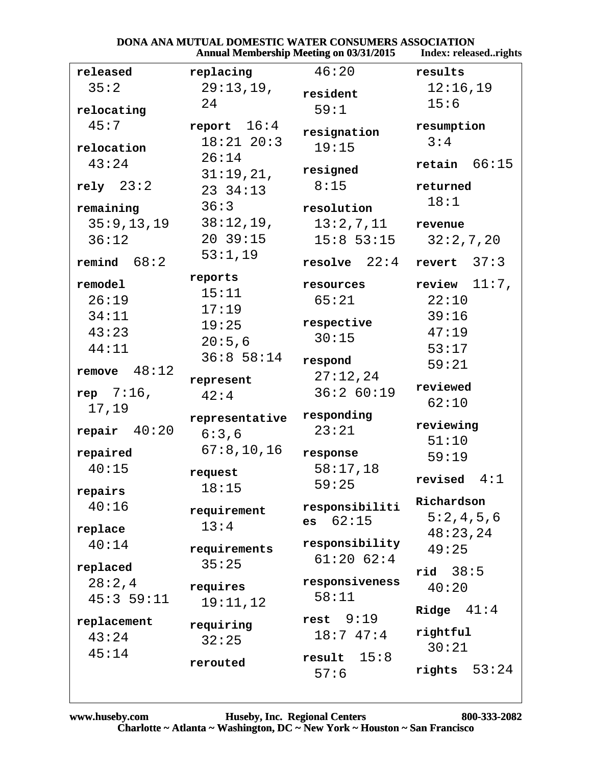**released** 35:2

**relocating** 45:7

**relocation** 43:24

**rely** 23:2

**remaining** 35:9,13,19 36:12

**remind** 68:2

**remodel** 26:19 34:11 43:23 44:11

**remove** 48:12

**rep** 7:16, 17,19

**repair** 40:20

**repaired** 40:15

**repairs** 40:16

**replace** 40:14

**replaced** 28:2,4 45:3 59:11

**replacement** 43:24 45:14

**replacing** 29:13,19, 24

**report** 16:4 18:21 20:3 26:14 31:19,21, 23 34:13 36:3 38:12,19, 20 39:15 53:1,19

**reports** 15:11 17:19 19:25 20:5,6 36:8 58:14

**represent** 42:4

**representative** 6:3,6 67:8,10,16

**request** 18:15

**requirement** 13:4

**requirements** 35:25

**requires** 19:11,12

**requiring** 32:25

**rerouted** 46:20

**resident** 59:1

**resignation** 19:15

**resigned** 8:15

**resolution** 13:2,7,11 15:8 53:15

**resolve** 22:4

**resources** 65:21

**respective** 30:15

**respond** 27:12,24 36:2 60:19

**responding** 23:21

**response** 58:17,18 59:25

**responsibilities** 62:15

**responsibility** 61:20 62:4

**responsiveness** 58:11

**rest** 9:19 18:7 47:4

**result** 15:8 57:6

**results** 12:16,19 15:6

**resumption** 3:4

**retain** 66:15

**returned** 18:1

**revenue** 32:2,7,20

**revert** 37:3

**review** 11:7, 22:10 39:16 47:19 53:17 59:21

**reviewed** 62:10

**reviewing** 51:10 59:19

**revised** 4:1

**Richardson** 5:2,4,5,6 48:23,24 49:25

**rid** 38:5 40:20

**Ridge** 41:4

**rightful** 30:21

**rights** 53:24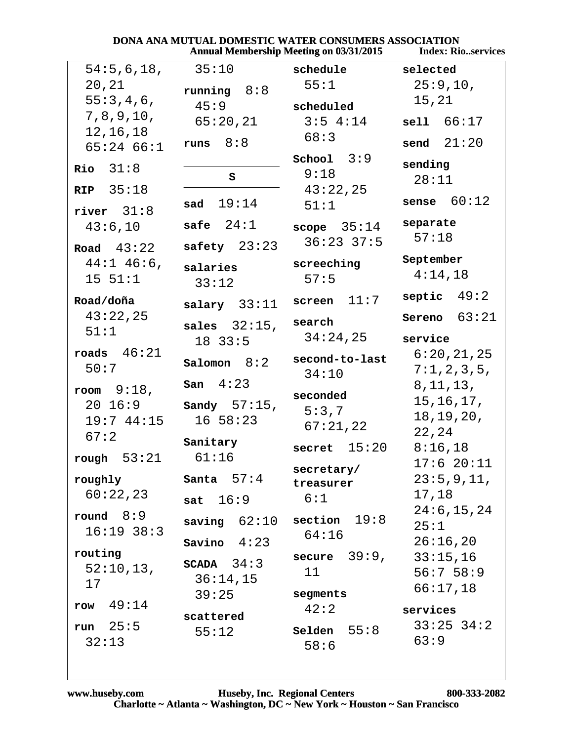54:5,6,18, 20,21
55:3,4,6, 7,8,9,10, 12,16,18
65:24 66:1

**Rio** 31:8

**RIP** 35:18

**river** 31:8
43:6,10

**Road** 43:22
44:1 46:6, 15 51:1

**Road/doña**
43:22,25
51:1

**roads** 46:21
50:7

**room** 9:18, 20 16:9
19:7 44:15
67:2

**rough** 53:21

**roughly**
60:22,23

**round** 8:9
16:19 38:3

**routing**
52:10,13, 17

**row** 49:14

**run** 25:5
32:13

35:10

**running** 8:8
45:9
65:20,21

**runs** 8:8

## S

**sad** 19:14

**safe** 24:1

**safety** 23:23

**salaries**
33:12

**salary** 33:11

**sales** 32:15, 18 33:5

**Salomon** 8:2

**San** 4:23

**Sandy** 57:15, 16 58:23

**Sanitary**
61:16

**Santa** 57:4

**sat** 16:9

**saving** 62:10

**Savino** 4:23

**SCADA** 34:3
36:14,15
39:25

**scattered**
55:12

**schedule**
55:1

**scheduled**
3:5 4:14
68:3

**School** 3:9
9:18
43:22,25
51:1

**scope** 35:14
36:23 37:5

**screeching**
57:5

**screen** 11:7

**search**
34:24,25

**second-to-last**
34:10

**seconded**
5:3,7
67:21,22

**secret** 15:20

**secretary/ treasurer**
6:1

**section** 19:8
64:16

**secure** 39:9, 11

**segments**
42:2

**Selden** 55:8
58:6

**selected**
25:9,10, 15,21

**sell** 66:17

**send** 21:20

**sending**
28:11

**sense** 60:12

**separate**
57:18

**September**
4:14,18

**septic** 49:2

**Sereno** 63:21

**service**
6:20,21,25
7:1,2,3,5, 8,11,13, 15,16,17, 18,19,20, 22,24
8:16,18
17:6 20:11
23:5,9,11, 17,18
24:6,15,24
25:1
26:16,20
33:15,16
56:7 58:9
66:17,18

**services**
33:25 34:2
63:9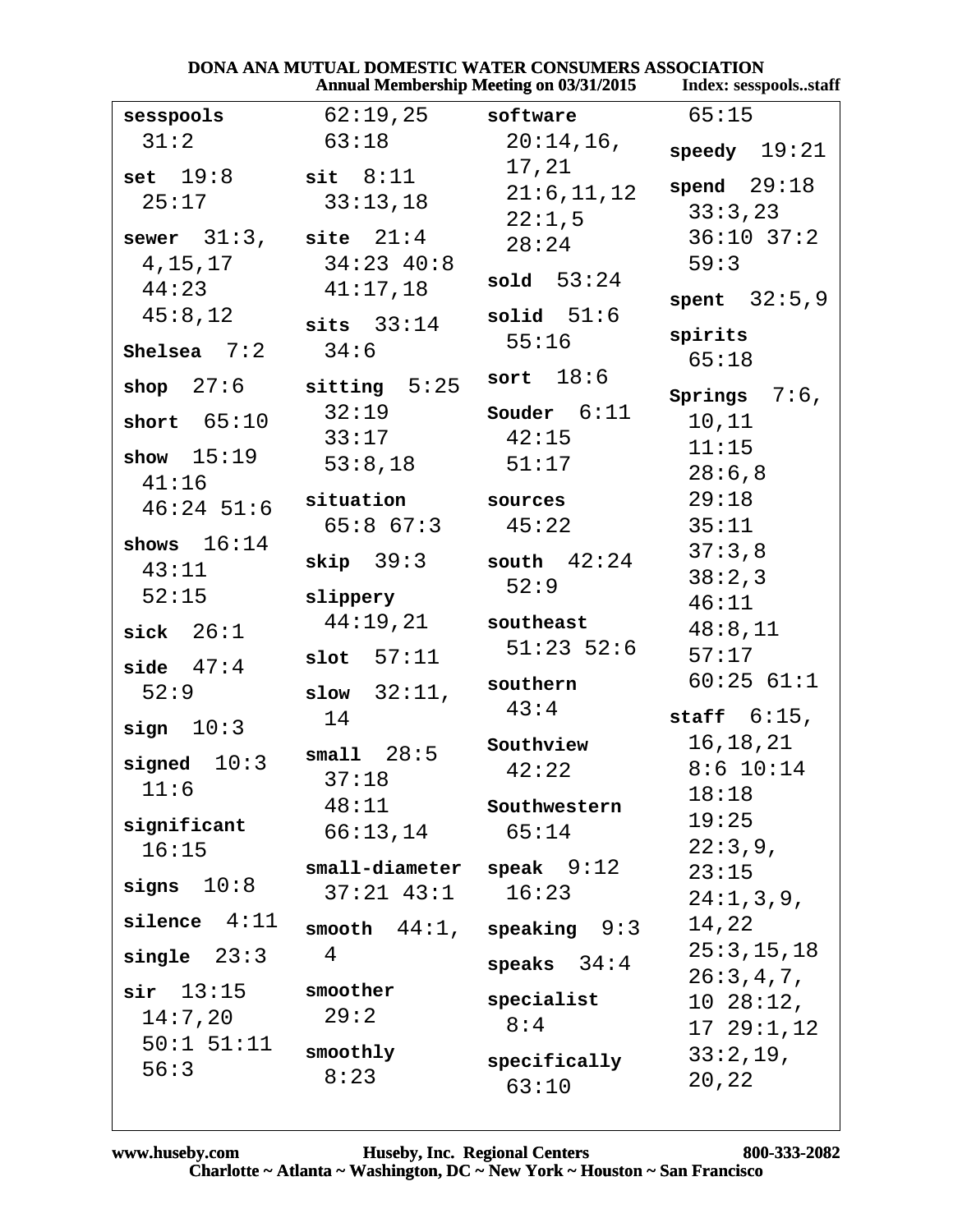DONA ANA MUTUAL DOMESTIC WATER CONSUMERS ASSOCIATION
Annual Membership Meeting on 03/31/2015 Index: sesspools..staff

**sesspools** 31:2

**set** 19:8 25:17

**sewer** 31:3, 4,15,17 44:23 45:8,12

**Shelsea** 7:2

**shop** 27:6

**short** 65:10

**show** 15:19 41:16 46:24 51:6

**shows** 16:14 43:11 52:15

**sick** 26:1

**side** 47:4 52:9

**sign** 10:3

**signed** 10:3 11:6

**significant** 16:15

**signs** 10:8

**silence** 4:11

**single** 23:3

**sir** 13:15 14:7,20 50:1 51:11 56:3 62:19,25 63:18

**sit** 8:11 33:13,18

**site** 21:4 34:23 40:8 41:17,18

**sits** 33:14 34:6

**sitting** 5:25 32:19 33:17 53:8,18

**situation** 65:8 67:3

**skip** 39:3

**slippery** 44:19,21

**slot** 57:11

**slow** 32:11, 14

**small** 28:5 37:18 48:11 66:13,14

**small-diameter** 37:21 43:1

**smooth** 44:1, 4

**smoother** 29:2

**smoothly** 8:23

**software** 20:14,16, 17,21 21:6,11,12 22:1,5 28:24

**sold** 53:24

**solid** 51:6 55:16

**sort** 18:6

**Souder** 6:11 42:15 51:17

**sources** 45:22

**south** 42:24 52:9

**southeast** 51:23 52:6

**southern** 43:4

**Southview** 42:22

**Southwestern** 65:14

**speak** 9:12 16:23

**speaking** 9:3

**speaks** 34:4

**specialist** 8:4

**specifically** 63:10 65:15

**speedy** 19:21

**spend** 29:18 33:3,23 36:10 37:2 59:3

**spent** 32:5,9

**spirits** 65:18

**Springs** 7:6, 10,11 11:15 28:6,8 29:18 35:11 37:3,8 38:2,3 46:11 48:8,11 57:17 60:25 61:1

**staff** 6:15, 16,18,21 8:6 10:14 18:18 19:25 22:3,9, 23:15 24:1,3,9, 14,22 25:3,15,18 26:3,4,7, 10 28:12, 17 29:1,12 33:2,19, 20,22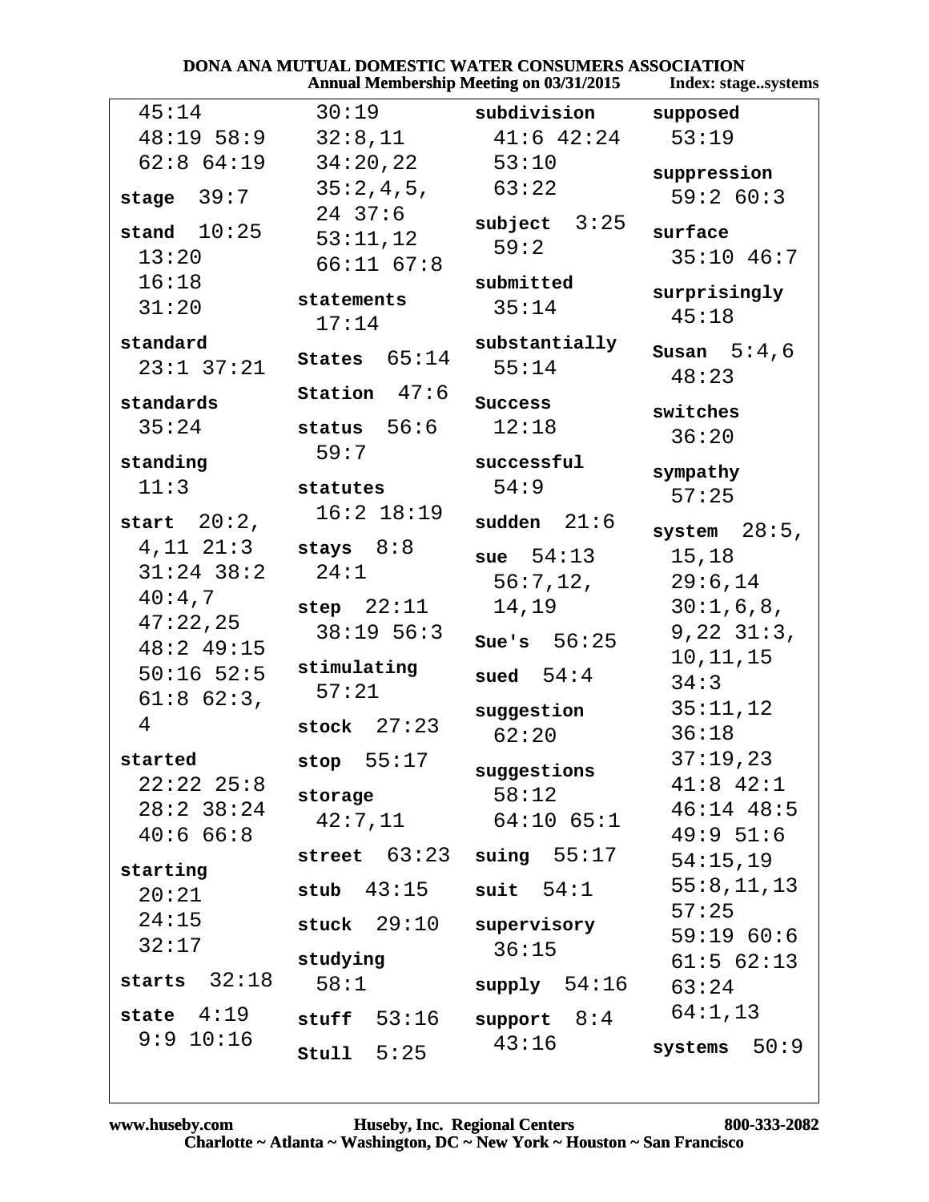45:14 48:19 58:9 62:8 64:19

**stage** 39:7

**stand** 10:25 13:20 16:18 31:20

**standard** 23:1 37:21

**standards** 35:24

**standing** 11:3

**start** 20:2, 4,11 21:3 31:24 38:2 40:4,7 47:22,25 48:2 49:15 50:16 52:5 61:8 62:3, 4

**started** 22:22 25:8 28:2 38:24 40:6 66:8

**starting** 20:21 24:15 32:17

**starts** 32:18

**state** 4:19 9:9 10:16 30:19 32:8,11 34:20,22 35:2,4,5, 24 37:6 53:11,12 66:11 67:8

**statements** 17:14

**States** 65:14

**Station** 47:6

**status** 56:6 59:7

**statutes** 16:2 18:19

**stays** 8:8 24:1

**step** 22:11 38:19 56:3

**stimulating** 57:21

**stock** 27:23

**stop** 55:17

**storage** 42:7,11

**street** 63:23

**stub** 43:15

**stuck** 29:10

**studying** 58:1

**stuff** 53:16

**Stull** 5:25

**subdivision** 41:6 42:24 53:10 63:22

**subject** 3:25 59:2

**submitted** 35:14

**substantially** 55:14

**Success** 12:18

**successful** 54:9

**sudden** 21:6

**sue** 54:13 56:7,12, 14,19

**Sue's** 56:25

**sued** 54:4

**suggestion** 62:20

**suggestions** 58:12 64:10 65:1

**suing** 55:17

**suit** 54:1

**supervisory** 36:15

**supply** 54:16

**support** 8:4 43:16

**supposed** 53:19

**suppression** 59:2 60:3

**surface** 35:10 46:7

**surprisingly** 45:18

**Susan** 5:4,6 48:23

**switches** 36:20

**sympathy** 57:25

**system** 28:5, 15,18 29:6,14 30:1,6,8, 9,22 31:3, 10,11,15 34:3 35:11,12 36:18 37:19,23 41:8 42:1 46:14 48:5 49:9 51:6 54:15,19 55:8,11,13 57:25 59:19 60:6 61:5 62:13 63:24 64:1,13

**systems** 50:9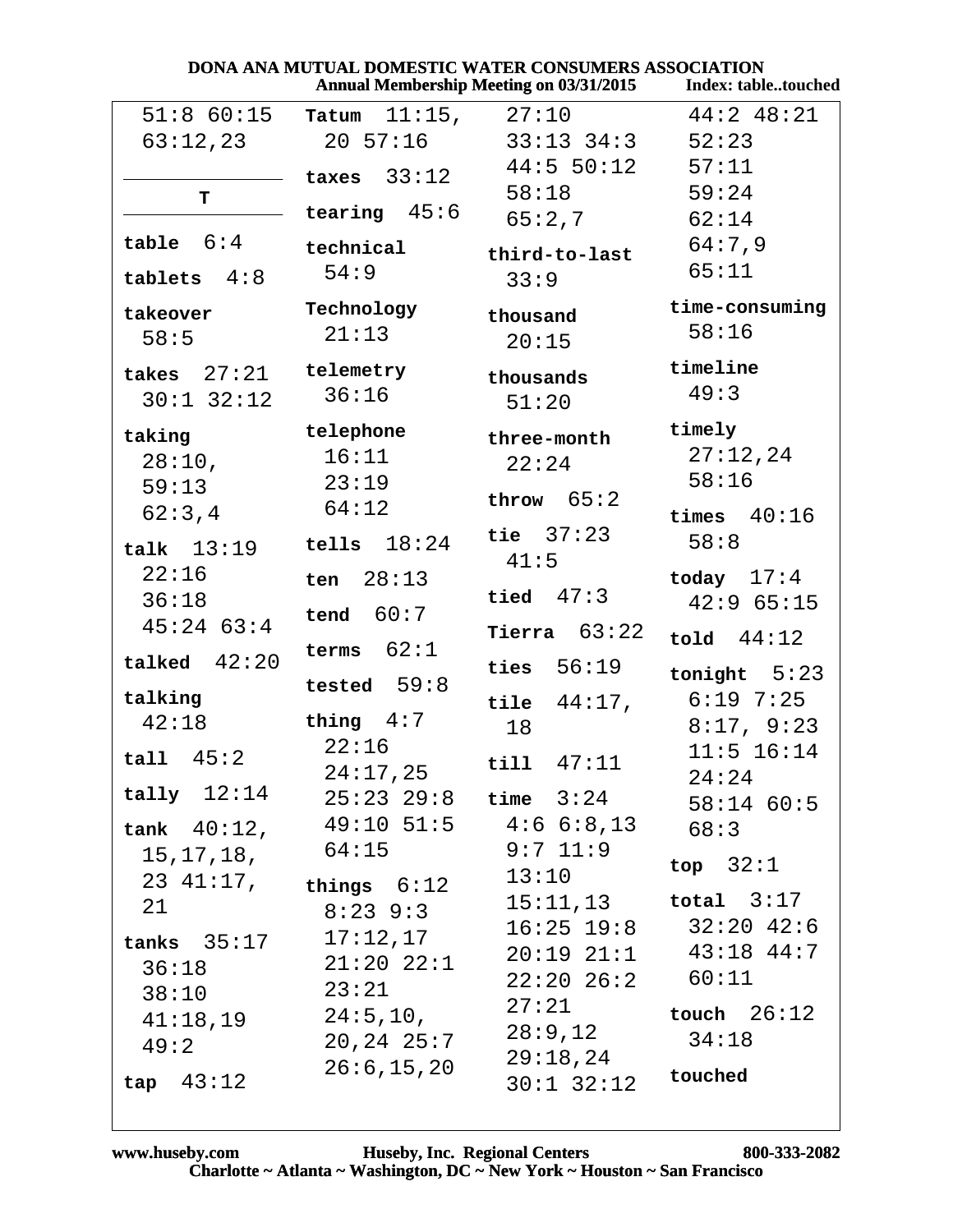51:8 60:15 63:12,23

**T**

**table** 6:4

**tablets** 4:8

**takeover** 58:5

**takes** 27:21 30:1 32:12

**taking** 28:10, 59:13 62:3,4

**talk** 13:19 22:16 36:18 45:24 63:4

**talked** 42:20

**talking** 42:18

**tall** 45:2

**tally** 12:14

**tank** 40:12, 15,17,18, 23 41:17, 21

**tanks** 35:17 36:18 38:10 41:18,19 49:2

**tap** 43:12

**Tatum** 11:15, 20 57:16

**taxes** 33:12

**tearing** 45:6

**technical** 54:9

**Technology** 21:13

**telemetry** 36:16

**telephone** 16:11 23:19 64:12

**tells** 18:24

**ten** 28:13

**tend** 60:7

**terms** 62:1

**tested** 59:8

**thing** 4:7 22:16 24:17,25 25:23 29:8 49:10 51:5 64:15

**things** 6:12 8:23 9:3 17:12,17 21:20 22:1 23:21 24:5,10, 20,24 25:7 26:6,15,20 27:10 33:13 34:3 44:5 50:12 58:18 65:2,7

**third-to-last** 33:9

**thousand** 20:15

**thousands** 51:20

**three-month** 22:24

**throw** 65:2

**tie** 37:23 41:5

**tied** 47:3

**Tierra** 63:22

**ties** 56:19

**tile** 44:17, 18

**till** 47:11

**time** 3:24 4:6 6:8,13 9:7 11:9 13:10 15:11,13 16:25 19:8 20:19 21:1 22:20 26:2 27:21 28:9,12 29:18,24 30:1 32:12 44:2 48:21 52:23 57:11 59:24 62:14 64:7,9 65:11

**time-consuming** 58:16

**timeline** 49:3

**timely** 27:12,24 58:16

**times** 40:16 58:8

**today** 17:4 42:9 65:15

**told** 44:12

**tonight** 5:23 6:19 7:25 8:17, 9:23 11:5 16:14 24:24 58:14 60:5 68:3

**top** 32:1

**total** 3:17 32:20 42:6 43:18 44:7 60:11

**touch** 26:12 34:18

**touched**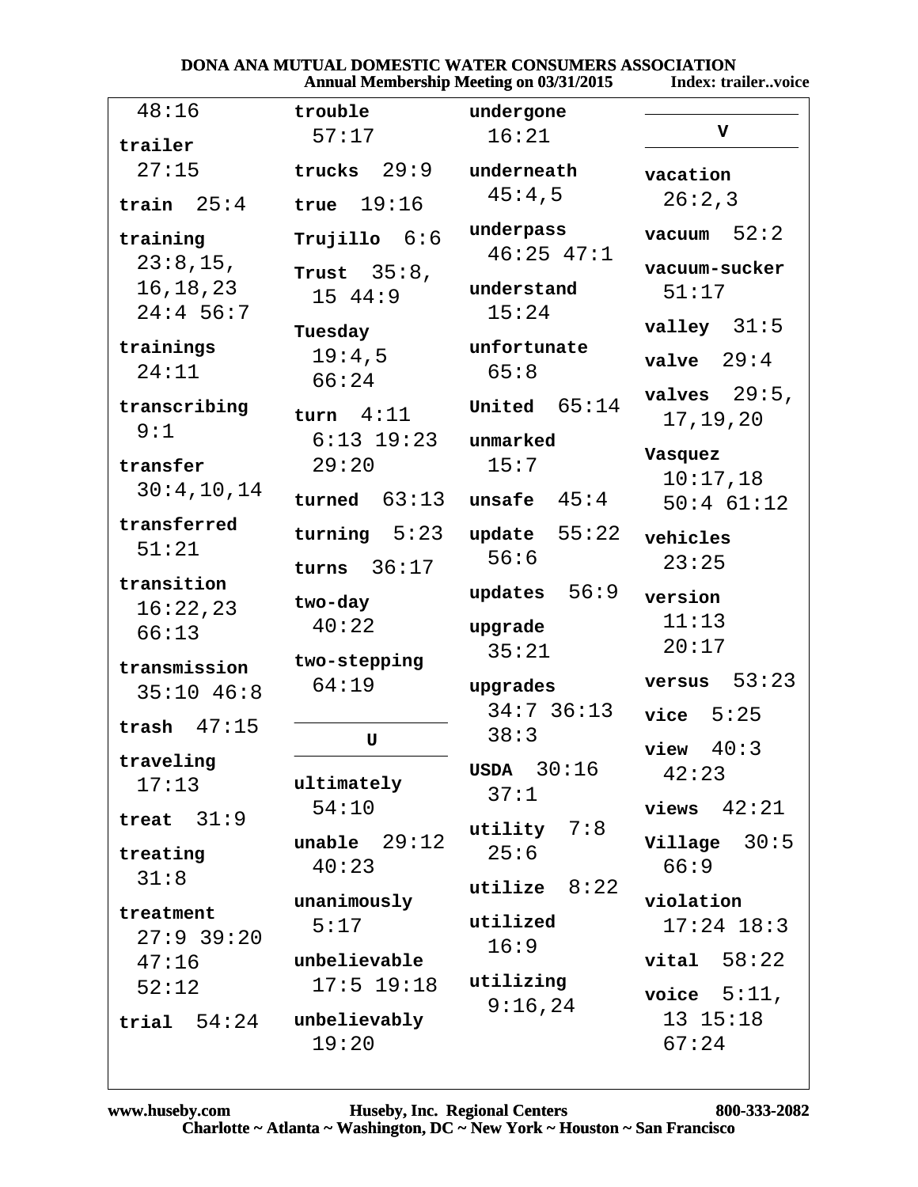**DONA ANA MUTUAL DOMESTIC WATER CONSUMERS ASSOCIATION**
**Annual Membership Meeting on 03/31/2015** **Index: trailer..voice**

48:16

**trailer** 27:15

**train** 25:4

**training** 23:8,15, 16,18,23 24:4 56:7

**trainings** 24:11

**transcribing** 9:1

**transfer** 30:4,10,14

**transferred** 51:21

**transition** 16:22,23 66:13

**transmission** 35:10 46:8

**trash** 47:15

**traveling** 17:13

**treat** 31:9

**treating** 31:8

**treatment** 27:9 39:20 47:16 52:12

**trial** 54:24

**trouble** 57:17

**trucks** 29:9

**true** 19:16

**Trujillo** 6:6

**Trust** 35:8, 15 44:9

**Tuesday** 19:4,5 66:24

**turn** 4:11 6:13 19:23 29:20

**turned** 63:13

**turning** 5:23

**turns** 36:17

**two-day** 40:22

**two-stepping** 64:19

## U

**ultimately** 54:10

**unable** 29:12 40:23

**unanimously** 5:17

**unbelievable** 17:5 19:18

**unbelievably** 19:20

**undergone** 16:21

**underneath** 45:4,5

**underpass** 46:25 47:1

**understand** 15:24

**unfortunate** 65:8

**United** 65:14

**unmarked** 15:7

**unsafe** 45:4

**update** 55:22 56:6

**updates** 56:9

**upgrade** 35:21

**upgrades** 34:7 36:13 38:3

**USDA** 30:16 37:1

**utility** 7:8 25:6

**utilize** 8:22

**utilized** 16:9

**utilizing** 9:16,24

## V

**vacation** 26:2,3

**vacuum** 52:2

**vacuum-sucker** 51:17

**valley** 31:5

**valve** 29:4

**valves** 29:5, 17,19,20

**Vasquez** 10:17,18 50:4 61:12

**vehicles** 23:25

**version** 11:13 20:17

**versus** 53:23

**vice** 5:25

**view** 40:3 42:23

**views** 42:21

**Village** 30:5 66:9

**violation** 17:24 18:3

**vital** 58:22

**voice** 5:11, 13 15:18 67:24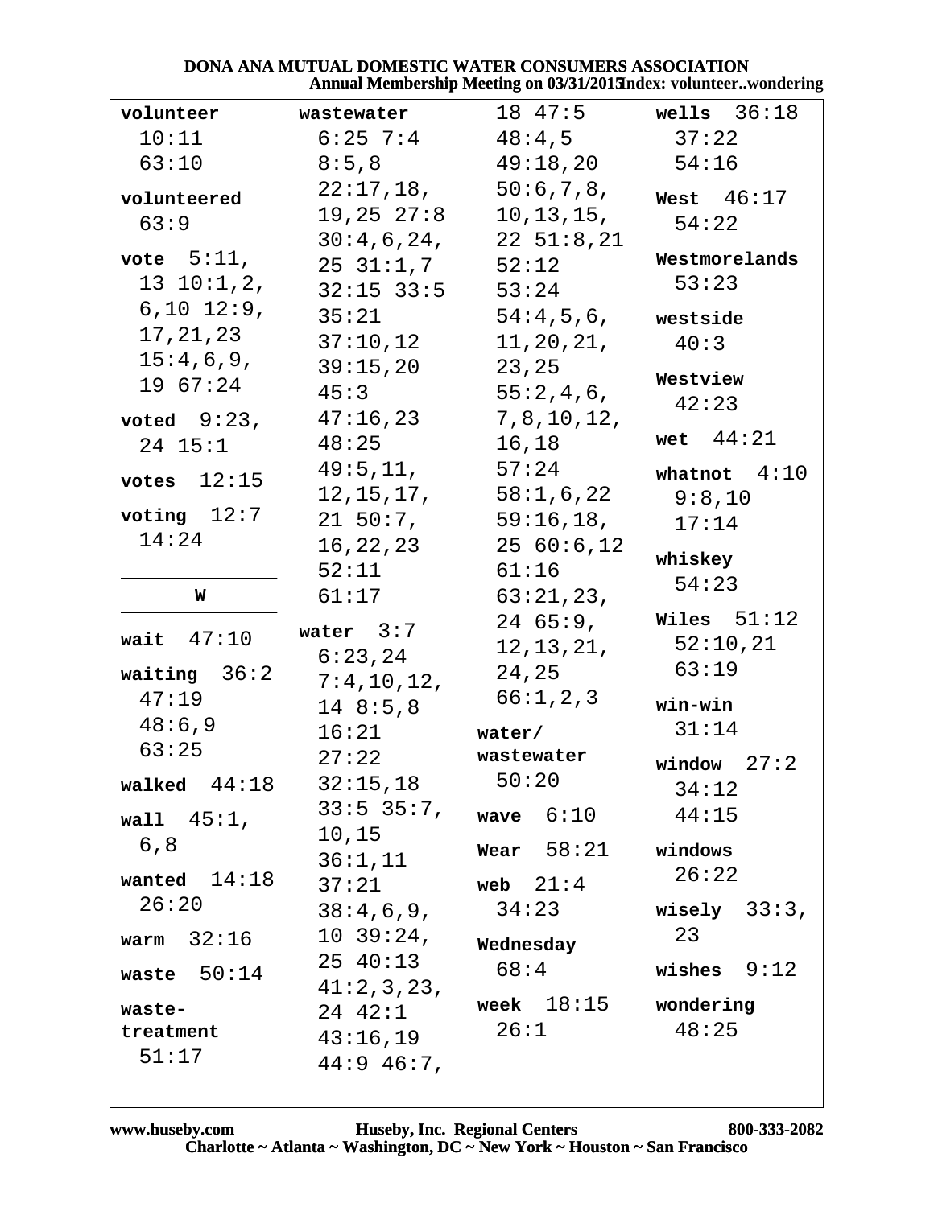**volunteer** 10:11 63:10

**volunteered** 63:9

**vote** 5:11, 13 10:1,2, 6,10 12:9, 17,21,23 15:4,6,9, 19 67:24

**voted** 9:23, 24 15:1

**votes** 12:15

**voting** 12:7 14:24

## W

**wait** 47:10

**waiting** 36:2 47:19 48:6,9 63:25

**walked** 44:18

**wall** 45:1, 6,8

**wanted** 14:18 26:20

**warm** 32:16

**waste** 50:14

**waste-treatment** 51:17

**wastewater** 6:25 7:4 8:5,8 22:17,18, 19,25 27:8 30:4,6,24, 25 31:1,7 32:15 33:5 35:21 37:10,12 39:15,20 45:3 47:16,23 48:25 49:5,11, 12,15,17, 21 50:7, 16,22,23 52:11 61:17

**water** 3:7 6:23,24 7:4,10,12, 14 8:5,8 16:21 27:22 32:15,18 33:5 35:7, 10,15 36:1,11 37:21 38:4,6,9, 10 39:24, 25 40:13 41:2,3,23, 24 42:1 43:16,19 44:9 46:7, 18 47:5 48:4,5 49:18,20 50:6,7,8, 10,13,15, 22 51:8,21 52:12 53:24 54:4,5,6, 11,20,21, 23,25 55:2,4,6, 7,8,10,12, 16,18 57:24 58:1,6,22 59:16,18, 25 60:6,12 61:16 63:21,23, 24 65:9, 12,13,21, 24,25 66:1,2,3

**water/ wastewater** 50:20

**wave** 6:10

**Wear** 58:21

**web** 21:4 34:23

**Wednesday** 68:4

**week** 18:15 26:1

**wells** 36:18 37:22 54:16

**West** 46:17 54:22

**Westmorelands** 53:23

**westside** 40:3

**Westview** 42:23

**wet** 44:21

**whatnot** 4:10 9:8,10 17:14

**whiskey** 54:23

**Wiles** 51:12 52:10,21 63:19

**win-win** 31:14

**window** 27:2 34:12 44:15

**windows** 26:22

**wisely** 33:3, 23

**wishes** 9:12

**wondering** 48:25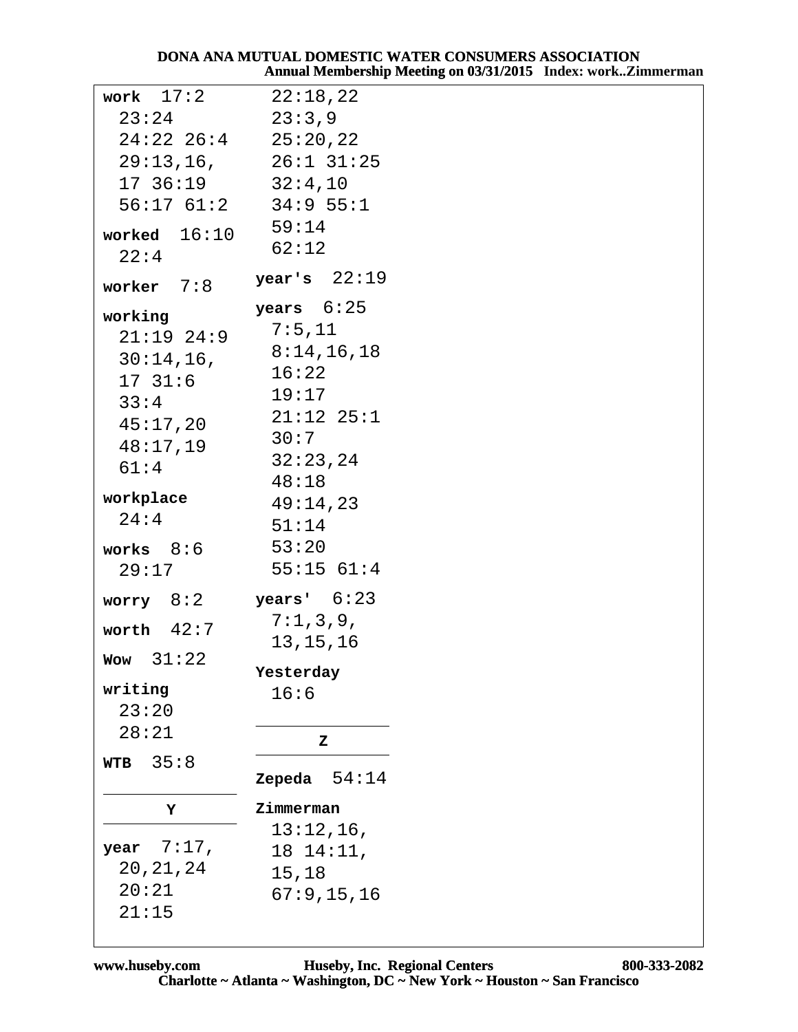**work** 17:2 23:24 24:22 26:4 29:13,16, 17 36:19 56:17 61:2

**worked** 16:10 22:4

**worker** 7:8

**working** 21:19 24:9 30:14,16, 17 31:6 33:4 45:17,20 48:17,19 61:4

**workplace** 24:4

**works** 8:6 29:17

**worry** 8:2

**worth** 42:7

**Wow** 31:22

**writing** 23:20 28:21

**WTB** 35:8

**Y**

**year** 7:17, 20,21,24 20:21 21:15 22:18,22 23:3,9 25:20,22 26:1 31:25 32:4,10 34:9 55:1 59:14 62:12

**year's** 22:19

**years** 6:25 7:5,11 8:14,16,18 16:22 19:17 21:12 25:1 30:7 32:23,24 48:18 49:14,23 51:14 53:20 55:15 61:4

**years'** 6:23 7:1,3,9, 13,15,16

**Yesterday** 16:6

**Z**

**Zepeda** 54:14

**Zimmerman** 13:12,16, 18 14:11, 15,18 67:9,15,16